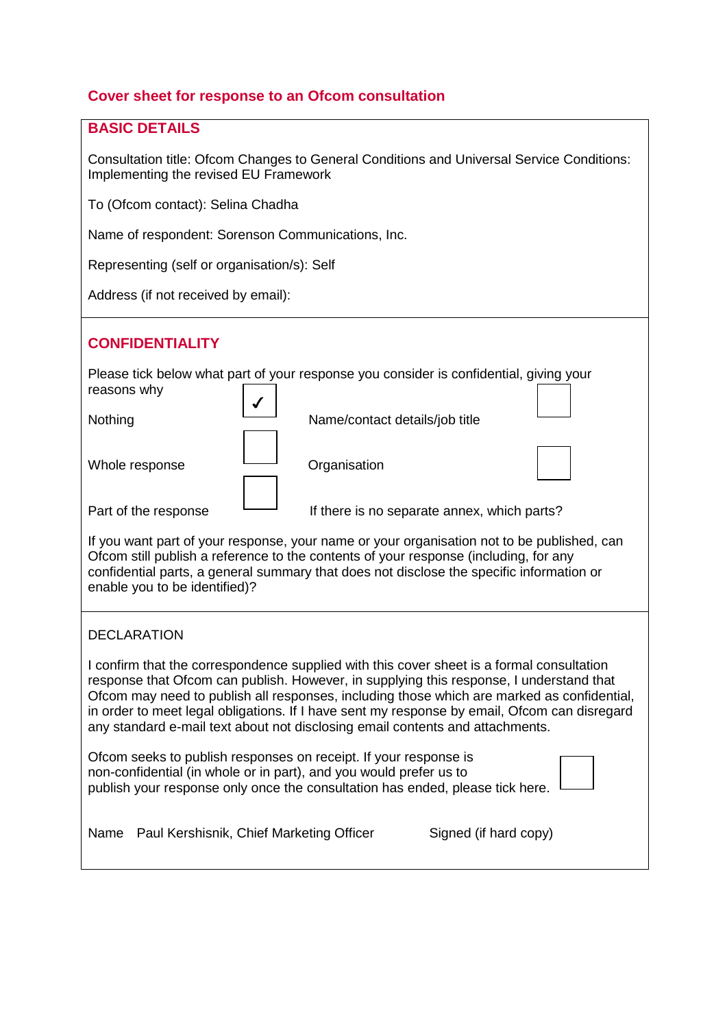## Cover sheet for response to an Ofcom consultation

### BASIC DETAILS

Consultation title: Ofcom Changes to General Conditions and Universal Service Conditions: Implementing the revised EU Framework

To (Ofcom contact): Selina Chadha

Name of respondent: Sorenson Communications, Inc.

Representing (self or organisation/s): Self

Address (if not received by email):

### CONFIDENTIALITY

Please tick below what part of your response you consider is confidential, giving your reasons why

| | | | |
|---|---|---|---|
| Nothing | ✓ | Name/contact details/job title | ☐ |
| Whole response | ☐ | Organisation | ☐ |
| Part of the response | ☐ | If there is no separate annex, which parts? | |

If you want part of your response, your name or your organisation not to be published, can Ofcom still publish a reference to the contents of your response (including, for any confidential parts, a general summary that does not disclose the specific information or enable you to be identified)?

### DECLARATION

I confirm that the correspondence supplied with this cover sheet is a formal consultation response that Ofcom can publish. However, in supplying this response, I understand that Ofcom may need to publish all responses, including those which are marked as confidential, in order to meet legal obligations. If I have sent my response by email, Ofcom can disregard any standard e-mail text about not disclosing email contents and attachments.

Ofcom seeks to publish responses on receipt. If your response is non-confidential (in whole or in part), and you would prefer us to publish your response only once the consultation has ended, please tick here. ☐

Name Paul Kershisnik, Chief Marketing Officer     Signed (if hard copy)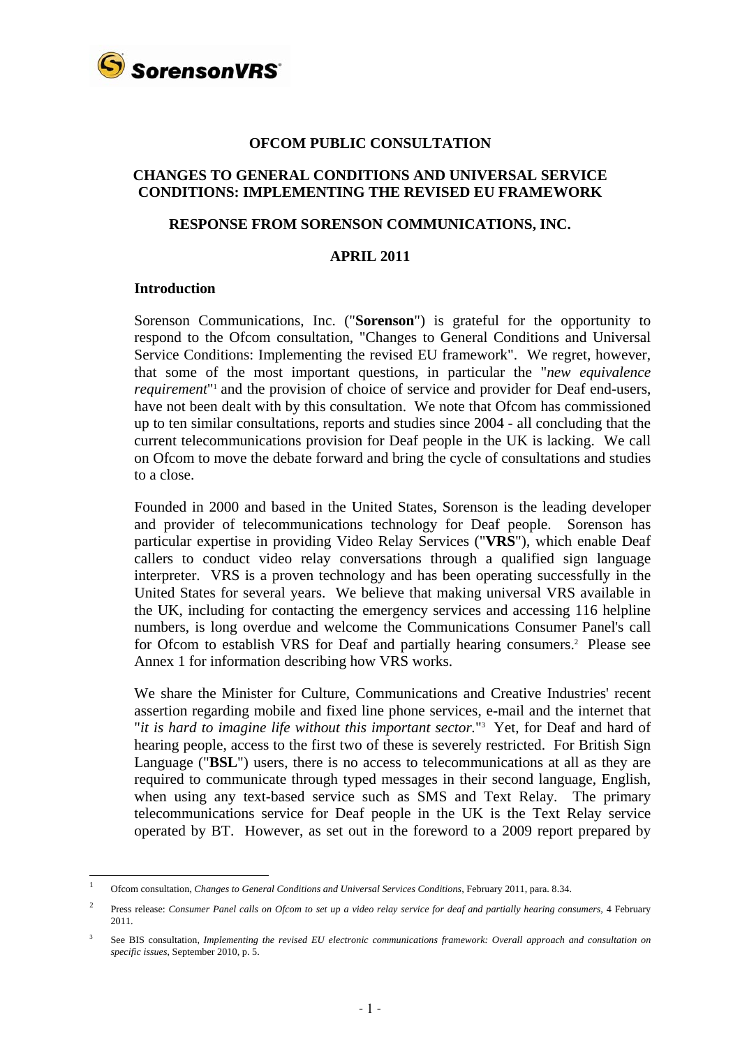**OFCOM PUBLIC CONSULTATION**

**CHANGES TO GENERAL CONDITIONS AND UNIVERSAL SERVICE CONDITIONS: IMPLEMENTING THE REVISED EU FRAMEWORK**

**RESPONSE FROM SORENSON COMMUNICATIONS, INC.**

**APRIL 2011**

## Introduction

Sorenson Communications, Inc. ("**Sorenson**") is grateful for the opportunity to respond to the Ofcom consultation, "Changes to General Conditions and Universal Service Conditions: Implementing the revised EU framework". We regret, however, that some of the most important questions, in particular the "*new equivalence requirement*"[1] and the provision of choice of service and provider for Deaf end-users, have not been dealt with by this consultation. We note that Ofcom has commissioned up to ten similar consultations, reports and studies since 2004 - all concluding that the current telecommunications provision for Deaf people in the UK is lacking. We call on Ofcom to move the debate forward and bring the cycle of consultations and studies to a close.

Founded in 2000 and based in the United States, Sorenson is the leading developer and provider of telecommunications technology for Deaf people. Sorenson has particular expertise in providing Video Relay Services ("**VRS**"), which enable Deaf callers to conduct video relay conversations through a qualified sign language interpreter. VRS is a proven technology and has been operating successfully in the United States for several years. We believe that making universal VRS available in the UK, including for contacting the emergency services and accessing 116 helpline numbers, is long overdue and welcome the Communications Consumer Panel's call for Ofcom to establish VRS for Deaf and partially hearing consumers.[2] Please see Annex 1 for information describing how VRS works.

We share the Minister for Culture, Communications and Creative Industries' recent assertion regarding mobile and fixed line phone services, e-mail and the internet that "*it is hard to imagine life without this important sector.*"[3] Yet, for Deaf and hard of hearing people, access to the first two of these is severely restricted. For British Sign Language ("**BSL**") users, there is no access to telecommunications at all as they are required to communicate through typed messages in their second language, English, when using any text-based service such as SMS and Text Relay. The primary telecommunications service for Deaf people in the UK is the Text Relay service operated by BT. However, as set out in the foreword to a 2009 report prepared by

---

[1] Ofcom consultation, *Changes to General Conditions and Universal Services Conditions*, February 2011, para. 8.34.

[2] Press release: *Consumer Panel calls on Ofcom to set up a video relay service for deaf and partially hearing consumers*, 4 February 2011.

[3] See BIS consultation, *Implementing the revised EU electronic communications framework: Overall approach and consultation on specific issues*, September 2010, p. 5.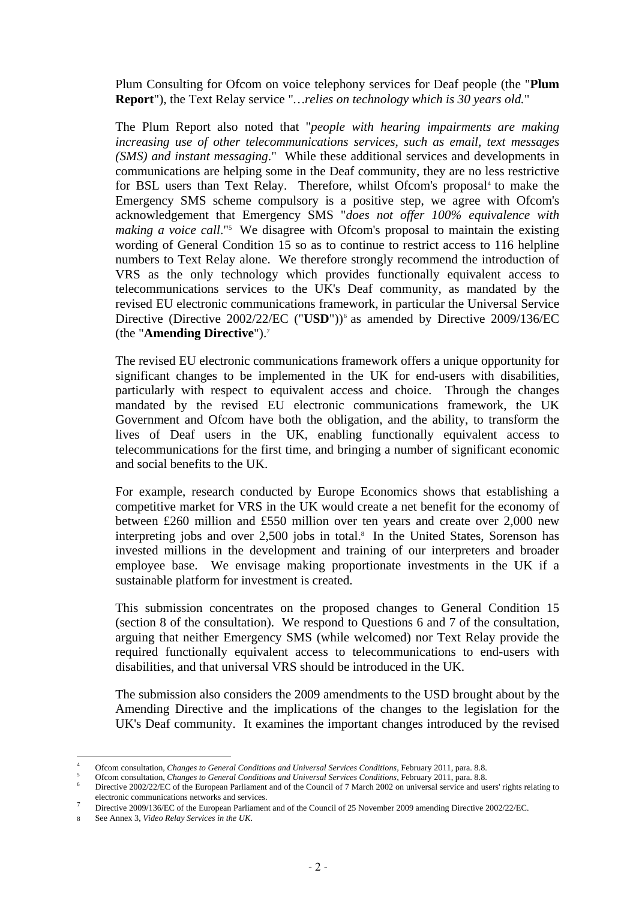Plum Consulting for Ofcom on voice telephony services for Deaf people (the "**Plum Report**"), the Text Relay service "*…relies on technology which is 30 years old.*"

The Plum Report also noted that "*people with hearing impairments are making increasing use of other telecommunications services, such as email, text messages (SMS) and instant messaging*." While these additional services and developments in communications are helping some in the Deaf community, they are no less restrictive for BSL users than Text Relay. Therefore, whilst Ofcom's proposal[4] to make the Emergency SMS scheme compulsory is a positive step, we agree with Ofcom's acknowledgement that Emergency SMS "*does not offer 100% equivalence with making a voice call*."[5] We disagree with Ofcom's proposal to maintain the existing wording of General Condition 15 so as to continue to restrict access to 116 helpline numbers to Text Relay alone. We therefore strongly recommend the introduction of VRS as the only technology which provides functionally equivalent access to telecommunications services to the UK's Deaf community, as mandated by the revised EU electronic communications framework, in particular the Universal Service Directive (Directive 2002/22/EC ("**USD**"))[6] as amended by Directive 2009/136/EC (the "**Amending Directive**").[7]

The revised EU electronic communications framework offers a unique opportunity for significant changes to be implemented in the UK for end-users with disabilities, particularly with respect to equivalent access and choice. Through the changes mandated by the revised EU electronic communications framework, the UK Government and Ofcom have both the obligation, and the ability, to transform the lives of Deaf users in the UK, enabling functionally equivalent access to telecommunications for the first time, and bringing a number of significant economic and social benefits to the UK.

For example, research conducted by Europe Economics shows that establishing a competitive market for VRS in the UK would create a net benefit for the economy of between £260 million and £550 million over ten years and create over 2,000 new interpreting jobs and over 2,500 jobs in total.[8] In the United States, Sorenson has invested millions in the development and training of our interpreters and broader employee base. We envisage making proportionate investments in the UK if a sustainable platform for investment is created.

This submission concentrates on the proposed changes to General Condition 15 (section 8 of the consultation). We respond to Questions 6 and 7 of the consultation, arguing that neither Emergency SMS (while welcomed) nor Text Relay provide the required functionally equivalent access to telecommunications to end-users with disabilities, and that universal VRS should be introduced in the UK.

The submission also considers the 2009 amendments to the USD brought about by the Amending Directive and the implications of the changes to the legislation for the UK's Deaf community. It examines the important changes introduced by the revised

---

[4] Ofcom consultation, *Changes to General Conditions and Universal Services Conditions*, February 2011, para. 8.8.

[5] Ofcom consultation, *Changes to General Conditions and Universal Services Conditions*, February 2011, para. 8.8.

[6] Directive 2002/22/EC of the European Parliament and of the Council of 7 March 2002 on universal service and users' rights relating to electronic communications networks and services.

[7] Directive 2009/136/EC of the European Parliament and of the Council of 25 November 2009 amending Directive 2002/22/EC.

[8] See Annex 3, *Video Relay Services in the UK*.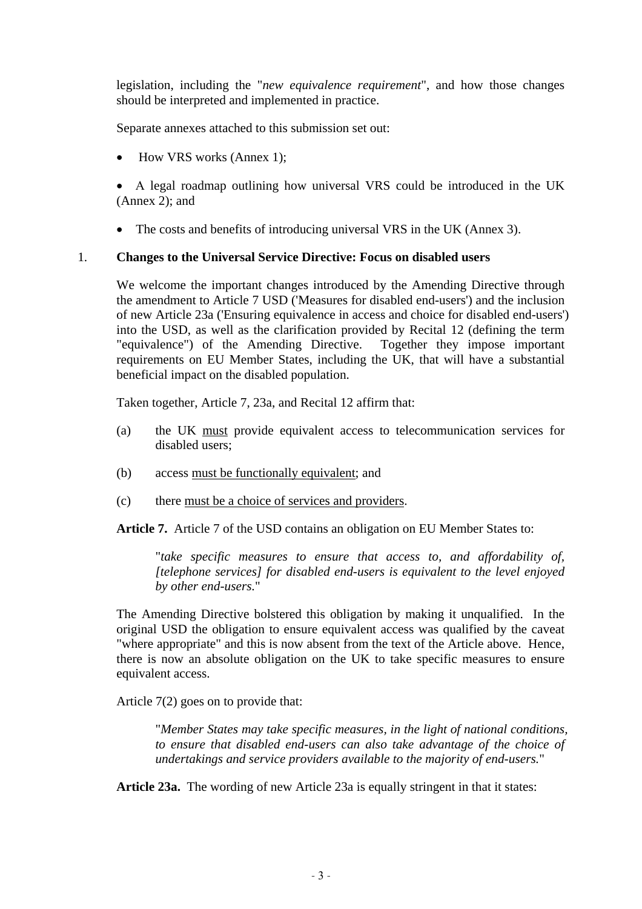legislation, including the "*new equivalence requirement*", and how those changes should be interpreted and implemented in practice.

Separate annexes attached to this submission set out:

- How VRS works (Annex 1);
- A legal roadmap outlining how universal VRS could be introduced in the UK (Annex 2); and
- The costs and benefits of introducing universal VRS in the UK (Annex 3).

## 1. Changes to the Universal Service Directive: Focus on disabled users

We welcome the important changes introduced by the Amending Directive through the amendment to Article 7 USD ('Measures for disabled end-users') and the inclusion of new Article 23a ('Ensuring equivalence in access and choice for disabled end-users') into the USD, as well as the clarification provided by Recital 12 (defining the term "equivalence") of the Amending Directive. Together they impose important requirements on EU Member States, including the UK, that will have a substantial beneficial impact on the disabled population.

Taken together, Article 7, 23a, and Recital 12 affirm that:

(a) the UK <u>must</u> provide equivalent access to telecommunication services for disabled users;

(b) access <u>must be functionally equivalent</u>; and

(c) there <u>must be a choice of services and providers</u>.

**Article 7.** Article 7 of the USD contains an obligation on EU Member States to:

> "*take specific measures to ensure that access to, and affordability of, [telephone services] for disabled end-users is equivalent to the level enjoyed by other end-users.*"

The Amending Directive bolstered this obligation by making it unqualified. In the original USD the obligation to ensure equivalent access was qualified by the caveat "where appropriate" and this is now absent from the text of the Article above. Hence, there is now an absolute obligation on the UK to take specific measures to ensure equivalent access.

Article 7(2) goes on to provide that:

> "*Member States may take specific measures, in the light of national conditions, to ensure that disabled end-users can also take advantage of the choice of undertakings and service providers available to the majority of end-users.*"

**Article 23a.** The wording of new Article 23a is equally stringent in that it states: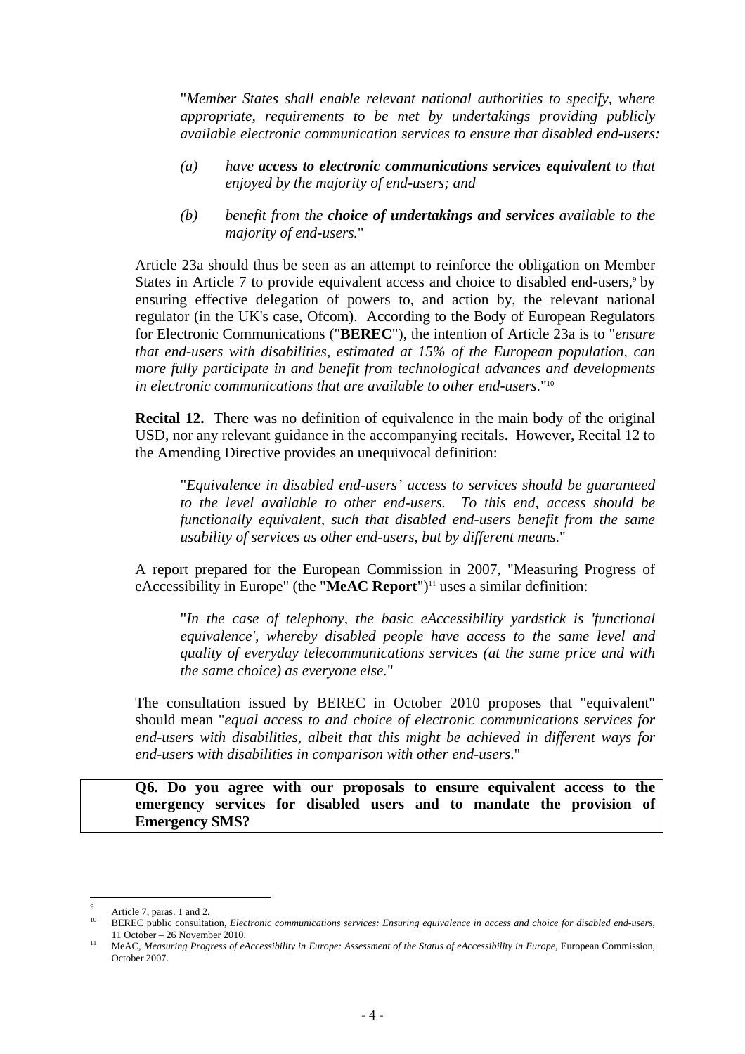"*Member States shall enable relevant national authorities to specify, where appropriate, requirements to be met by undertakings providing publicly available electronic communication services to ensure that disabled end-users:*

> *(a) have **access to electronic communications services equivalent** to that enjoyed by the majority of end-users; and*
>
> *(b) benefit from the **choice of undertakings and services** available to the majority of end-users.*"

Article 23a should thus be seen as an attempt to reinforce the obligation on Member States in Article 7 to provide equivalent access and choice to disabled end-users,[9] by ensuring effective delegation of powers to, and action by, the relevant national regulator (in the UK's case, Ofcom). According to the Body of European Regulators for Electronic Communications ("**BEREC**"), the intention of Article 23a is to "*ensure that end-users with disabilities, estimated at 15% of the European population, can more fully participate in and benefit from technological advances and developments in electronic communications that are available to other end-users*."[10]

**Recital 12.** There was no definition of equivalence in the main body of the original USD, nor any relevant guidance in the accompanying recitals. However, Recital 12 to the Amending Directive provides an unequivocal definition:

> "*Equivalence in disabled end-users' access to services should be guaranteed to the level available to other end-users. To this end, access should be functionally equivalent, such that disabled end-users benefit from the same usability of services as other end-users, but by different means.*"

A report prepared for the European Commission in 2007, "Measuring Progress of eAccessibility in Europe" (the "**MeAC Report**")[11] uses a similar definition:

> "*In the case of telephony, the basic eAccessibility yardstick is 'functional equivalence', whereby disabled people have access to the same level and quality of everyday telecommunications services (at the same price and with the same choice) as everyone else.*"

The consultation issued by BEREC in October 2010 proposes that "equivalent" should mean "*equal access to and choice of electronic communications services for end-users with disabilities, albeit that this might be achieved in different ways for end-users with disabilities in comparison with other end-users*."

> **Q6. Do you agree with our proposals to ensure equivalent access to the emergency services for disabled users and to mandate the provision of Emergency SMS?**

---

[9] Article 7, paras. 1 and 2.

[10] BEREC public consultation, *Electronic communications services: Ensuring equivalence in access and choice for disabled end-users*, 11 October – 26 November 2010.

[11] MeAC, *Measuring Progress of eAccessibility in Europe: Assessment of the Status of eAccessibility in Europe*, European Commission, October 2007.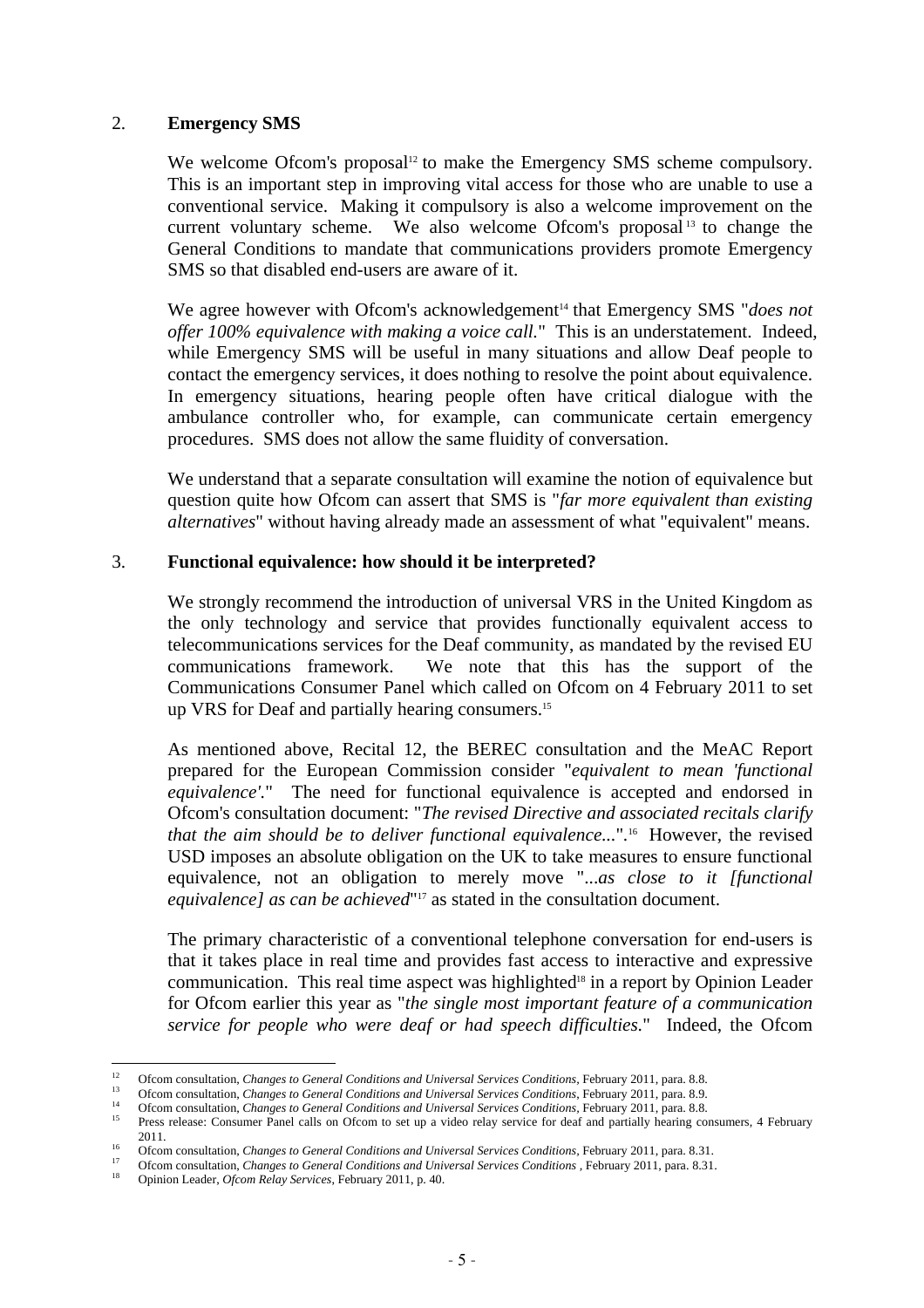## 2. Emergency SMS

We welcome Ofcom's proposal[12] to make the Emergency SMS scheme compulsory. This is an important step in improving vital access for those who are unable to use a conventional service. Making it compulsory is also a welcome improvement on the current voluntary scheme. We also welcome Ofcom's proposal[13] to change the General Conditions to mandate that communications providers promote Emergency SMS so that disabled end-users are aware of it.

We agree however with Ofcom's acknowledgement[14] that Emergency SMS "*does not offer 100% equivalence with making a voice call.*" This is an understatement. Indeed, while Emergency SMS will be useful in many situations and allow Deaf people to contact the emergency services, it does nothing to resolve the point about equivalence. In emergency situations, hearing people often have critical dialogue with the ambulance controller who, for example, can communicate certain emergency procedures. SMS does not allow the same fluidity of conversation.

We understand that a separate consultation will examine the notion of equivalence but question quite how Ofcom can assert that SMS is "*far more equivalent than existing alternatives*" without having already made an assessment of what "equivalent" means.

## 3. Functional equivalence: how should it be interpreted?

We strongly recommend the introduction of universal VRS in the United Kingdom as the only technology and service that provides functionally equivalent access to telecommunications services for the Deaf community, as mandated by the revised EU communications framework. We note that this has the support of the Communications Consumer Panel which called on Ofcom on 4 February 2011 to set up VRS for Deaf and partially hearing consumers.[15]

As mentioned above, Recital 12, the BEREC consultation and the MeAC Report prepared for the European Commission consider "*equivalent to mean 'functional equivalence'.*" The need for functional equivalence is accepted and endorsed in Ofcom's consultation document: "*The revised Directive and associated recitals clarify that the aim should be to deliver functional equivalence...*".[16] However, the revised USD imposes an absolute obligation on the UK to take measures to ensure functional equivalence, not an obligation to merely move "*...as close to it [functional equivalence] as can be achieved*"[17] as stated in the consultation document.

The primary characteristic of a conventional telephone conversation for end-users is that it takes place in real time and provides fast access to interactive and expressive communication. This real time aspect was highlighted[18] in a report by Opinion Leader for Ofcom earlier this year as "*the single most important feature of a communication service for people who were deaf or had speech difficulties.*" Indeed, the Ofcom

---

[12] Ofcom consultation, *Changes to General Conditions and Universal Services Conditions*, February 2011, para. 8.8.

[13] Ofcom consultation, *Changes to General Conditions and Universal Services Conditions*, February 2011, para. 8.9.

[14] Ofcom consultation, *Changes to General Conditions and Universal Services Conditions*, February 2011, para. 8.8.

[15] Press release: Consumer Panel calls on Ofcom to set up a video relay service for deaf and partially hearing consumers, 4 February 2011.

[16] Ofcom consultation, *Changes to General Conditions and Universal Services Conditions*, February 2011, para. 8.31.

[17] Ofcom consultation, *Changes to General Conditions and Universal Services Conditions* , February 2011, para. 8.31.

[18] Opinion Leader, *Ofcom Relay Services*, February 2011, p. 40.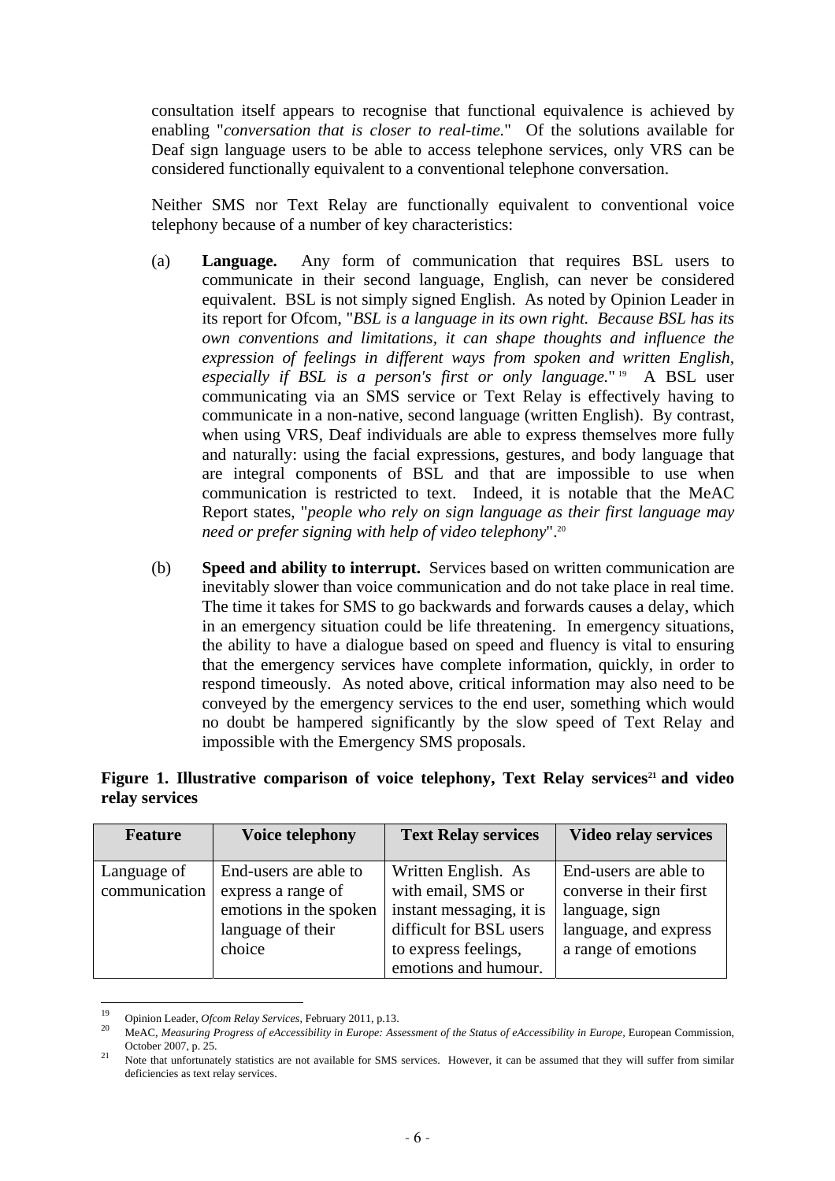consultation itself appears to recognise that functional equivalence is achieved by enabling "*conversation that is closer to real-time.*" Of the solutions available for Deaf sign language users to be able to access telephone services, only VRS can be considered functionally equivalent to a conventional telephone conversation.

Neither SMS nor Text Relay are functionally equivalent to conventional voice telephony because of a number of key characteristics:

(a) **Language.** Any form of communication that requires BSL users to communicate in their second language, English, can never be considered equivalent. BSL is not simply signed English. As noted by Opinion Leader in its report for Ofcom, "*BSL is a language in its own right. Because BSL has its own conventions and limitations, it can shape thoughts and influence the expression of feelings in different ways from spoken and written English, especially if BSL is a person's first or only language.*"[19] A BSL user communicating via an SMS service or Text Relay is effectively having to communicate in a non-native, second language (written English). By contrast, when using VRS, Deaf individuals are able to express themselves more fully and naturally: using the facial expressions, gestures, and body language that are integral components of BSL and that are impossible to use when communication is restricted to text. Indeed, it is notable that the MeAC Report states, "*people who rely on sign language as their first language may need or prefer signing with help of video telephony*".[20]

(b) **Speed and ability to interrupt.** Services based on written communication are inevitably slower than voice communication and do not take place in real time. The time it takes for SMS to go backwards and forwards causes a delay, which in an emergency situation could be life threatening. In emergency situations, the ability to have a dialogue based on speed and fluency is vital to ensuring that the emergency services have complete information, quickly, in order to respond timeously. As noted above, critical information may also need to be conveyed by the emergency services to the end user, something which would no doubt be hampered significantly by the slow speed of Text Relay and impossible with the Emergency SMS proposals.

**Figure 1. Illustrative comparison of voice telephony, Text Relay services[21] and video relay services**

| Feature | Voice telephony | Text Relay services | Video relay services |
|---|---|---|---|
| Language of communication | End-users are able to express a range of emotions in the spoken language of their choice | Written English. As with email, SMS or instant messaging, it is difficult for BSL users to express feelings, emotions and humour. | End-users are able to converse in their first language, sign language, and express a range of emotions |

[19] Opinion Leader, *Ofcom Relay Services*, February 2011, p.13.

[20] MeAC, *Measuring Progress of eAccessibility in Europe: Assessment of the Status of eAccessibility in Europe*, European Commission, October 2007, p. 25.

[21] Note that unfortunately statistics are not available for SMS services. However, it can be assumed that they will suffer from similar deficiencies as text relay services.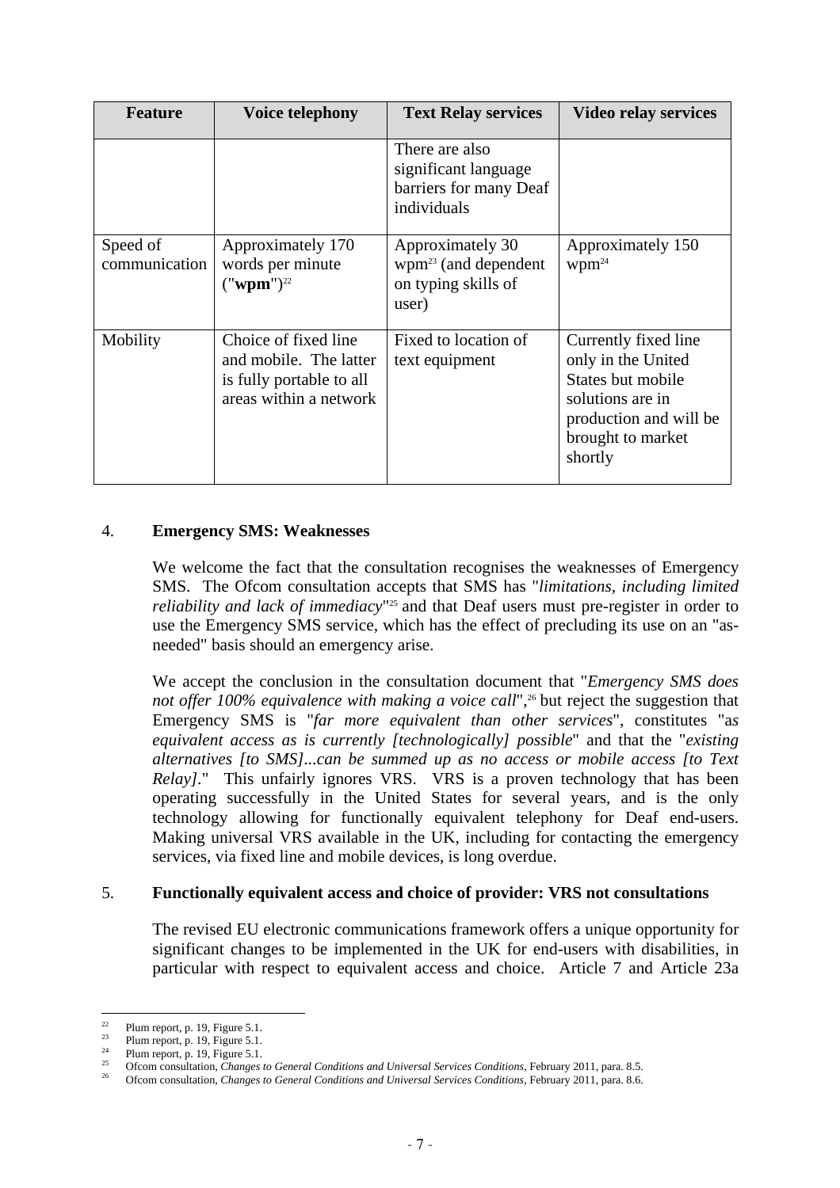| Feature | Voice telephony | Text Relay services | Video relay services |
|---|---|---|---|
| | | There are also significant language barriers for many Deaf individuals | |
| Speed of communication | Approximately 170 words per minute ("**wpm**")[22] | Approximately 30 wpm[23] (and dependent on typing skills of user) | Approximately 150 wpm[24] |
| Mobility | Choice of fixed line and mobile. The latter is fully portable to all areas within a network | Fixed to location of text equipment | Currently fixed line only in the United States but mobile solutions are in production and will be brought to market shortly |

4. **Emergency SMS: Weaknesses**

We welcome the fact that the consultation recognises the weaknesses of Emergency SMS. The Ofcom consultation accepts that SMS has "*limitations, including limited reliability and lack of immediacy*"[25] and that Deaf users must pre-register in order to use the Emergency SMS service, which has the effect of precluding its use on an "as-needed" basis should an emergency arise.

We accept the conclusion in the consultation document that "*Emergency SMS does not offer 100% equivalence with making a voice call*",[26] but reject the suggestion that Emergency SMS is "*far more equivalent than other services*", constitutes "*as equivalent access as is currently [technologically] possible*" and that the "*existing alternatives [to SMS]...can be summed up as no access or mobile access [to Text Relay]*." This unfairly ignores VRS. VRS is a proven technology that has been operating successfully in the United States for several years, and is the only technology allowing for functionally equivalent telephony for Deaf end-users. Making universal VRS available in the UK, including for contacting the emergency services, via fixed line and mobile devices, is long overdue.

5. **Functionally equivalent access and choice of provider: VRS not consultations**

The revised EU electronic communications framework offers a unique opportunity for significant changes to be implemented in the UK for end-users with disabilities, in particular with respect to equivalent access and choice. Article 7 and Article 23a

---

[22] Plum report, p. 19, Figure 5.1.

[23] Plum report, p. 19, Figure 5.1.

[24] Plum report, p. 19, Figure 5.1.

[25] Ofcom consultation, *Changes to General Conditions and Universal Services Conditions*, February 2011, para. 8.5.

[26] Ofcom consultation, *Changes to General Conditions and Universal Services Conditions*, February 2011, para. 8.6.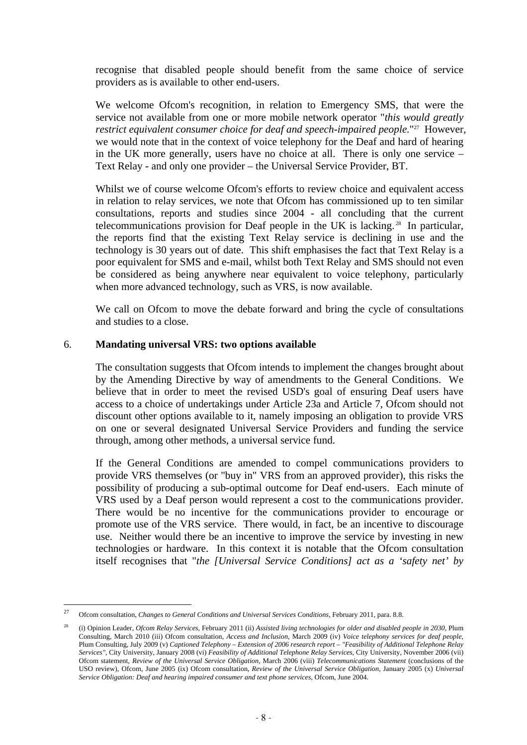recognise that disabled people should benefit from the same choice of service providers as is available to other end-users.

We welcome Ofcom's recognition, in relation to Emergency SMS, that were the service not available from one or more mobile network operator "*this would greatly restrict equivalent consumer choice for deaf and speech-impaired people.*"[27] However, we would note that in the context of voice telephony for the Deaf and hard of hearing in the UK more generally, users have no choice at all. There is only one service – Text Relay - and only one provider – the Universal Service Provider, BT.

Whilst we of course welcome Ofcom's efforts to review choice and equivalent access in relation to relay services, we note that Ofcom has commissioned up to ten similar consultations, reports and studies since 2004 - all concluding that the current telecommunications provision for Deaf people in the UK is lacking.[28] In particular, the reports find that the existing Text Relay service is declining in use and the technology is 30 years out of date. This shift emphasises the fact that Text Relay is a poor equivalent for SMS and e-mail, whilst both Text Relay and SMS should not even be considered as being anywhere near equivalent to voice telephony, particularly when more advanced technology, such as VRS, is now available.

We call on Ofcom to move the debate forward and bring the cycle of consultations and studies to a close.

## 6. Mandating universal VRS: two options available

The consultation suggests that Ofcom intends to implement the changes brought about by the Amending Directive by way of amendments to the General Conditions. We believe that in order to meet the revised USD's goal of ensuring Deaf users have access to a choice of undertakings under Article 23a and Article 7, Ofcom should not discount other options available to it, namely imposing an obligation to provide VRS on one or several designated Universal Service Providers and funding the service through, among other methods, a universal service fund.

If the General Conditions are amended to compel communications providers to provide VRS themselves (or "buy in" VRS from an approved provider), this risks the possibility of producing a sub-optimal outcome for Deaf end-users. Each minute of VRS used by a Deaf person would represent a cost to the communications provider. There would be no incentive for the communications provider to encourage or promote use of the VRS service. There would, in fact, be an incentive to discourage use. Neither would there be an incentive to improve the service by investing in new technologies or hardware. In this context it is notable that the Ofcom consultation itself recognises that "*the [Universal Service Conditions] act as a 'safety net' by*

---

[27] Ofcom consultation, *Changes to General Conditions and Universal Services Conditions*, February 2011, para. 8.8.

[28] (i) Opinion Leader, *Ofcom Relay Services*, February 2011 (ii) *Assisted living technologies for older and disabled people in 2030*, Plum Consulting, March 2010 (iii) Ofcom consultation, *Access and Inclusion*, March 2009 (iv) *Voice telephony services for deaf people*, Plum Consulting, July 2009 (v) *Captioned Telephony – Extension of 2006 research report – "Feasibility of Additional Telephone Relay Services"*, City University, January 2008 (vi) *Feasibility of Additional Telephone Relay Services*, City University, November 2006 (vii) Ofcom statement, *Review of the Universal Service Obligation*, March 2006 (viii) *Telecommunications Statement* (conclusions of the USO review), Ofcom, June 2005 (ix) Ofcom consultation, *Review of the Universal Service Obligation*, January 2005 (x) *Universal Service Obligation: Deaf and hearing impaired consumer and text phone services*, Ofcom, June 2004.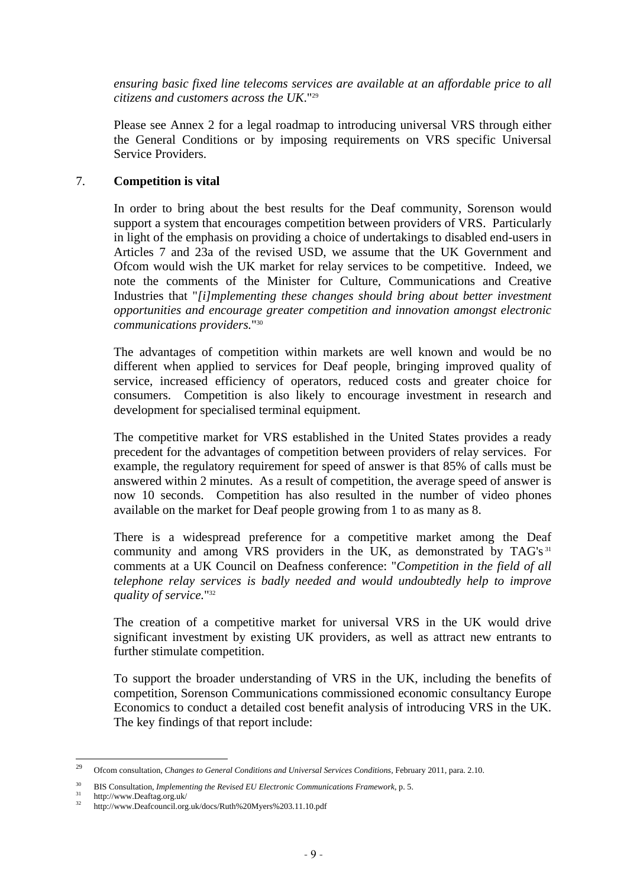*ensuring basic fixed line telecoms services are available at an affordable price to all citizens and customers across the UK*."[29]

Please see Annex 2 for a legal roadmap to introducing universal VRS through either the General Conditions or by imposing requirements on VRS specific Universal Service Providers.

## 7. **Competition is vital**

In order to bring about the best results for the Deaf community, Sorenson would support a system that encourages competition between providers of VRS. Particularly in light of the emphasis on providing a choice of undertakings to disabled end-users in Articles 7 and 23a of the revised USD, we assume that the UK Government and Ofcom would wish the UK market for relay services to be competitive. Indeed, we note the comments of the Minister for Culture, Communications and Creative Industries that "*[i]mplementing these changes should bring about better investment opportunities and encourage greater competition and innovation amongst electronic communications providers.*"[30]

The advantages of competition within markets are well known and would be no different when applied to services for Deaf people, bringing improved quality of service, increased efficiency of operators, reduced costs and greater choice for consumers. Competition is also likely to encourage investment in research and development for specialised terminal equipment.

The competitive market for VRS established in the United States provides a ready precedent for the advantages of competition between providers of relay services. For example, the regulatory requirement for speed of answer is that 85% of calls must be answered within 2 minutes. As a result of competition, the average speed of answer is now 10 seconds. Competition has also resulted in the number of video phones available on the market for Deaf people growing from 1 to as many as 8.

There is a widespread preference for a competitive market among the Deaf community and among VRS providers in the UK, as demonstrated by TAG's[31] comments at a UK Council on Deafness conference: "*Competition in the field of all telephone relay services is badly needed and would undoubtedly help to improve quality of service.*"[32]

The creation of a competitive market for universal VRS in the UK would drive significant investment by existing UK providers, as well as attract new entrants to further stimulate competition.

To support the broader understanding of VRS in the UK, including the benefits of competition, Sorenson Communications commissioned economic consultancy Europe Economics to conduct a detailed cost benefit analysis of introducing VRS in the UK. The key findings of that report include:

---

[29] Ofcom consultation, *Changes to General Conditions and Universal Services Conditions*, February 2011, para. 2.10.

[30] BIS Consultation, *Implementing the Revised EU Electronic Communications Framework*, p. 5.

[31] http://www.Deaftag.org.uk/

[32] http://www.Deafcouncil.org.uk/docs/Ruth%20Myers%203.11.10.pdf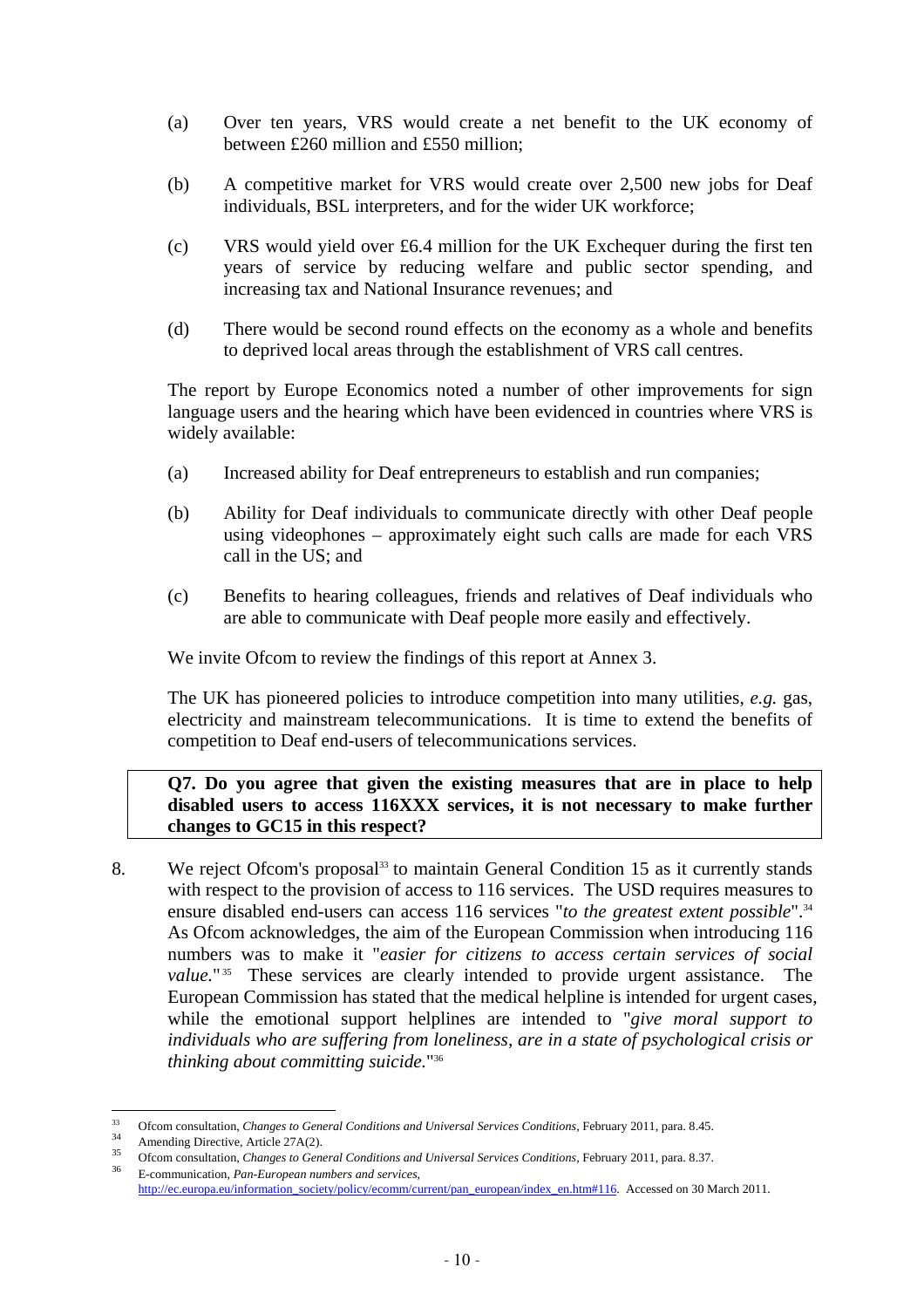(a) Over ten years, VRS would create a net benefit to the UK economy of between £260 million and £550 million;

(b) A competitive market for VRS would create over 2,500 new jobs for Deaf individuals, BSL interpreters, and for the wider UK workforce;

(c) VRS would yield over £6.4 million for the UK Exchequer during the first ten years of service by reducing welfare and public sector spending, and increasing tax and National Insurance revenues; and

(d) There would be second round effects on the economy as a whole and benefits to deprived local areas through the establishment of VRS call centres.

The report by Europe Economics noted a number of other improvements for sign language users and the hearing which have been evidenced in countries where VRS is widely available:

(a) Increased ability for Deaf entrepreneurs to establish and run companies;

(b) Ability for Deaf individuals to communicate directly with other Deaf people using videophones – approximately eight such calls are made for each VRS call in the US; and

(c) Benefits to hearing colleagues, friends and relatives of Deaf individuals who are able to communicate with Deaf people more easily and effectively.

We invite Ofcom to review the findings of this report at Annex 3.

The UK has pioneered policies to introduce competition into many utilities, *e.g.* gas, electricity and mainstream telecommunications. It is time to extend the benefits of competition to Deaf end-users of telecommunications services.

**Q7. Do you agree that given the existing measures that are in place to help disabled users to access 116XXX services, it is not necessary to make further changes to GC15 in this respect?**

8. We reject Ofcom's proposal[33] to maintain General Condition 15 as it currently stands with respect to the provision of access to 116 services. The USD requires measures to ensure disabled end-users can access 116 services "*to the greatest extent possible*".[34] As Ofcom acknowledges, the aim of the European Commission when introducing 116 numbers was to make it "*easier for citizens to access certain services of social value.*"[35] These services are clearly intended to provide urgent assistance. The European Commission has stated that the medical helpline is intended for urgent cases, while the emotional support helplines are intended to "*give moral support to individuals who are suffering from loneliness, are in a state of psychological crisis or thinking about committing suicide.*"[36]

---

[33] Ofcom consultation, *Changes to General Conditions and Universal Services Conditions*, February 2011, para. 8.45.

[34] Amending Directive, Article 27A(2).

[35] Ofcom consultation, *Changes to General Conditions and Universal Services Conditions*, February 2011, para. 8.37.

[36] E-communication, *Pan-European numbers and services*, http://ec.europa.eu/information_society/policy/ecomm/current/pan_european/index_en.htm#116. Accessed on 30 March 2011.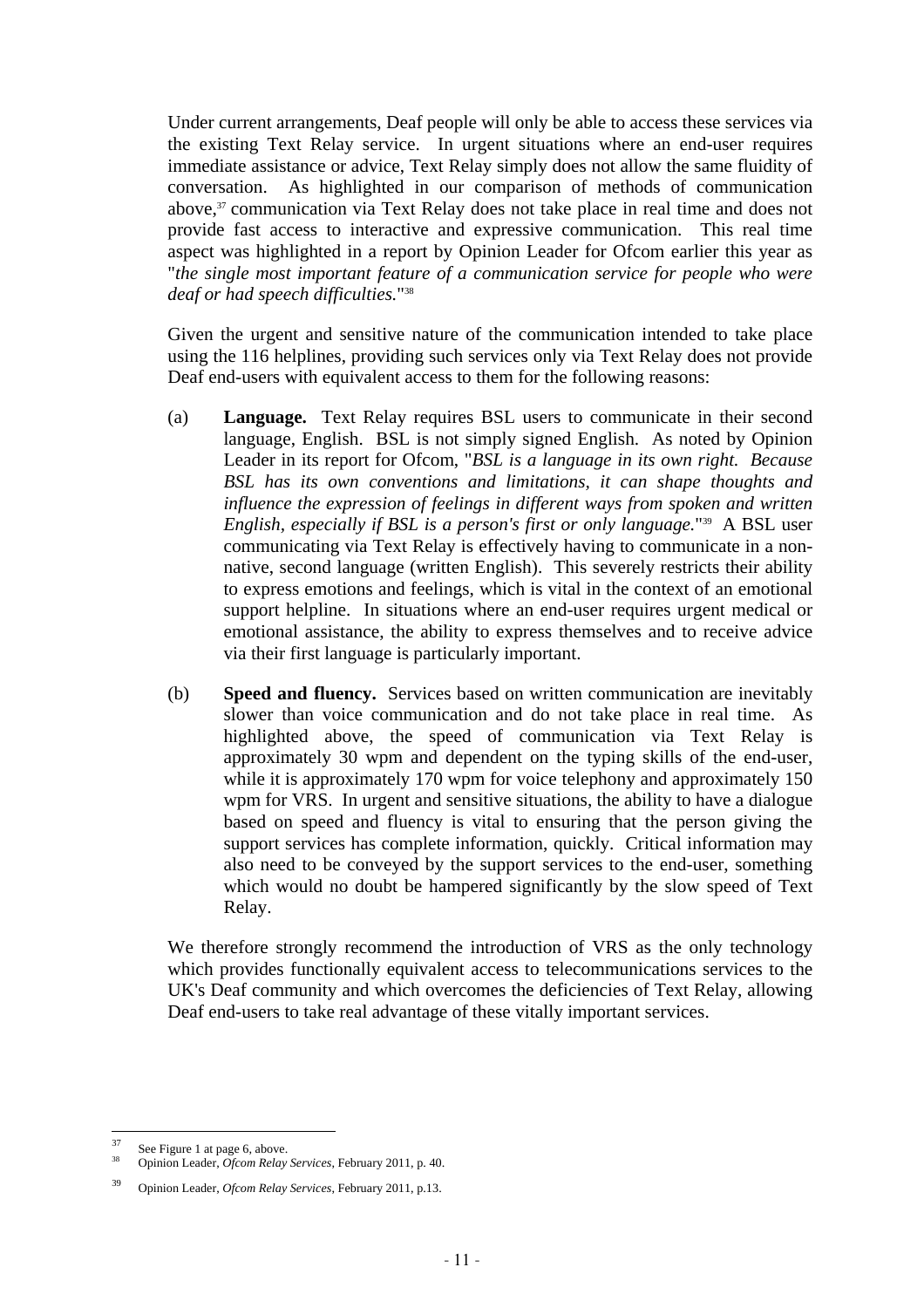Under current arrangements, Deaf people will only be able to access these services via the existing Text Relay service. In urgent situations where an end-user requires immediate assistance or advice, Text Relay simply does not allow the same fluidity of conversation. As highlighted in our comparison of methods of communication above,[37] communication via Text Relay does not take place in real time and does not provide fast access to interactive and expressive communication. This real time aspect was highlighted in a report by Opinion Leader for Ofcom earlier this year as "*the single most important feature of a communication service for people who were deaf or had speech difficulties.*"[38]

Given the urgent and sensitive nature of the communication intended to take place using the 116 helplines, providing such services only via Text Relay does not provide Deaf end-users with equivalent access to them for the following reasons:

(a) **Language.** Text Relay requires BSL users to communicate in their second language, English. BSL is not simply signed English. As noted by Opinion Leader in its report for Ofcom, "*BSL is a language in its own right. Because BSL has its own conventions and limitations, it can shape thoughts and influence the expression of feelings in different ways from spoken and written English, especially if BSL is a person's first or only language.*"[39] A BSL user communicating via Text Relay is effectively having to communicate in a non-native, second language (written English). This severely restricts their ability to express emotions and feelings, which is vital in the context of an emotional support helpline. In situations where an end-user requires urgent medical or emotional assistance, the ability to express themselves and to receive advice via their first language is particularly important.

(b) **Speed and fluency.** Services based on written communication are inevitably slower than voice communication and do not take place in real time. As highlighted above, the speed of communication via Text Relay is approximately 30 wpm and dependent on the typing skills of the end-user, while it is approximately 170 wpm for voice telephony and approximately 150 wpm for VRS. In urgent and sensitive situations, the ability to have a dialogue based on speed and fluency is vital to ensuring that the person giving the support services has complete information, quickly. Critical information may also need to be conveyed by the support services to the end-user, something which would no doubt be hampered significantly by the slow speed of Text Relay.

We therefore strongly recommend the introduction of VRS as the only technology which provides functionally equivalent access to telecommunications services to the UK's Deaf community and which overcomes the deficiencies of Text Relay, allowing Deaf end-users to take real advantage of these vitally important services.

---

[37] See Figure 1 at page 6, above.

[38] Opinion Leader, *Ofcom Relay Services*, February 2011, p. 40.

[39] Opinion Leader, *Ofcom Relay Services*, February 2011, p.13.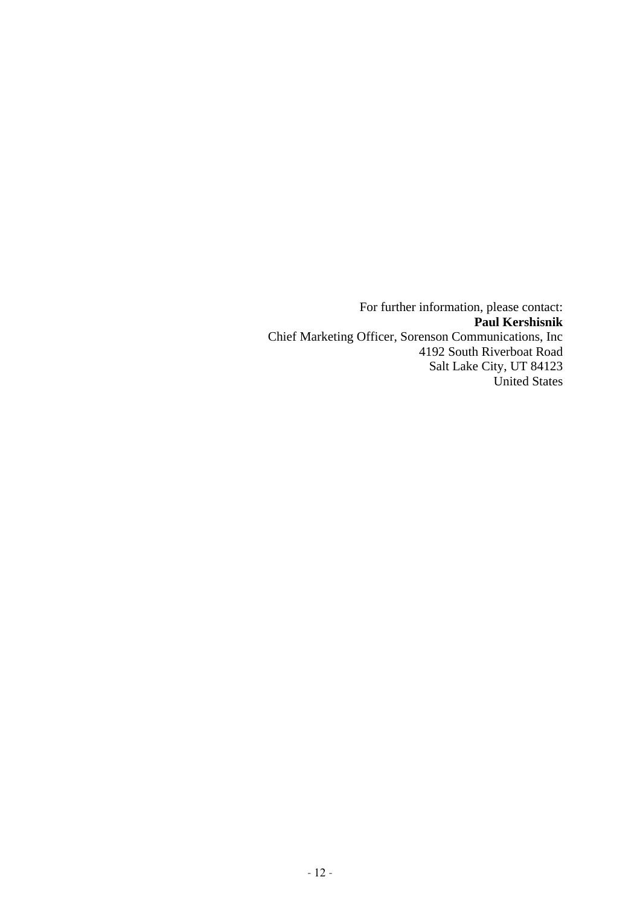For further information, please contact:
**Paul Kershisnik**
Chief Marketing Officer, Sorenson Communications, Inc
4192 South Riverboat Road
Salt Lake City, UT 84123
United States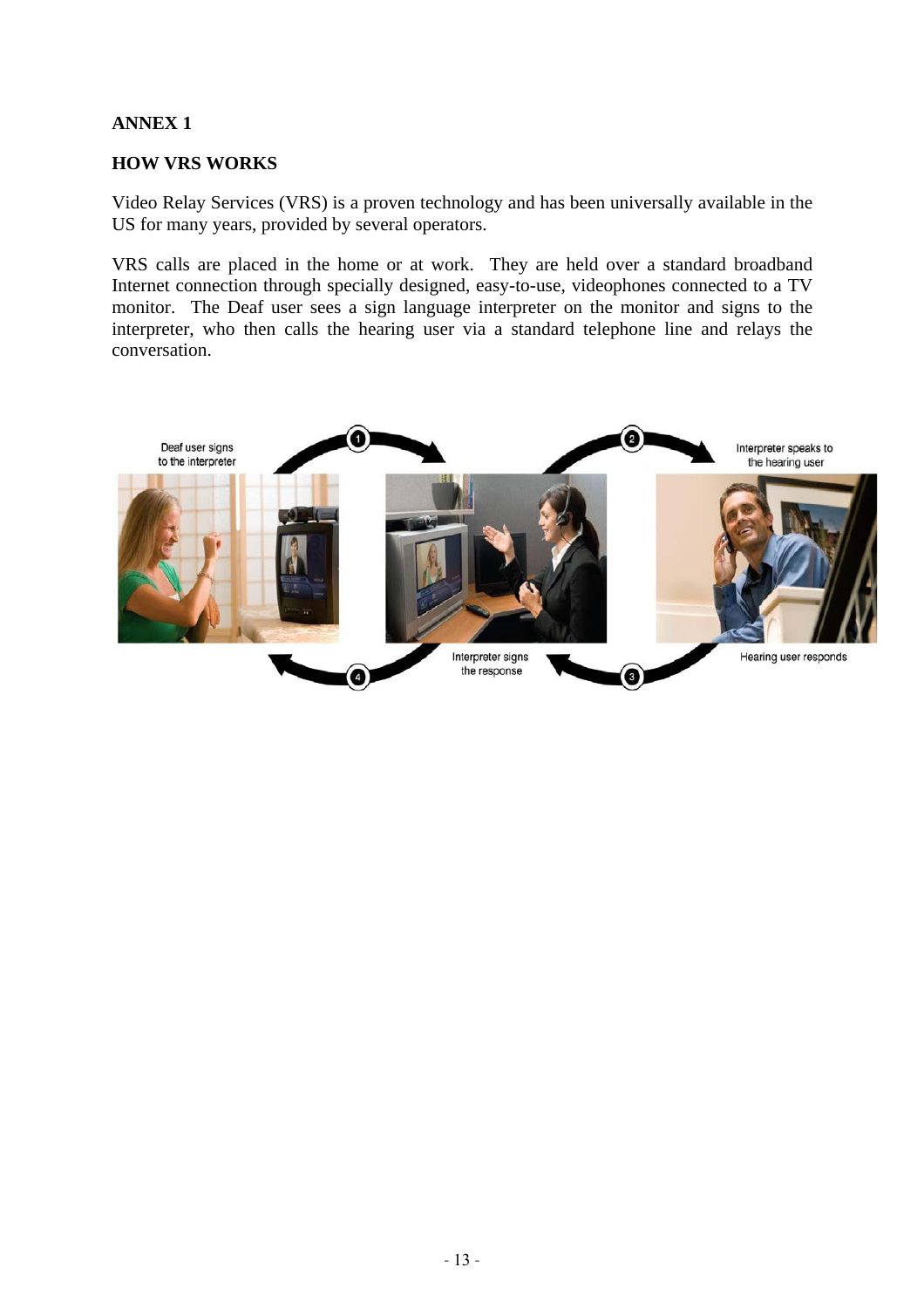**ANNEX 1**

**HOW VRS WORKS**

Video Relay Services (VRS) is a proven technology and has been universally available in the US for many years, provided by several operators.

VRS calls are placed in the home or at work. They are held over a standard broadband Internet connection through specially designed, easy-to-use, videophones connected to a TV monitor. The Deaf user sees a sign language interpreter on the monitor and signs to the interpreter, who then calls the hearing user via a standard telephone line and relays the conversation.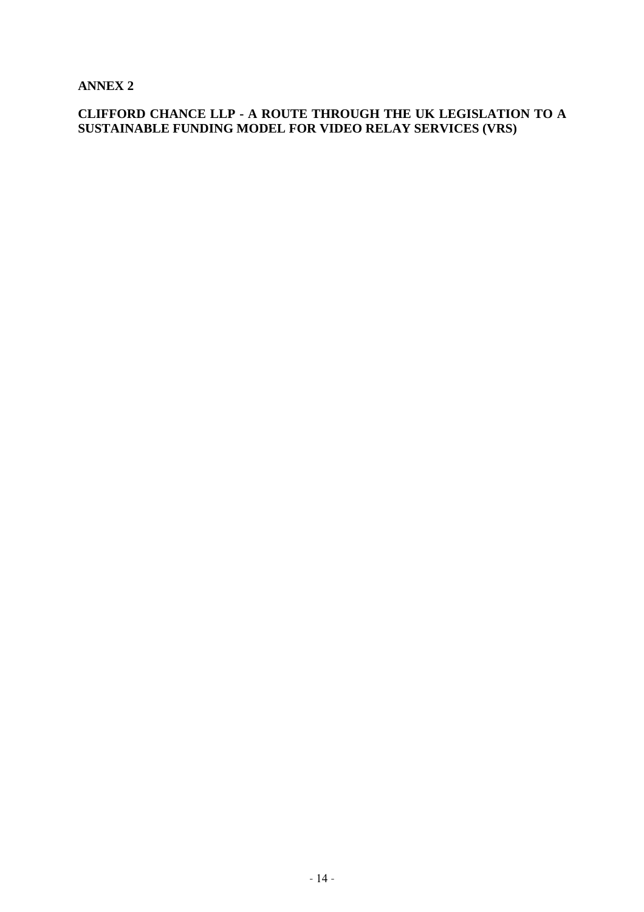**ANNEX 2**

**CLIFFORD CHANCE LLP - A ROUTE THROUGH THE UK LEGISLATION TO A SUSTAINABLE FUNDING MODEL FOR VIDEO RELAY SERVICES (VRS)**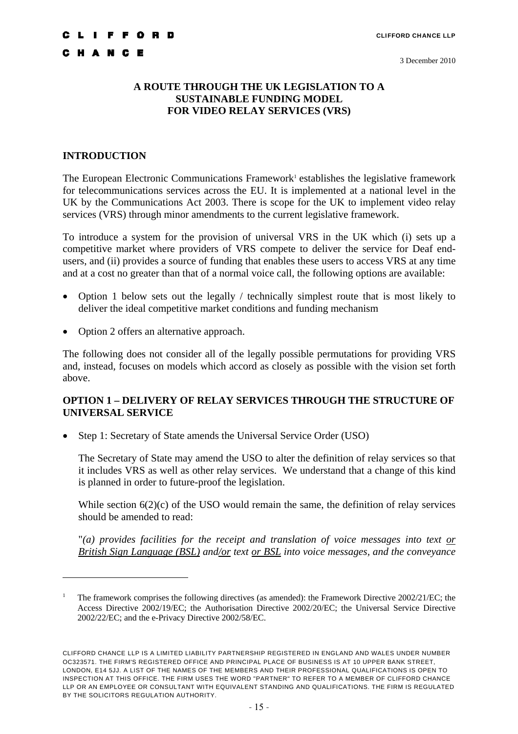CLIFFORD CHANCE

3 December 2010

**A ROUTE THROUGH THE UK LEGISLATION TO A SUSTAINABLE FUNDING MODEL FOR VIDEO RELAY SERVICES (VRS)**

## INTRODUCTION

The European Electronic Communications Framework[1] establishes the legislative framework for telecommunications services across the EU. It is implemented at a national level in the UK by the Communications Act 2003. There is scope for the UK to implement video relay services (VRS) through minor amendments to the current legislative framework.

To introduce a system for the provision of universal VRS in the UK which (i) sets up a competitive market where providers of VRS compete to deliver the service for Deaf end-users, and (ii) provides a source of funding that enables these users to access VRS at any time and at a cost no greater than that of a normal voice call, the following options are available:

- Option 1 below sets out the legally / technically simplest route that is most likely to deliver the ideal competitive market conditions and funding mechanism
- Option 2 offers an alternative approach.

The following does not consider all of the legally possible permutations for providing VRS and, instead, focuses on models which accord as closely as possible with the vision set forth above.

## OPTION 1 – DELIVERY OF RELAY SERVICES THROUGH THE STRUCTURE OF UNIVERSAL SERVICE

- Step 1: Secretary of State amends the Universal Service Order (USO)

  The Secretary of State may amend the USO to alter the definition of relay services so that it includes VRS as well as other relay services. We understand that a change of this kind is planned in order to future-proof the legislation.

  While section 6(2)(c) of the USO would remain the same, the definition of relay services should be amended to read:

  "*(a) provides facilities for the receipt and translation of voice messages into text <u>or British Sign Language (BSL)</u> and<u>/or</u> text <u>or BSL</u> into voice messages, and the conveyance*

[1] The framework comprises the following directives (as amended): the Framework Directive 2002/21/EC; the Access Directive 2002/19/EC; the Authorisation Directive 2002/20/EC; the Universal Service Directive 2002/22/EC; and the e-Privacy Directive 2002/58/EC.

CLIFFORD CHANCE LLP IS A LIMITED LIABILITY PARTNERSHIP REGISTERED IN ENGLAND AND WALES UNDER NUMBER OC323571. THE FIRM'S REGISTERED OFFICE AND PRINCIPAL PLACE OF BUSINESS IS AT 10 UPPER BANK STREET, LONDON, E14 5JJ. A LIST OF THE NAMES OF THE MEMBERS AND THEIR PROFESSIONAL QUALIFICATIONS IS OPEN TO INSPECTION AT THIS OFFICE. THE FIRM USES THE WORD "PARTNER" TO REFER TO A MEMBER OF CLIFFORD CHANCE LLP OR AN EMPLOYEE OR CONSULTANT WITH EQUIVALENT STANDING AND QUALIFICATIONS. THE FIRM IS REGULATED BY THE SOLICITORS REGULATION AUTHORITY.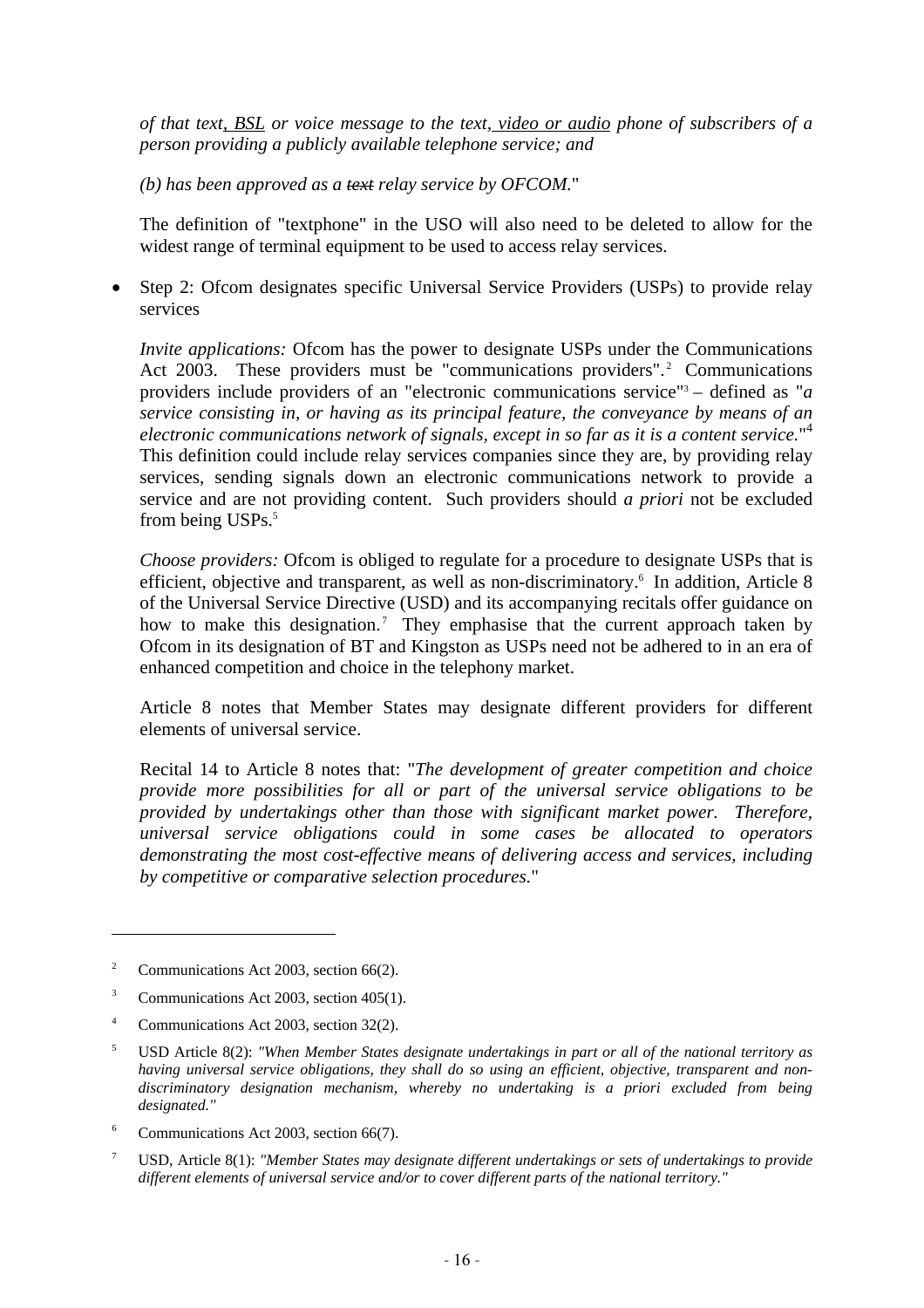*of that text, BSL or voice message to the text, video or audio phone of subscribers of a person providing a publicly available telephone service; and*

*(b) has been approved as a ~~text~~ relay service by OFCOM.*"

The definition of "textphone" in the USO will also need to be deleted to allow for the widest range of terminal equipment to be used to access relay services.

- Step 2: Ofcom designates specific Universal Service Providers (USPs) to provide relay services

  *Invite applications:* Ofcom has the power to designate USPs under the Communications Act 2003. These providers must be "communications providers".[2] Communications providers include providers of an "electronic communications service"[3] – defined as "*a service consisting in, or having as its principal feature, the conveyance by means of an electronic communications network of signals, except in so far as it is a content service.*"[4] This definition could include relay services companies since they are, by providing relay services, sending signals down an electronic communications network to provide a service and are not providing content. Such providers should *a priori* not be excluded from being USPs.[5]

  *Choose providers:* Ofcom is obliged to regulate for a procedure to designate USPs that is efficient, objective and transparent, as well as non-discriminatory.[6] In addition, Article 8 of the Universal Service Directive (USD) and its accompanying recitals offer guidance on how to make this designation.[7] They emphasise that the current approach taken by Ofcom in its designation of BT and Kingston as USPs need not be adhered to in an era of enhanced competition and choice in the telephony market.

  Article 8 notes that Member States may designate different providers for different elements of universal service.

  Recital 14 to Article 8 notes that: "*The development of greater competition and choice provide more possibilities for all or part of the universal service obligations to be provided by undertakings other than those with significant market power. Therefore, universal service obligations could in some cases be allocated to operators demonstrating the most cost-effective means of delivering access and services, including by competitive or comparative selection procedures.*"

---

[2] Communications Act 2003, section 66(2).

[3] Communications Act 2003, section 405(1).

[4] Communications Act 2003, section 32(2).

[5] USD Article 8(2): *"When Member States designate undertakings in part or all of the national territory as having universal service obligations, they shall do so using an efficient, objective, transparent and non-discriminatory designation mechanism, whereby no undertaking is a priori excluded from being designated."*

[6] Communications Act 2003, section 66(7).

[7] USD, Article 8(1): *"Member States may designate different undertakings or sets of undertakings to provide different elements of universal service and/or to cover different parts of the national territory."*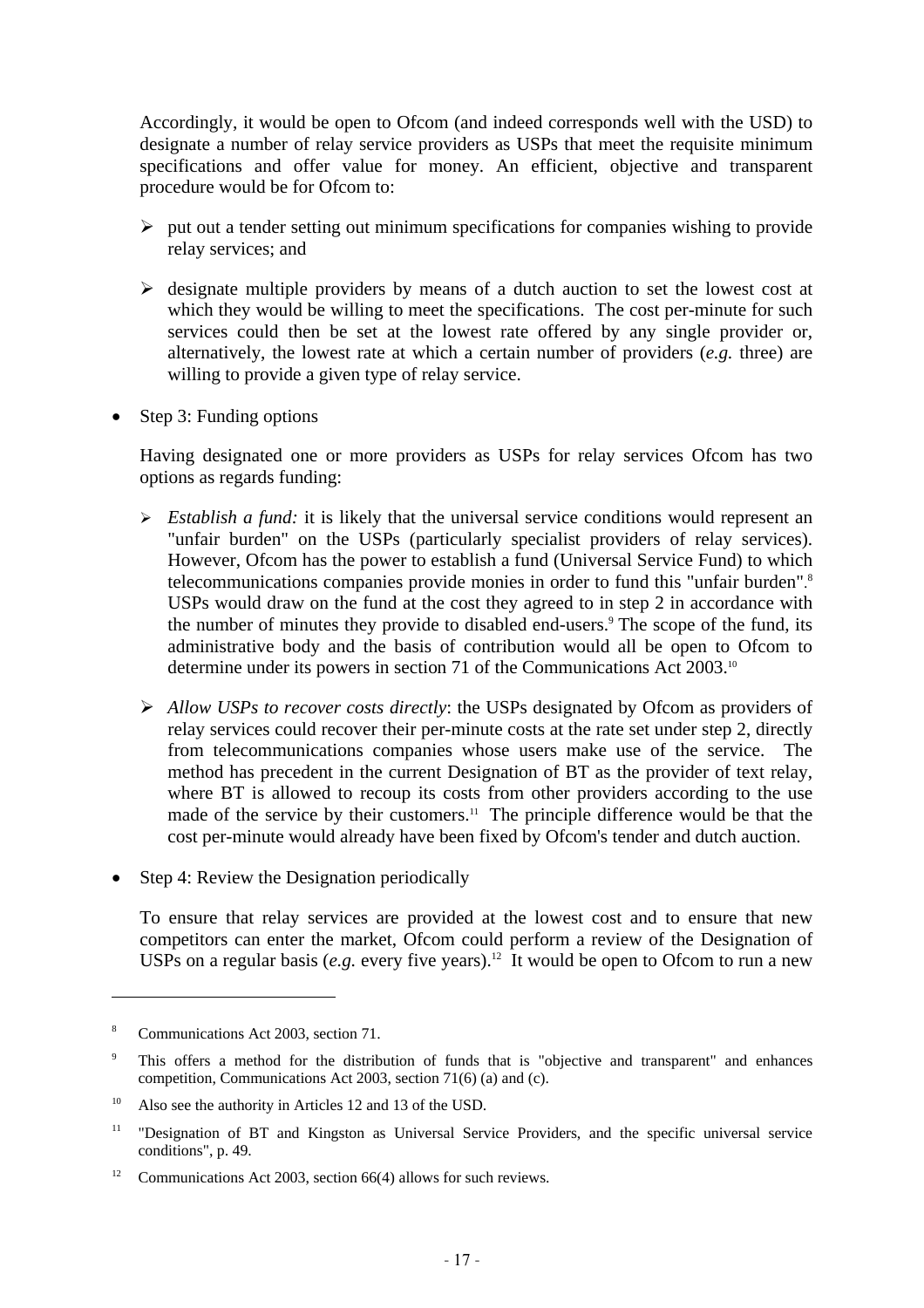Accordingly, it would be open to Ofcom (and indeed corresponds well with the USD) to designate a number of relay service providers as USPs that meet the requisite minimum specifications and offer value for money. An efficient, objective and transparent procedure would be for Ofcom to:

- put out a tender setting out minimum specifications for companies wishing to provide relay services; and
- designate multiple providers by means of a dutch auction to set the lowest cost at which they would be willing to meet the specifications. The cost per-minute for such services could then be set at the lowest rate offered by any single provider or, alternatively, the lowest rate at which a certain number of providers (*e.g.* three) are willing to provide a given type of relay service.

- Step 3: Funding options

  Having designated one or more providers as USPs for relay services Ofcom has two options as regards funding:

  - *Establish a fund:* it is likely that the universal service conditions would represent an "unfair burden" on the USPs (particularly specialist providers of relay services). However, Ofcom has the power to establish a fund (Universal Service Fund) to which telecommunications companies provide monies in order to fund this "unfair burden".[8] USPs would draw on the fund at the cost they agreed to in step 2 in accordance with the number of minutes they provide to disabled end-users.[9] The scope of the fund, its administrative body and the basis of contribution would all be open to Ofcom to determine under its powers in section 71 of the Communications Act 2003.[10]
  - *Allow USPs to recover costs directly*: the USPs designated by Ofcom as providers of relay services could recover their per-minute costs at the rate set under step 2, directly from telecommunications companies whose users make use of the service. The method has precedent in the current Designation of BT as the provider of text relay, where BT is allowed to recoup its costs from other providers according to the use made of the service by their customers.[11] The principle difference would be that the cost per-minute would already have been fixed by Ofcom's tender and dutch auction.

- Step 4: Review the Designation periodically

  To ensure that relay services are provided at the lowest cost and to ensure that new competitors can enter the market, Ofcom could perform a review of the Designation of USPs on a regular basis (*e.g.* every five years).[12] It would be open to Ofcom to run a new

---

[8] Communications Act 2003, section 71.

[9] This offers a method for the distribution of funds that is "objective and transparent" and enhances competition, Communications Act 2003, section 71(6) (a) and (c).

[10] Also see the authority in Articles 12 and 13 of the USD.

[11] "Designation of BT and Kingston as Universal Service Providers, and the specific universal service conditions", p. 49.

[12] Communications Act 2003, section 66(4) allows for such reviews.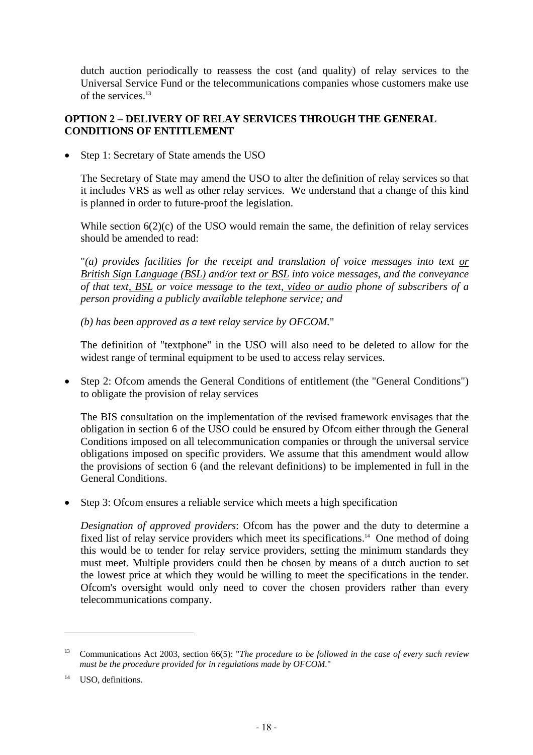dutch auction periodically to reassess the cost (and quality) of relay services to the Universal Service Fund or the telecommunications companies whose customers make use of the services.[13]

## OPTION 2 – DELIVERY OF RELAY SERVICES THROUGH THE GENERAL CONDITIONS OF ENTITLEMENT

- Step 1: Secretary of State amends the USO

  The Secretary of State may amend the USO to alter the definition of relay services so that it includes VRS as well as other relay services. We understand that a change of this kind is planned in order to future-proof the legislation.

  While section 6(2)(c) of the USO would remain the same, the definition of relay services should be amended to read:

  "*(a) provides facilities for the receipt and translation of voice messages into text <u>or British Sign Language (BSL)</u> and<u>/or</u> text <u>or BSL</u> into voice messages, and the conveyance of that text<u>, BSL</u> or voice message to the text<u>, video or audio</u> phone of subscribers of a person providing a publicly available telephone service; and*

  *(b) has been approved as a ~~text~~ relay service by OFCOM.*"

  The definition of "textphone" in the USO will also need to be deleted to allow for the widest range of terminal equipment to be used to access relay services.

- Step 2: Ofcom amends the General Conditions of entitlement (the "General Conditions") to obligate the provision of relay services

  The BIS consultation on the implementation of the revised framework envisages that the obligation in section 6 of the USO could be ensured by Ofcom either through the General Conditions imposed on all telecommunication companies or through the universal service obligations imposed on specific providers. We assume that this amendment would allow the provisions of section 6 (and the relevant definitions) to be implemented in full in the General Conditions.

- Step 3: Ofcom ensures a reliable service which meets a high specification

  *Designation of approved providers*: Ofcom has the power and the duty to determine a fixed list of relay service providers which meet its specifications.[14] One method of doing this would be to tender for relay service providers, setting the minimum standards they must meet. Multiple providers could then be chosen by means of a dutch auction to set the lowest price at which they would be willing to meet the specifications in the tender. Ofcom's oversight would only need to cover the chosen providers rather than every telecommunications company.

---

[13] Communications Act 2003, section 66(5): "*The procedure to be followed in the case of every such review must be the procedure provided for in regulations made by OFCOM.*"

[14] USO, definitions.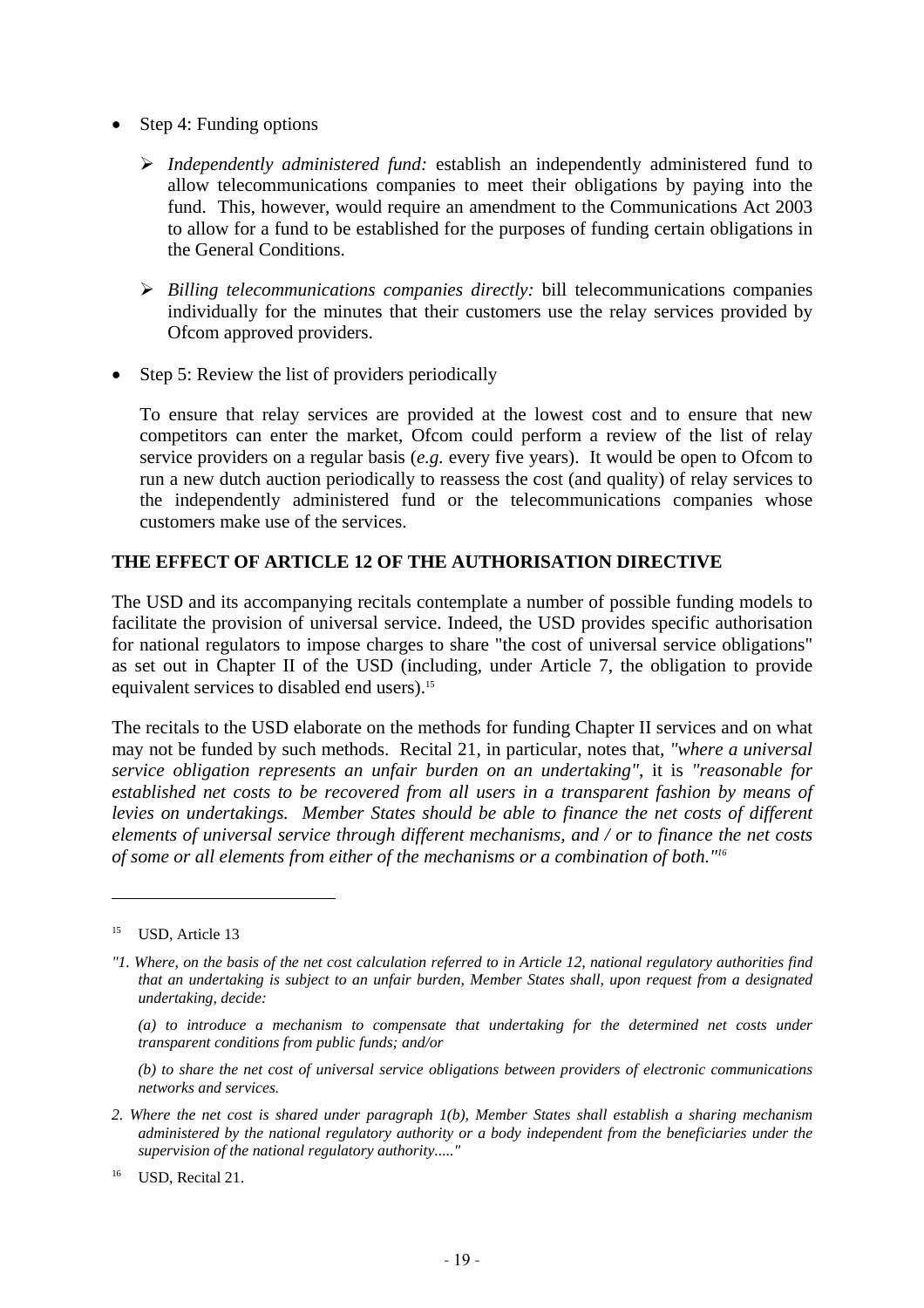- Step 4: Funding options

    - *Independently administered fund:* establish an independently administered fund to allow telecommunications companies to meet their obligations by paying into the fund. This, however, would require an amendment to the Communications Act 2003 to allow for a fund to be established for the purposes of funding certain obligations in the General Conditions.

    - *Billing telecommunications companies directly:* bill telecommunications companies individually for the minutes that their customers use the relay services provided by Ofcom approved providers.

- Step 5: Review the list of providers periodically

    To ensure that relay services are provided at the lowest cost and to ensure that new competitors can enter the market, Ofcom could perform a review of the list of relay service providers on a regular basis (*e.g.* every five years). It would be open to Ofcom to run a new dutch auction periodically to reassess the cost (and quality) of relay services to the independently administered fund or the telecommunications companies whose customers make use of the services.

**THE EFFECT OF ARTICLE 12 OF THE AUTHORISATION DIRECTIVE**

The USD and its accompanying recitals contemplate a number of possible funding models to facilitate the provision of universal service. Indeed, the USD provides specific authorisation for national regulators to impose charges to share "the cost of universal service obligations" as set out in Chapter II of the USD (including, under Article 7, the obligation to provide equivalent services to disabled end users).[15]

The recitals to the USD elaborate on the methods for funding Chapter II services and on what may not be funded by such methods. Recital 21, in particular, notes that, *"where a universal service obligation represents an unfair burden on an undertaking"*, it is *"reasonable for established net costs to be recovered from all users in a transparent fashion by means of levies on undertakings. Member States should be able to finance the net costs of different elements of universal service through different mechanisms, and / or to finance the net costs of some or all elements from either of the mechanisms or a combination of both."*[16]

---

[15] USD, Article 13

*"1. Where, on the basis of the net cost calculation referred to in Article 12, national regulatory authorities find that an undertaking is subject to an unfair burden, Member States shall, upon request from a designated undertaking, decide:*

*(a) to introduce a mechanism to compensate that undertaking for the determined net costs under transparent conditions from public funds; and/or*

*(b) to share the net cost of universal service obligations between providers of electronic communications networks and services.*

*2. Where the net cost is shared under paragraph 1(b), Member States shall establish a sharing mechanism administered by the national regulatory authority or a body independent from the beneficiaries under the supervision of the national regulatory authority....."*

[16] USD, Recital 21.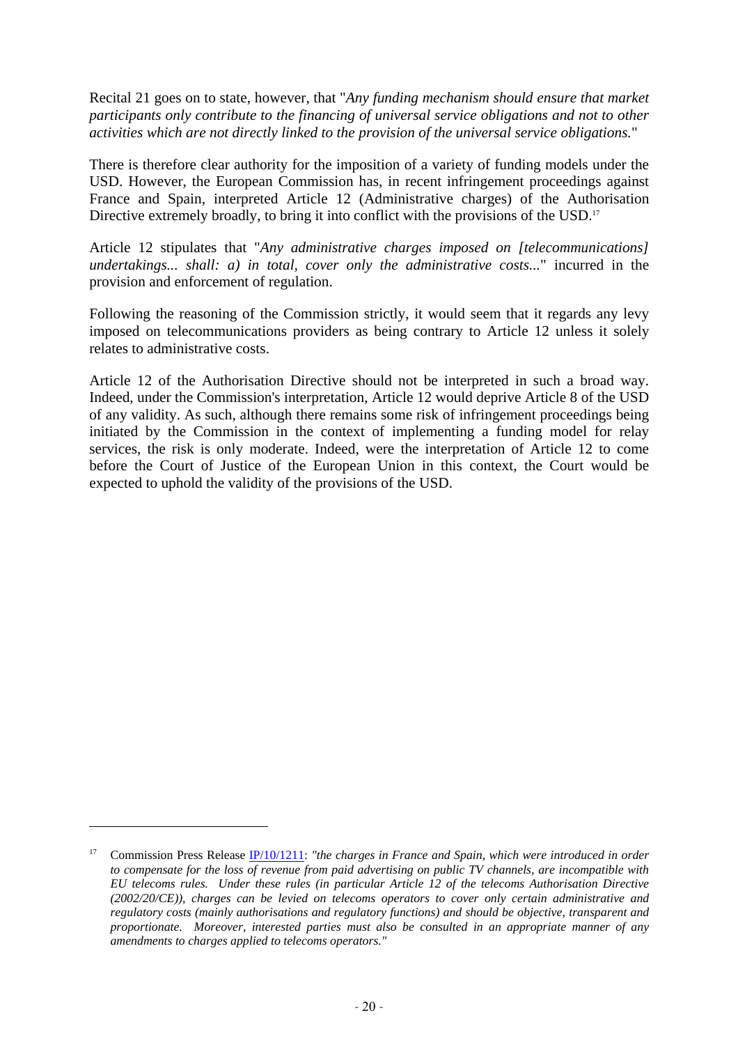Recital 21 goes on to state, however, that "*Any funding mechanism should ensure that market participants only contribute to the financing of universal service obligations and not to other activities which are not directly linked to the provision of the universal service obligations.*"

There is therefore clear authority for the imposition of a variety of funding models under the USD. However, the European Commission has, in recent infringement proceedings against France and Spain, interpreted Article 12 (Administrative charges) of the Authorisation Directive extremely broadly, to bring it into conflict with the provisions of the USD.[17]

Article 12 stipulates that "*Any administrative charges imposed on [telecommunications] undertakings... shall: a) in total, cover only the administrative costs...*" incurred in the provision and enforcement of regulation.

Following the reasoning of the Commission strictly, it would seem that it regards any levy imposed on telecommunications providers as being contrary to Article 12 unless it solely relates to administrative costs.

Article 12 of the Authorisation Directive should not be interpreted in such a broad way. Indeed, under the Commission's interpretation, Article 12 would deprive Article 8 of the USD of any validity. As such, although there remains some risk of infringement proceedings being initiated by the Commission in the context of implementing a funding model for relay services, the risk is only moderate. Indeed, were the interpretation of Article 12 to come before the Court of Justice of the European Union in this context, the Court would be expected to uphold the validity of the provisions of the USD.

---

[17] Commission Press Release IP/10/1211: *"the charges in France and Spain, which were introduced in order to compensate for the loss of revenue from paid advertising on public TV channels, are incompatible with EU telecoms rules. Under these rules (in particular Article 12 of the telecoms Authorisation Directive (2002/20/CE)), charges can be levied on telecoms operators to cover only certain administrative and regulatory costs (mainly authorisations and regulatory functions) and should be objective, transparent and proportionate. Moreover, interested parties must also be consulted in an appropriate manner of any amendments to charges applied to telecoms operators."*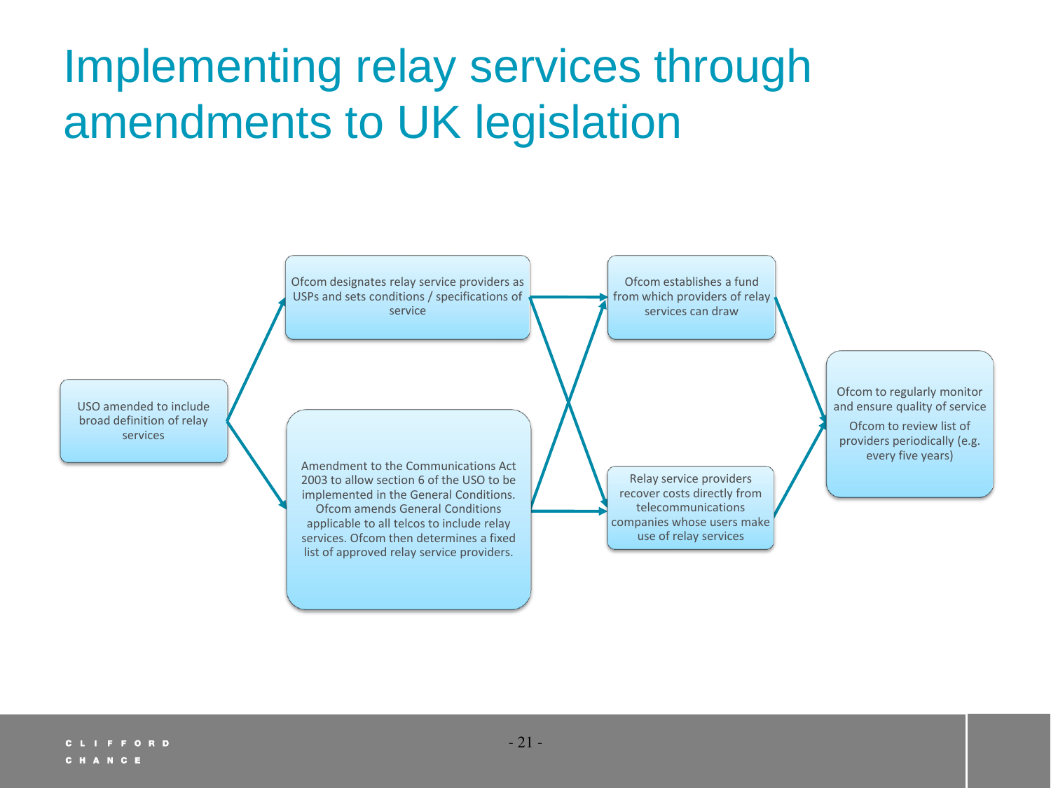# Implementing relay services through amendments to UK legislation

USO amended to include broad definition of relay services

Ofcom designates relay service providers as USPs and sets conditions / specifications of service

Amendment to the Communications Act 2003 to allow section 6 of the USO to be implemented in the General Conditions. Ofcom amends General Conditions applicable to all telcos to include relay services. Ofcom then determines a fixed list of approved relay service providers.

Ofcom establishes a fund from which providers of relay services can draw

Relay service providers recover costs directly from telecommunications companies whose users make use of relay services

Ofcom to regularly monitor and ensure quality of service

Ofcom to review list of providers periodically (e.g. every five years)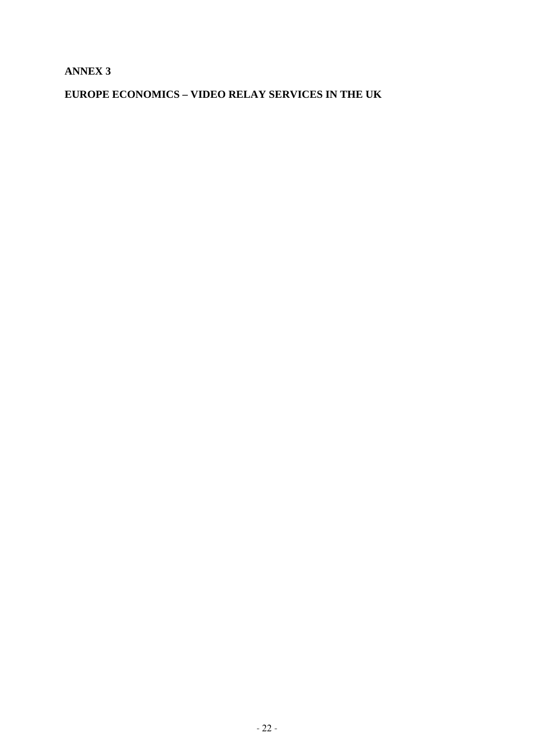**ANNEX 3**

**EUROPE ECONOMICS – VIDEO RELAY SERVICES IN THE UK**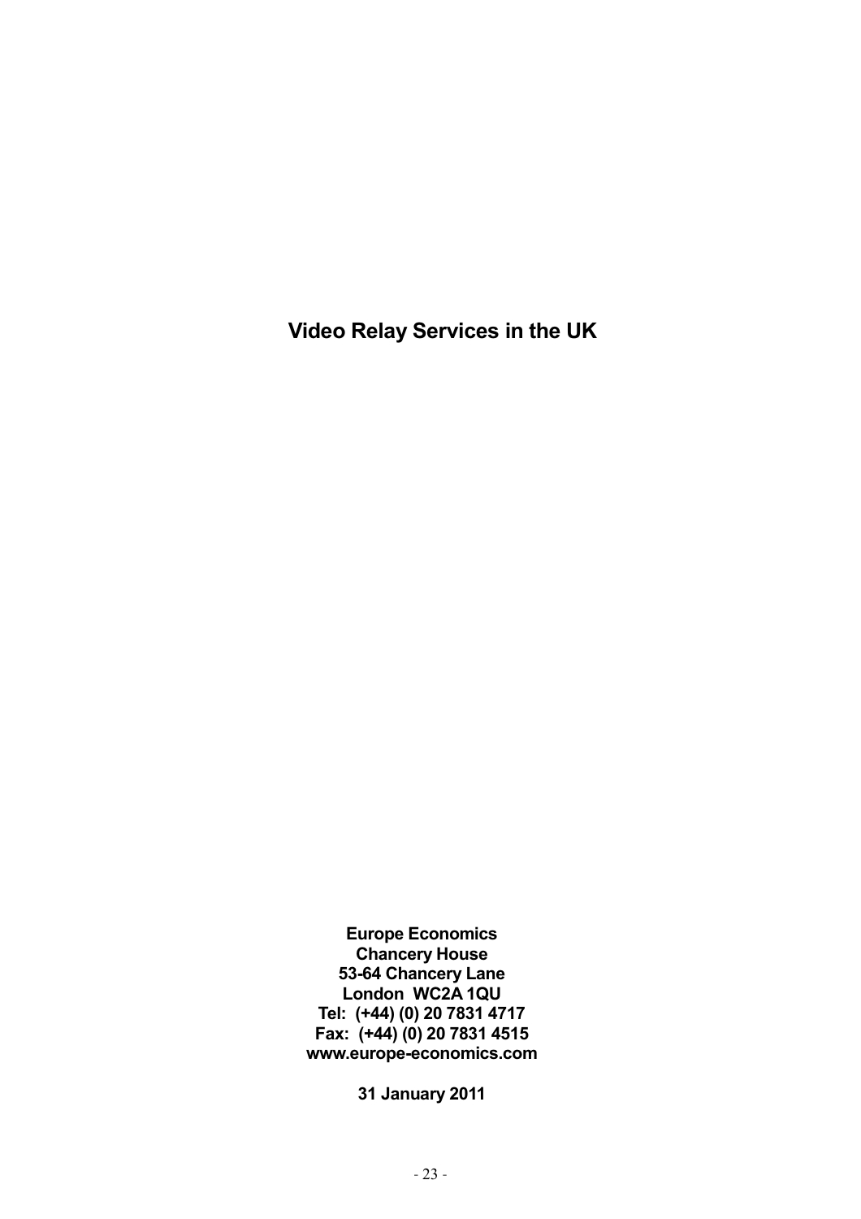# Video Relay Services in the UK

**Europe Economics**
**Chancery House**
**53-64 Chancery Lane**
**London WC2A 1QU**
**Tel: (+44) (0) 20 7831 4717**
**Fax: (+44) (0) 20 7831 4515**
**www.europe-economics.com**

**31 January 2011**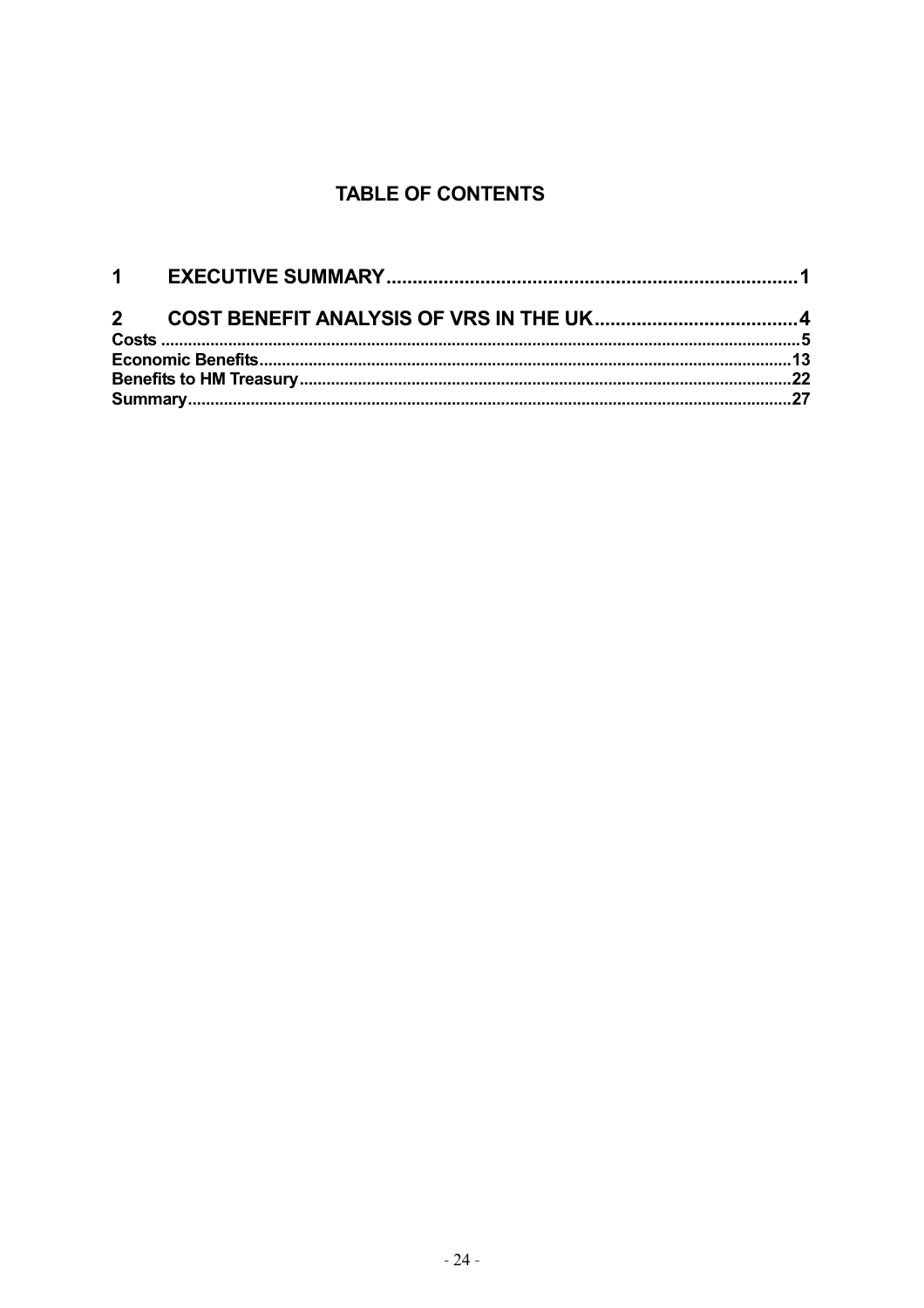# TABLE OF CONTENTS

1 EXECUTIVE SUMMARY........................................................................... 1

2 COST BENEFIT ANALYSIS OF VRS IN THE UK...................................... 4

Costs ........................................................................................................................ 5

Economic Benefits.................................................................................................. 13

Benefits to HM Treasury......................................................................................... 22

Summary................................................................................................................. 27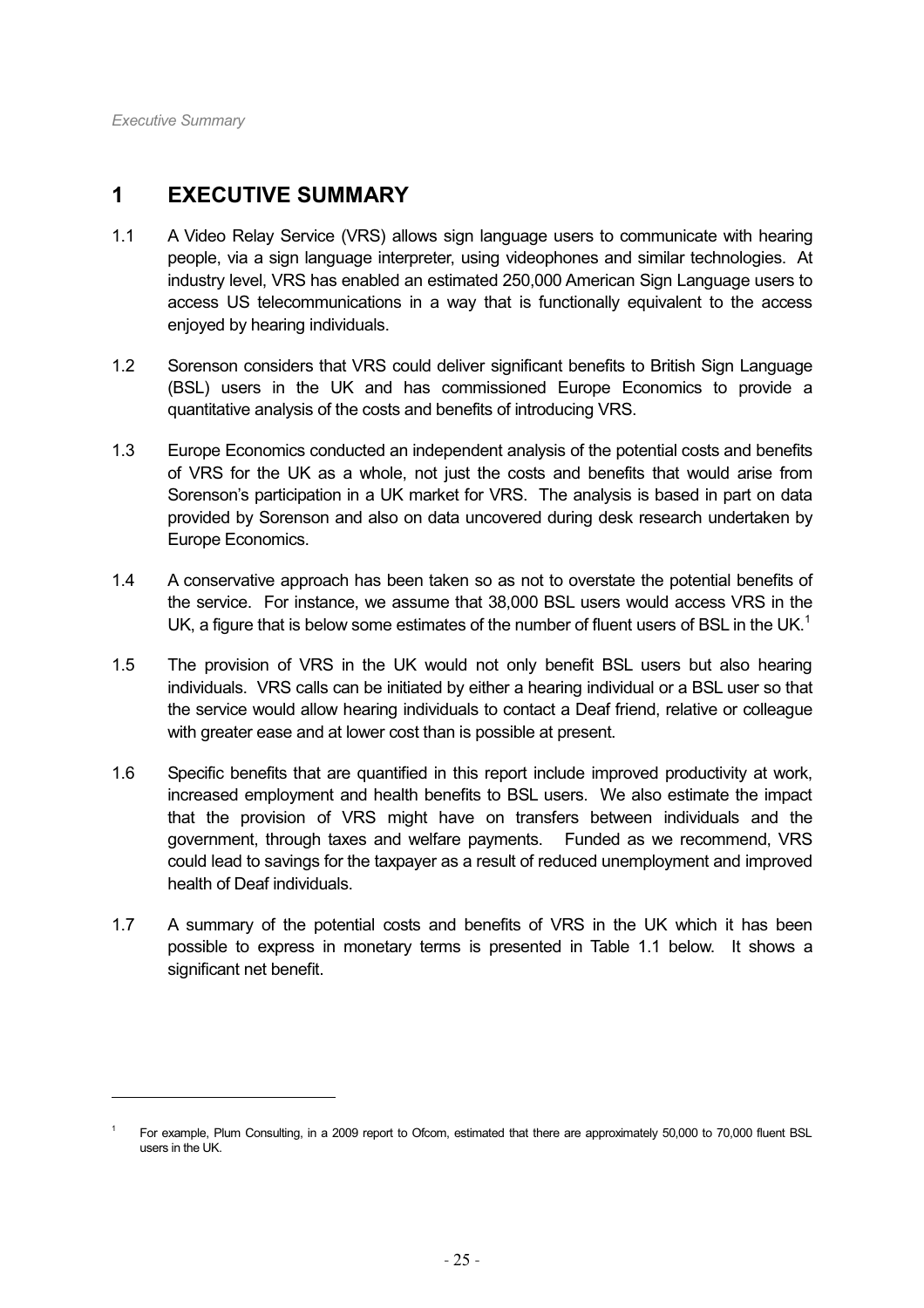# 1 EXECUTIVE SUMMARY

1.1 A Video Relay Service (VRS) allows sign language users to communicate with hearing people, via a sign language interpreter, using videophones and similar technologies. At industry level, VRS has enabled an estimated 250,000 American Sign Language users to access US telecommunications in a way that is functionally equivalent to the access enjoyed by hearing individuals.

1.2 Sorenson considers that VRS could deliver significant benefits to British Sign Language (BSL) users in the UK and has commissioned Europe Economics to provide a quantitative analysis of the costs and benefits of introducing VRS.

1.3 Europe Economics conducted an independent analysis of the potential costs and benefits of VRS for the UK as a whole, not just the costs and benefits that would arise from Sorenson's participation in a UK market for VRS. The analysis is based in part on data provided by Sorenson and also on data uncovered during desk research undertaken by Europe Economics.

1.4 A conservative approach has been taken so as not to overstate the potential benefits of the service. For instance, we assume that 38,000 BSL users would access VRS in the UK, a figure that is below some estimates of the number of fluent users of BSL in the UK.[1]

1.5 The provision of VRS in the UK would not only benefit BSL users but also hearing individuals. VRS calls can be initiated by either a hearing individual or a BSL user so that the service would allow hearing individuals to contact a Deaf friend, relative or colleague with greater ease and at lower cost than is possible at present.

1.6 Specific benefits that are quantified in this report include improved productivity at work, increased employment and health benefits to BSL users. We also estimate the impact that the provision of VRS might have on transfers between individuals and the government, through taxes and welfare payments. Funded as we recommend, VRS could lead to savings for the taxpayer as a result of reduced unemployment and improved health of Deaf individuals.

1.7 A summary of the potential costs and benefits of VRS in the UK which it has been possible to express in monetary terms is presented in Table 1.1 below. It shows a significant net benefit.

---

[1] For example, Plum Consulting, in a 2009 report to Ofcom, estimated that there are approximately 50,000 to 70,000 fluent BSL users in the UK.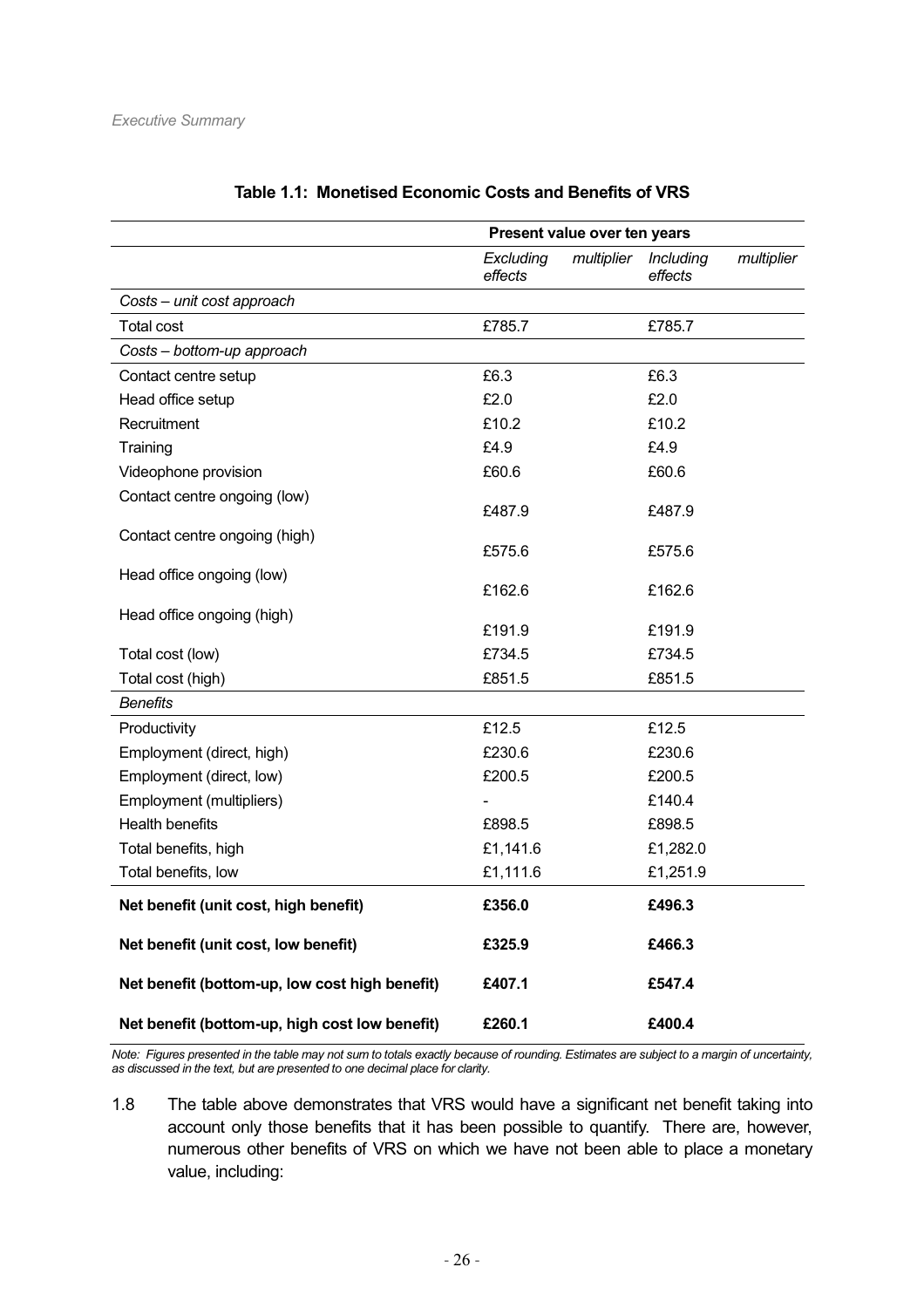**Table 1.1: Monetised Economic Costs and Benefits of VRS**

| | Present value over ten years | |
|---|---|---|
| | *Excluding multiplier effects* | *Including multiplier effects* |
| *Costs – unit cost approach* | | |
| Total cost | £785.7 | £785.7 |
| *Costs – bottom-up approach* | | |
| Contact centre setup | £6.3 | £6.3 |
| Head office setup | £2.0 | £2.0 |
| Recruitment | £10.2 | £10.2 |
| Training | £4.9 | £4.9 |
| Videophone provision | £60.6 | £60.6 |
| Contact centre ongoing (low) | £487.9 | £487.9 |
| Contact centre ongoing (high) | £575.6 | £575.6 |
| Head office ongoing (low) | £162.6 | £162.6 |
| Head office ongoing (high) | £191.9 | £191.9 |
| Total cost (low) | £734.5 | £734.5 |
| Total cost (high) | £851.5 | £851.5 |
| *Benefits* | | |
| Productivity | £12.5 | £12.5 |
| Employment (direct, high) | £230.6 | £230.6 |
| Employment (direct, low) | £200.5 | £200.5 |
| Employment (multipliers) | - | £140.4 |
| Health benefits | £898.5 | £898.5 |
| Total benefits, high | £1,141.6 | £1,282.0 |
| Total benefits, low | £1,111.6 | £1,251.9 |
| **Net benefit (unit cost, high benefit)** | **£356.0** | **£496.3** |
| **Net benefit (unit cost, low benefit)** | **£325.9** | **£466.3** |
| **Net benefit (bottom-up, low cost high benefit)** | **£407.1** | **£547.4** |
| **Net benefit (bottom-up, high cost low benefit)** | **£260.1** | **£400.4** |

*Note: Figures presented in the table may not sum to totals exactly because of rounding. Estimates are subject to a margin of uncertainty, as discussed in the text, but are presented to one decimal place for clarity.*

1.8 The table above demonstrates that VRS would have a significant net benefit taking into account only those benefits that it has been possible to quantify. There are, however, numerous other benefits of VRS on which we have not been able to place a monetary value, including: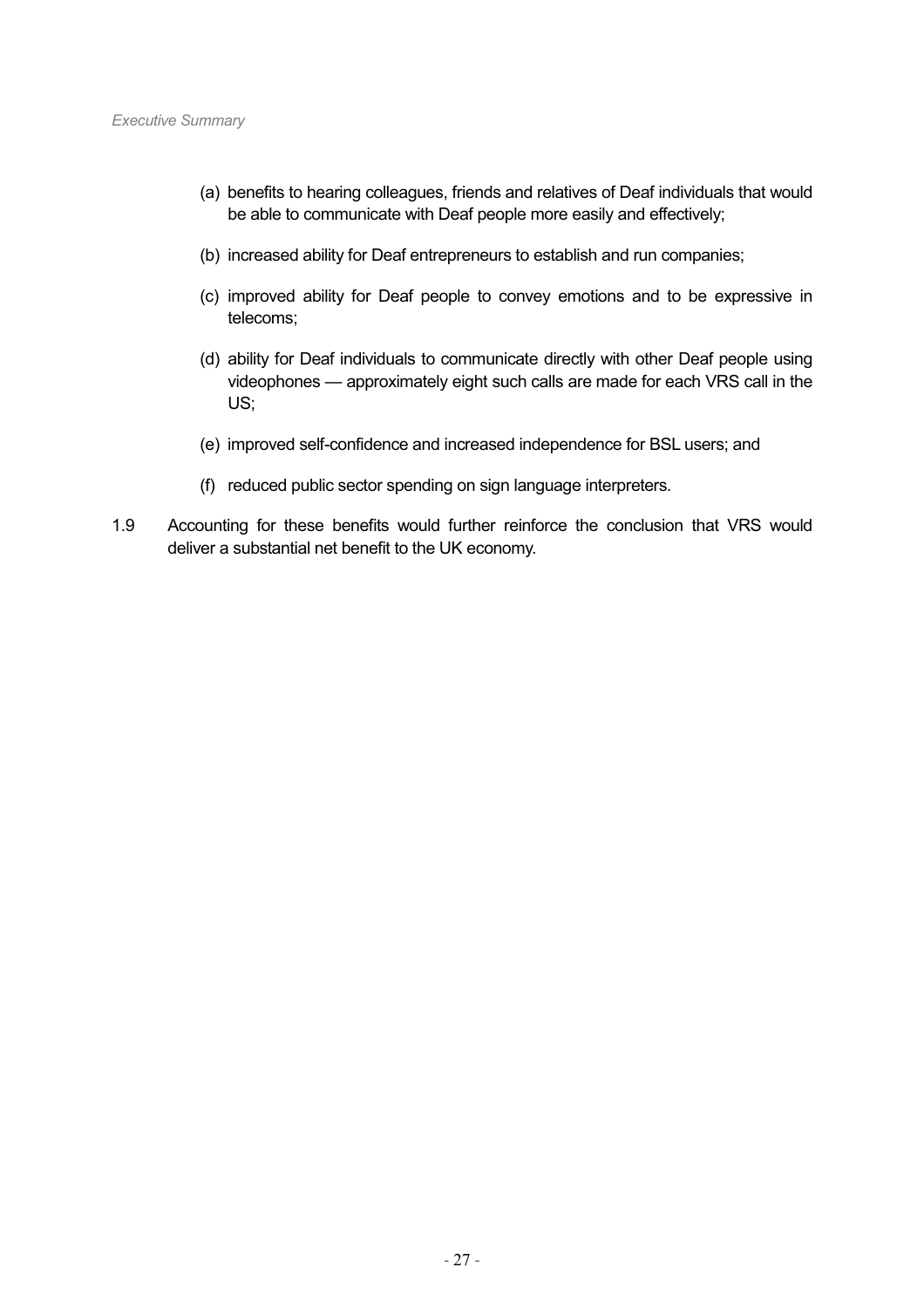(a) benefits to hearing colleagues, friends and relatives of Deaf individuals that would be able to communicate with Deaf people more easily and effectively;

(b) increased ability for Deaf entrepreneurs to establish and run companies;

(c) improved ability for Deaf people to convey emotions and to be expressive in telecoms;

(d) ability for Deaf individuals to communicate directly with other Deaf people using videophones — approximately eight such calls are made for each VRS call in the US;

(e) improved self-confidence and increased independence for BSL users; and

(f) reduced public sector spending on sign language interpreters.

1.9 Accounting for these benefits would further reinforce the conclusion that VRS would deliver a substantial net benefit to the UK economy.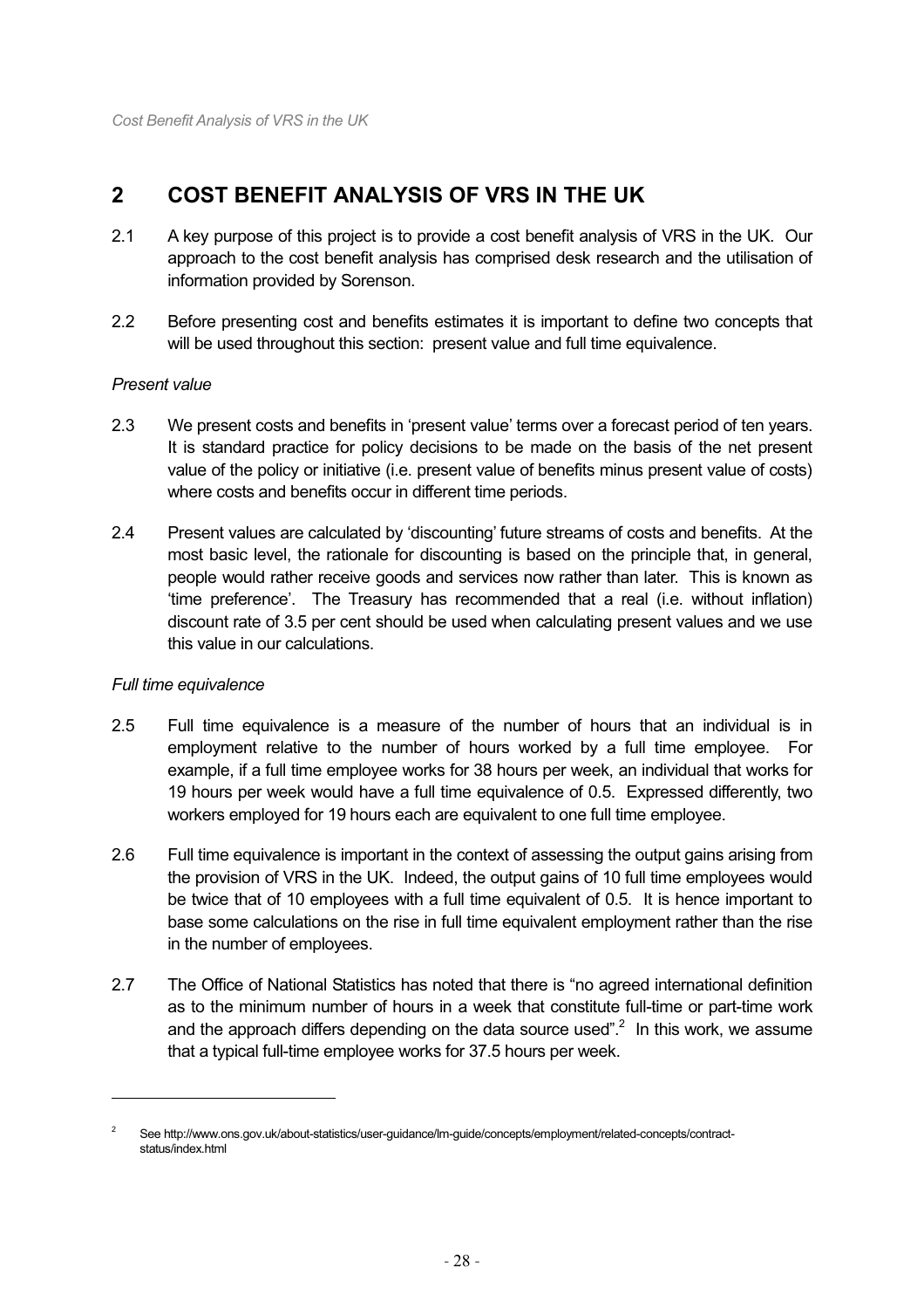## 2 COST BENEFIT ANALYSIS OF VRS IN THE UK

2.1 A key purpose of this project is to provide a cost benefit analysis of VRS in the UK. Our approach to the cost benefit analysis has comprised desk research and the utilisation of information provided by Sorenson.

2.2 Before presenting cost and benefits estimates it is important to define two concepts that will be used throughout this section: present value and full time equivalence.

*Present value*

2.3 We present costs and benefits in 'present value' terms over a forecast period of ten years. It is standard practice for policy decisions to be made on the basis of the net present value of the policy or initiative (i.e. present value of benefits minus present value of costs) where costs and benefits occur in different time periods.

2.4 Present values are calculated by 'discounting' future streams of costs and benefits. At the most basic level, the rationale for discounting is based on the principle that, in general, people would rather receive goods and services now rather than later. This is known as 'time preference'. The Treasury has recommended that a real (i.e. without inflation) discount rate of 3.5 per cent should be used when calculating present values and we use this value in our calculations.

*Full time equivalence*

2.5 Full time equivalence is a measure of the number of hours that an individual is in employment relative to the number of hours worked by a full time employee. For example, if a full time employee works for 38 hours per week, an individual that works for 19 hours per week would have a full time equivalence of 0.5. Expressed differently, two workers employed for 19 hours each are equivalent to one full time employee.

2.6 Full time equivalence is important in the context of assessing the output gains arising from the provision of VRS in the UK. Indeed, the output gains of 10 full time employees would be twice that of 10 employees with a full time equivalent of 0.5. It is hence important to base some calculations on the rise in full time equivalent employment rather than the rise in the number of employees.

2.7 The Office of National Statistics has noted that there is "no agreed international definition as to the minimum number of hours in a week that constitute full-time or part-time work and the approach differs depending on the data source used".[2] In this work, we assume that a typical full-time employee works for 37.5 hours per week.

---

[2] See http://www.ons.gov.uk/about-statistics/user-guidance/lm-guide/concepts/employment/related-concepts/contract-status/index.html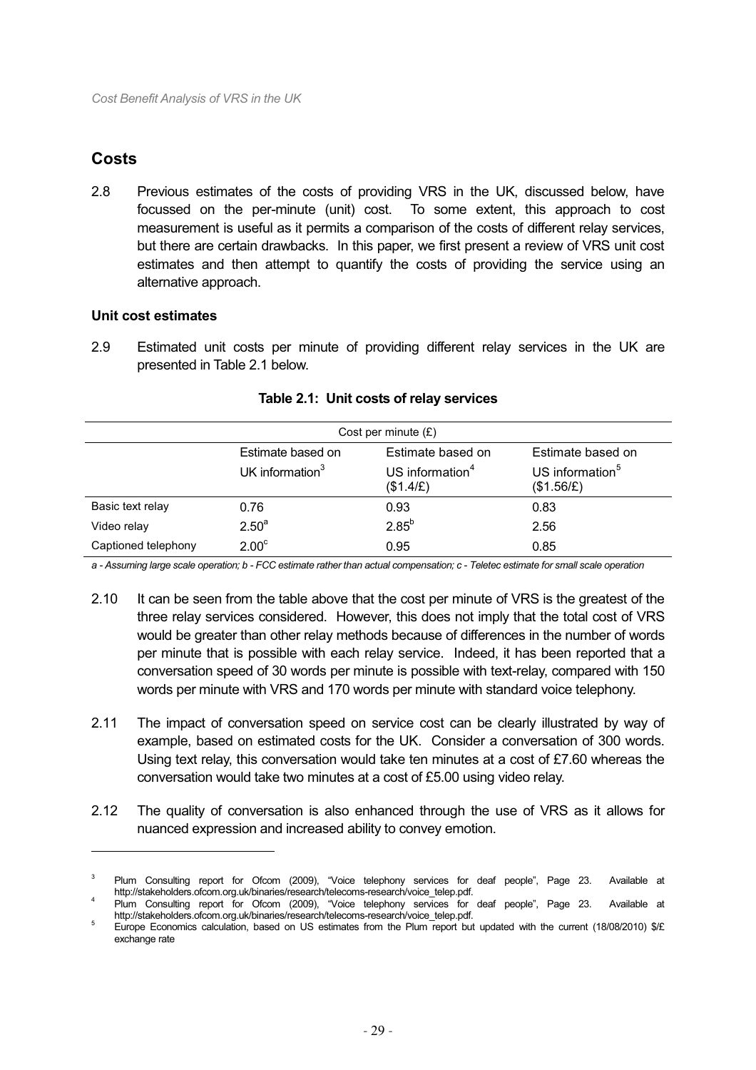## Costs

2.8 Previous estimates of the costs of providing VRS in the UK, discussed below, have focussed on the per-minute (unit) cost. To some extent, this approach to cost measurement is useful as it permits a comparison of the costs of different relay services, but there are certain drawbacks. In this paper, we first present a review of VRS unit cost estimates and then attempt to quantify the costs of providing the service using an alternative approach.

### Unit cost estimates

2.9 Estimated unit costs per minute of providing different relay services in the UK are presented in Table 2.1 below.

**Table 2.1: Unit costs of relay services**

| | Cost per minute (£) | | |
|---|---|---|---|
| | Estimate based on UK information[3] | Estimate based on US information[4] ($1.4/£) | Estimate based on US information[5] ($1.56/£) |
| Basic text relay | 0.76 | 0.93 | 0.83 |
| Video relay | 2.50[a] | 2.85[b] | 2.56 |
| Captioned telephony | 2.00[c] | 0.95 | 0.85 |

*a - Assuming large scale operation; b - FCC estimate rather than actual compensation; c - Teletec estimate for small scale operation*

2.10 It can be seen from the table above that the cost per minute of VRS is the greatest of the three relay services considered. However, this does not imply that the total cost of VRS would be greater than other relay methods because of differences in the number of words per minute that is possible with each relay service. Indeed, it has been reported that a conversation speed of 30 words per minute is possible with text-relay, compared with 150 words per minute with VRS and 170 words per minute with standard voice telephony.

2.11 The impact of conversation speed on service cost can be clearly illustrated by way of example, based on estimated costs for the UK. Consider a conversation of 300 words. Using text relay, this conversation would take ten minutes at a cost of £7.60 whereas the conversation would take two minutes at a cost of £5.00 using video relay.

2.12 The quality of conversation is also enhanced through the use of VRS as it allows for nuanced expression and increased ability to convey emotion.

---

[3] Plum Consulting report for Ofcom (2009), "Voice telephony services for deaf people", Page 23. Available at http://stakeholders.ofcom.org.uk/binaries/research/telecoms-research/voice_telep.pdf.

[4] Plum Consulting report for Ofcom (2009), "Voice telephony services for deaf people", Page 23. Available at http://stakeholders.ofcom.org.uk/binaries/research/telecoms-research/voice_telep.pdf.

[5] Europe Economics calculation, based on US estimates from the Plum report but updated with the current (18/08/2010) $/£ exchange rate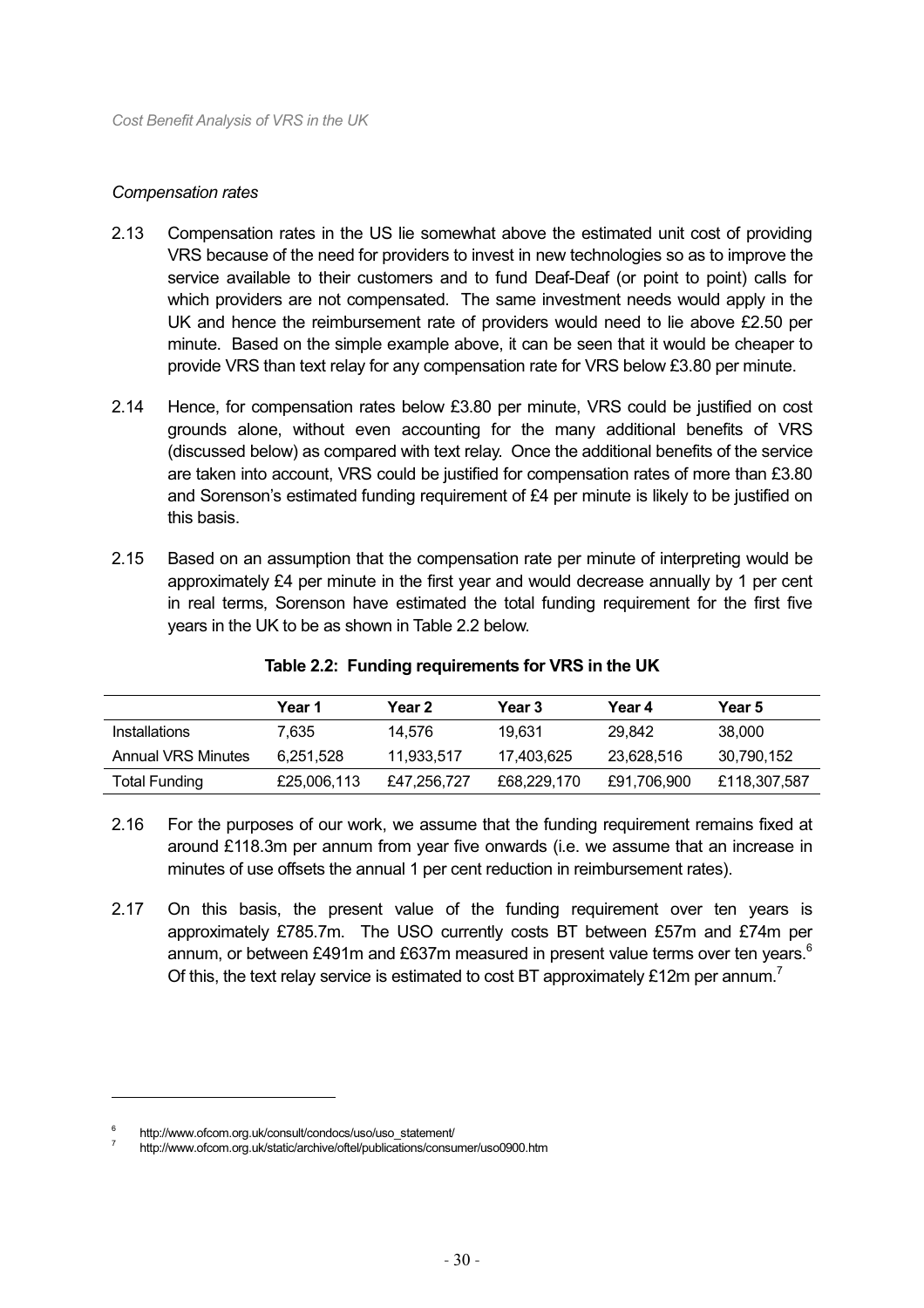*Compensation rates*

2.13 Compensation rates in the US lie somewhat above the estimated unit cost of providing VRS because of the need for providers to invest in new technologies so as to improve the service available to their customers and to fund Deaf-Deaf (or point to point) calls for which providers are not compensated. The same investment needs would apply in the UK and hence the reimbursement rate of providers would need to lie above £2.50 per minute. Based on the simple example above, it can be seen that it would be cheaper to provide VRS than text relay for any compensation rate for VRS below £3.80 per minute.

2.14 Hence, for compensation rates below £3.80 per minute, VRS could be justified on cost grounds alone, without even accounting for the many additional benefits of VRS (discussed below) as compared with text relay. Once the additional benefits of the service are taken into account, VRS could be justified for compensation rates of more than £3.80 and Sorenson's estimated funding requirement of £4 per minute is likely to be justified on this basis.

2.15 Based on an assumption that the compensation rate per minute of interpreting would be approximately £4 per minute in the first year and would decrease annually by 1 per cent in real terms, Sorenson have estimated the total funding requirement for the first five years in the UK to be as shown in Table 2.2 below.

**Table 2.2: Funding requirements for VRS in the UK**

| | Year 1 | Year 2 | Year 3 | Year 4 | Year 5 |
|---|---|---|---|---|---|
| Installations | 7,635 | 14,576 | 19,631 | 29,842 | 38,000 |
| Annual VRS Minutes | 6,251,528 | 11,933,517 | 17,403,625 | 23,628,516 | 30,790,152 |
| Total Funding | £25,006,113 | £47,256,727 | £68,229,170 | £91,706,900 | £118,307,587 |

2.16 For the purposes of our work, we assume that the funding requirement remains fixed at around £118.3m per annum from year five onwards (i.e. we assume that an increase in minutes of use offsets the annual 1 per cent reduction in reimbursement rates).

2.17 On this basis, the present value of the funding requirement over ten years is approximately £785.7m. The USO currently costs BT between £57m and £74m per annum, or between £491m and £637m measured in present value terms over ten years.[6] Of this, the text relay service is estimated to cost BT approximately £12m per annum.[7]

---

[6] http://www.ofcom.org.uk/consult/condocs/uso/uso_statement/

[7] http://www.ofcom.org.uk/static/archive/oftel/publications/consumer/uso0900.htm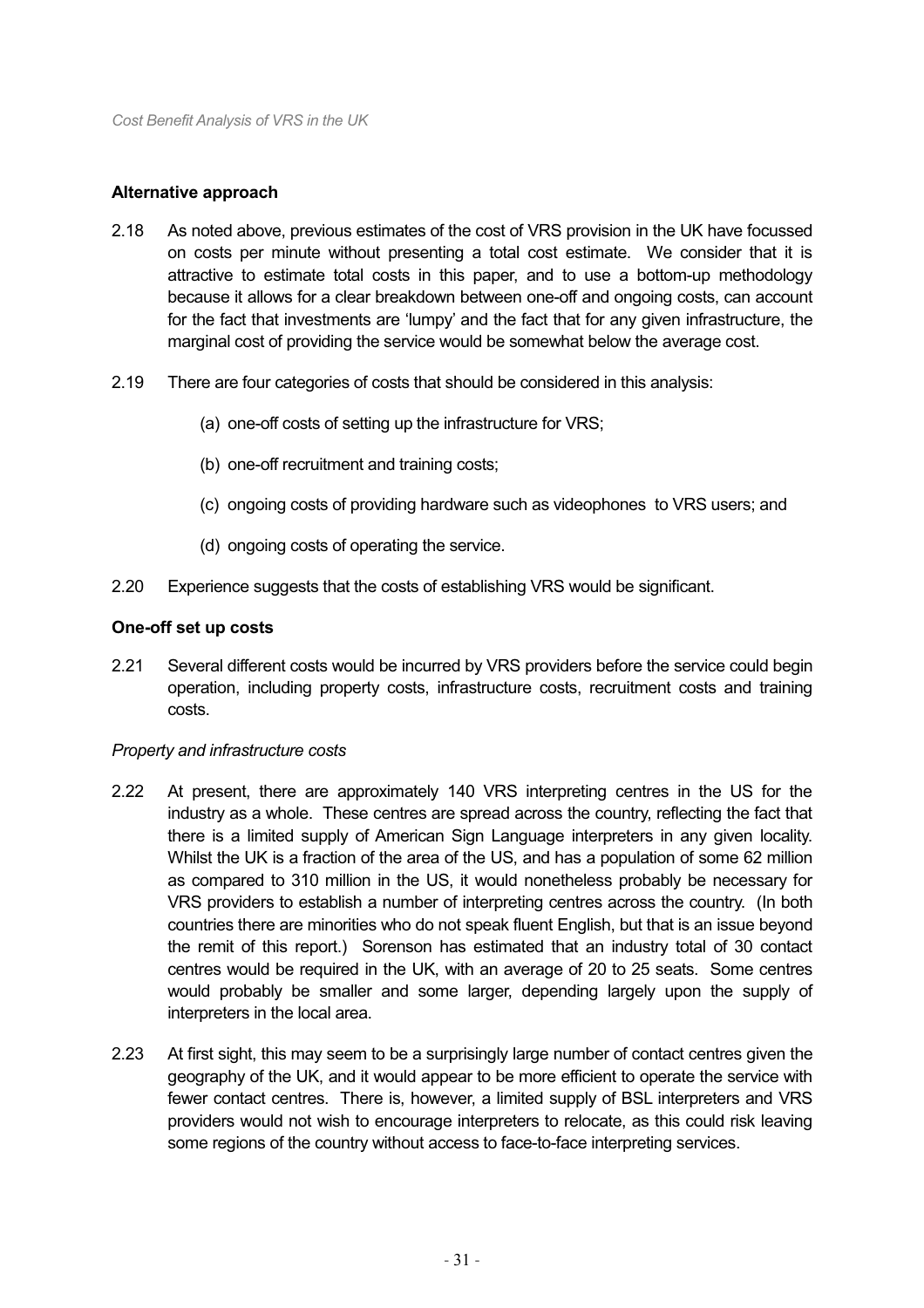### Alternative approach

2.18 As noted above, previous estimates of the cost of VRS provision in the UK have focussed on costs per minute without presenting a total cost estimate. We consider that it is attractive to estimate total costs in this paper, and to use a bottom-up methodology because it allows for a clear breakdown between one-off and ongoing costs, can account for the fact that investments are 'lumpy' and the fact that for any given infrastructure, the marginal cost of providing the service would be somewhat below the average cost.

2.19 There are four categories of costs that should be considered in this analysis:

(a) one-off costs of setting up the infrastructure for VRS;

(b) one-off recruitment and training costs;

(c) ongoing costs of providing hardware such as videophones to VRS users; and

(d) ongoing costs of operating the service.

2.20 Experience suggests that the costs of establishing VRS would be significant.

### One-off set up costs

2.21 Several different costs would be incurred by VRS providers before the service could begin operation, including property costs, infrastructure costs, recruitment costs and training costs.

*Property and infrastructure costs*

2.22 At present, there are approximately 140 VRS interpreting centres in the US for the industry as a whole. These centres are spread across the country, reflecting the fact that there is a limited supply of American Sign Language interpreters in any given locality. Whilst the UK is a fraction of the area of the US, and has a population of some 62 million as compared to 310 million in the US, it would nonetheless probably be necessary for VRS providers to establish a number of interpreting centres across the country. (In both countries there are minorities who do not speak fluent English, but that is an issue beyond the remit of this report.) Sorenson has estimated that an industry total of 30 contact centres would be required in the UK, with an average of 20 to 25 seats. Some centres would probably be smaller and some larger, depending largely upon the supply of interpreters in the local area.

2.23 At first sight, this may seem to be a surprisingly large number of contact centres given the geography of the UK, and it would appear to be more efficient to operate the service with fewer contact centres. There is, however, a limited supply of BSL interpreters and VRS providers would not wish to encourage interpreters to relocate, as this could risk leaving some regions of the country without access to face-to-face interpreting services.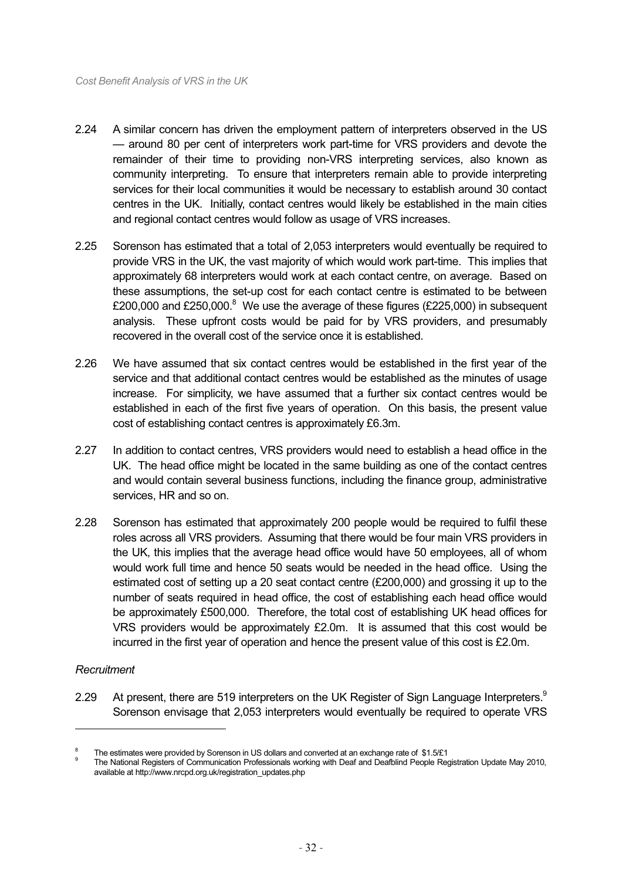2.24 A similar concern has driven the employment pattern of interpreters observed in the US — around 80 per cent of interpreters work part-time for VRS providers and devote the remainder of their time to providing non-VRS interpreting services, also known as community interpreting. To ensure that interpreters remain able to provide interpreting services for their local communities it would be necessary to establish around 30 contact centres in the UK. Initially, contact centres would likely be established in the main cities and regional contact centres would follow as usage of VRS increases.

2.25 Sorenson has estimated that a total of 2,053 interpreters would eventually be required to provide VRS in the UK, the vast majority of which would work part-time. This implies that approximately 68 interpreters would work at each contact centre, on average. Based on these assumptions, the set-up cost for each contact centre is estimated to be between £200,000 and £250,000.[8] We use the average of these figures (£225,000) in subsequent analysis. These upfront costs would be paid for by VRS providers, and presumably recovered in the overall cost of the service once it is established.

2.26 We have assumed that six contact centres would be established in the first year of the service and that additional contact centres would be established as the minutes of usage increase. For simplicity, we have assumed that a further six contact centres would be established in each of the first five years of operation. On this basis, the present value cost of establishing contact centres is approximately £6.3m.

2.27 In addition to contact centres, VRS providers would need to establish a head office in the UK. The head office might be located in the same building as one of the contact centres and would contain several business functions, including the finance group, administrative services, HR and so on.

2.28 Sorenson has estimated that approximately 200 people would be required to fulfil these roles across all VRS providers. Assuming that there would be four main VRS providers in the UK, this implies that the average head office would have 50 employees, all of whom would work full time and hence 50 seats would be needed in the head office. Using the estimated cost of setting up a 20 seat contact centre (£200,000) and grossing it up to the number of seats required in head office, the cost of establishing each head office would be approximately £500,000. Therefore, the total cost of establishing UK head offices for VRS providers would be approximately £2.0m. It is assumed that this cost would be incurred in the first year of operation and hence the present value of this cost is £2.0m.

*Recruitment*

2.29 At present, there are 519 interpreters on the UK Register of Sign Language Interpreters.[9] Sorenson envisage that 2,053 interpreters would eventually be required to operate VRS

---

[8] The estimates were provided by Sorenson in US dollars and converted at an exchange rate of $1.5/£1

[9] The National Registers of Communication Professionals working with Deaf and Deafblind People Registration Update May 2010, available at http://www.nrcpd.org.uk/registration_updates.php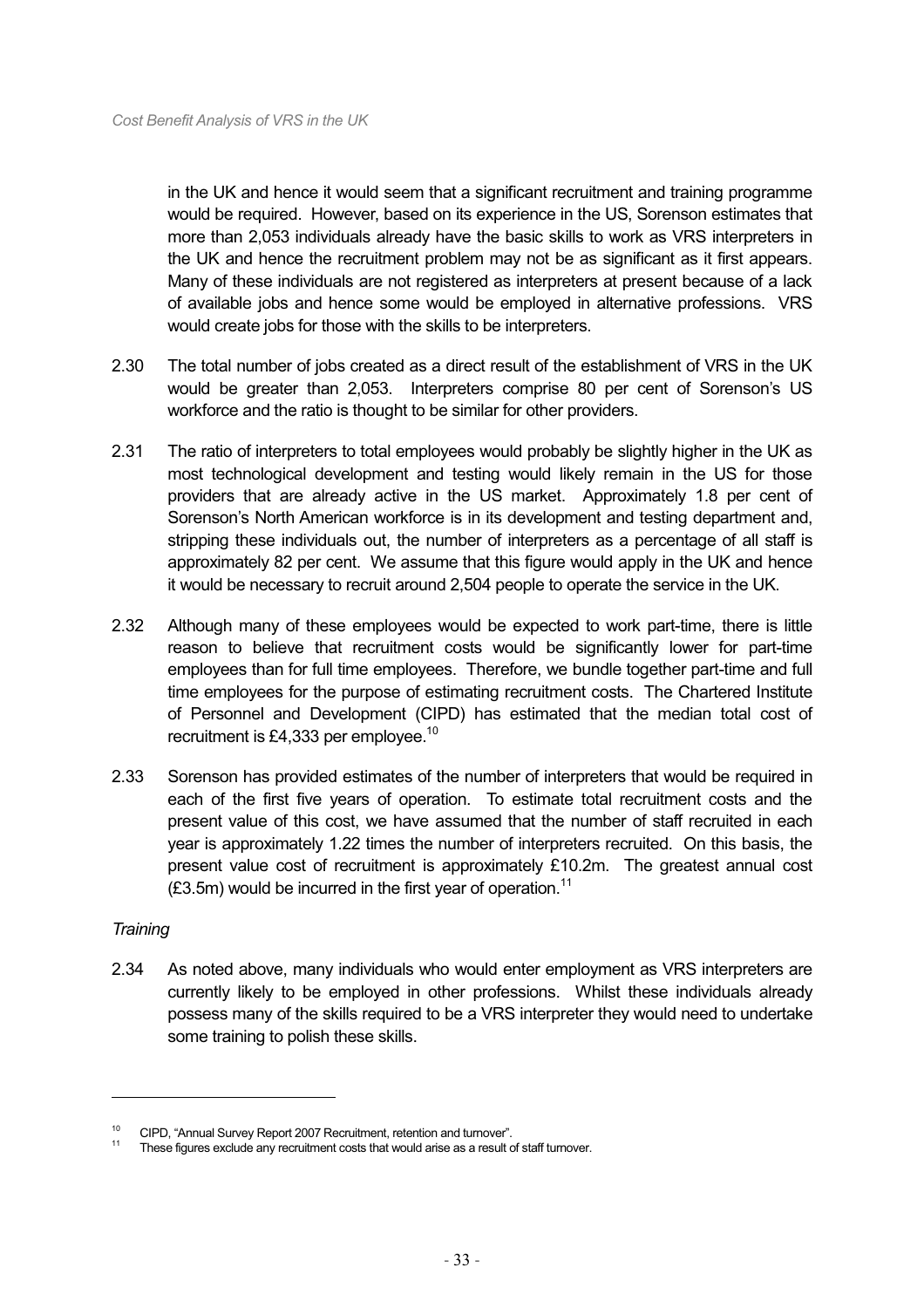in the UK and hence it would seem that a significant recruitment and training programme would be required. However, based on its experience in the US, Sorenson estimates that more than 2,053 individuals already have the basic skills to work as VRS interpreters in the UK and hence the recruitment problem may not be as significant as it first appears. Many of these individuals are not registered as interpreters at present because of a lack of available jobs and hence some would be employed in alternative professions. VRS would create jobs for those with the skills to be interpreters.

2.30 The total number of jobs created as a direct result of the establishment of VRS in the UK would be greater than 2,053. Interpreters comprise 80 per cent of Sorenson's US workforce and the ratio is thought to be similar for other providers.

2.31 The ratio of interpreters to total employees would probably be slightly higher in the UK as most technological development and testing would likely remain in the US for those providers that are already active in the US market. Approximately 1.8 per cent of Sorenson's North American workforce is in its development and testing department and, stripping these individuals out, the number of interpreters as a percentage of all staff is approximately 82 per cent. We assume that this figure would apply in the UK and hence it would be necessary to recruit around 2,504 people to operate the service in the UK.

2.32 Although many of these employees would be expected to work part-time, there is little reason to believe that recruitment costs would be significantly lower for part-time employees than for full time employees. Therefore, we bundle together part-time and full time employees for the purpose of estimating recruitment costs. The Chartered Institute of Personnel and Development (CIPD) has estimated that the median total cost of recruitment is £4,333 per employee.[10]

2.33 Sorenson has provided estimates of the number of interpreters that would be required in each of the first five years of operation. To estimate total recruitment costs and the present value of this cost, we have assumed that the number of staff recruited in each year is approximately 1.22 times the number of interpreters recruited. On this basis, the present value cost of recruitment is approximately £10.2m. The greatest annual cost (£3.5m) would be incurred in the first year of operation.[11]

*Training*

2.34 As noted above, many individuals who would enter employment as VRS interpreters are currently likely to be employed in other professions. Whilst these individuals already possess many of the skills required to be a VRS interpreter they would need to undertake some training to polish these skills.

---

[10] CIPD, "Annual Survey Report 2007 Recruitment, retention and turnover".

[11] These figures exclude any recruitment costs that would arise as a result of staff turnover.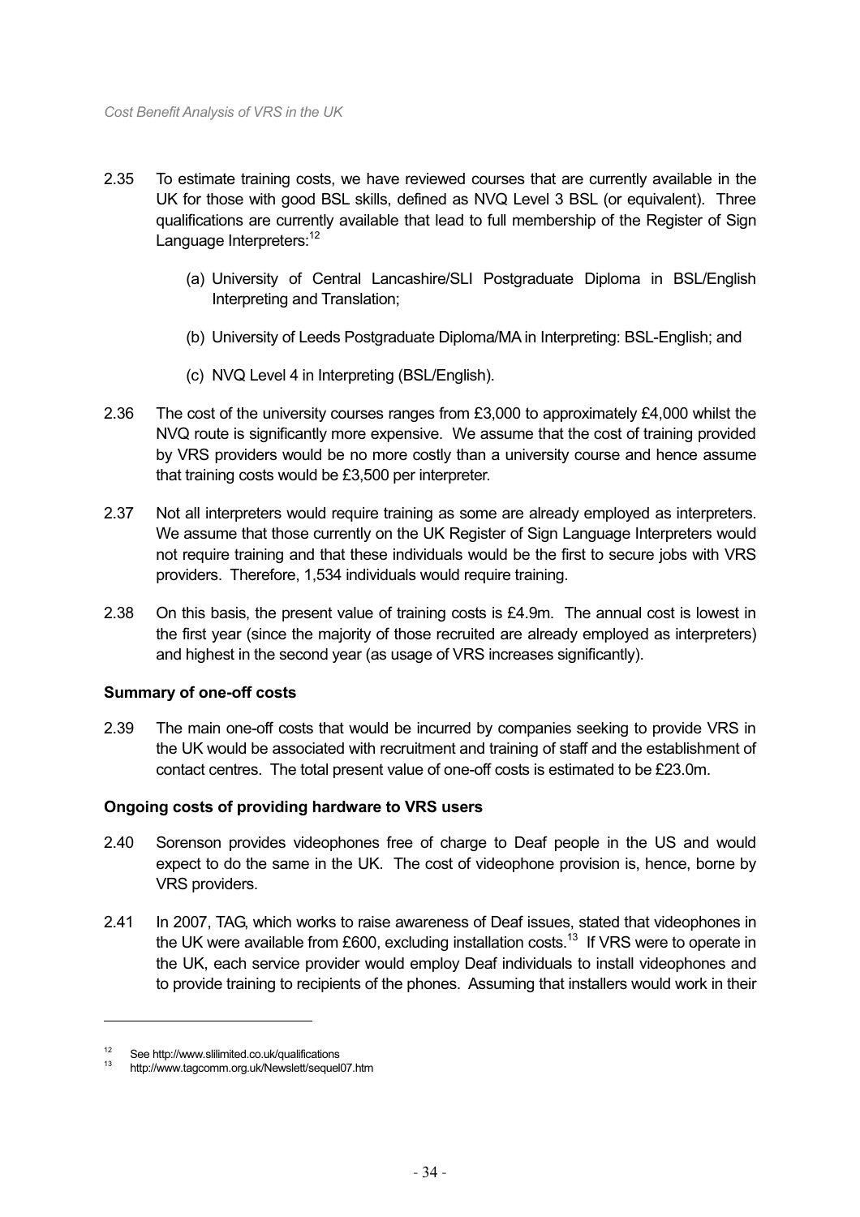2.35 To estimate training costs, we have reviewed courses that are currently available in the UK for those with good BSL skills, defined as NVQ Level 3 BSL (or equivalent). Three qualifications are currently available that lead to full membership of the Register of Sign Language Interpreters:[12]

(a) University of Central Lancashire/SLI Postgraduate Diploma in BSL/English Interpreting and Translation;

(b) University of Leeds Postgraduate Diploma/MA in Interpreting: BSL-English; and

(c) NVQ Level 4 in Interpreting (BSL/English).

2.36 The cost of the university courses ranges from £3,000 to approximately £4,000 whilst the NVQ route is significantly more expensive. We assume that the cost of training provided by VRS providers would be no more costly than a university course and hence assume that training costs would be £3,500 per interpreter.

2.37 Not all interpreters would require training as some are already employed as interpreters. We assume that those currently on the UK Register of Sign Language Interpreters would not require training and that these individuals would be the first to secure jobs with VRS providers. Therefore, 1,534 individuals would require training.

2.38 On this basis, the present value of training costs is £4.9m. The annual cost is lowest in the first year (since the majority of those recruited are already employed as interpreters) and highest in the second year (as usage of VRS increases significantly).

**Summary of one-off costs**

2.39 The main one-off costs that would be incurred by companies seeking to provide VRS in the UK would be associated with recruitment and training of staff and the establishment of contact centres. The total present value of one-off costs is estimated to be £23.0m.

**Ongoing costs of providing hardware to VRS users**

2.40 Sorenson provides videophones free of charge to Deaf people in the US and would expect to do the same in the UK. The cost of videophone provision is, hence, borne by VRS providers.

2.41 In 2007, TAG, which works to raise awareness of Deaf issues, stated that videophones in the UK were available from £600, excluding installation costs.[13] If VRS were to operate in the UK, each service provider would employ Deaf individuals to install videophones and to provide training to recipients of the phones. Assuming that installers would work in their

[12] See http://www.slilimited.co.uk/qualifications

[13] http://www.tagcomm.org.uk/Newslett/sequel07.htm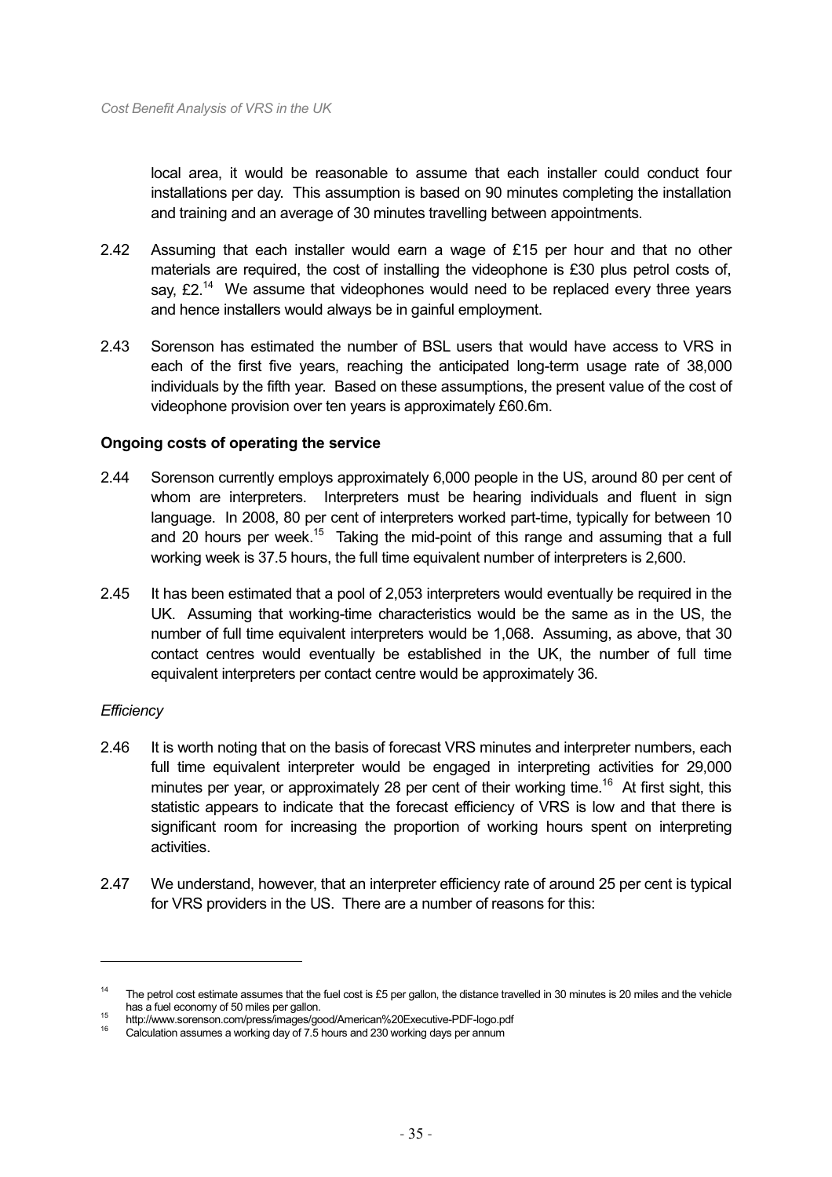local area, it would be reasonable to assume that each installer could conduct four installations per day. This assumption is based on 90 minutes completing the installation and training and an average of 30 minutes travelling between appointments.

2.42 Assuming that each installer would earn a wage of £15 per hour and that no other materials are required, the cost of installing the videophone is £30 plus petrol costs of, say, £2.[14] We assume that videophones would need to be replaced every three years and hence installers would always be in gainful employment.

2.43 Sorenson has estimated the number of BSL users that would have access to VRS in each of the first five years, reaching the anticipated long-term usage rate of 38,000 individuals by the fifth year. Based on these assumptions, the present value of the cost of videophone provision over ten years is approximately £60.6m.

**Ongoing costs of operating the service**

2.44 Sorenson currently employs approximately 6,000 people in the US, around 80 per cent of whom are interpreters. Interpreters must be hearing individuals and fluent in sign language. In 2008, 80 per cent of interpreters worked part-time, typically for between 10 and 20 hours per week.[15] Taking the mid-point of this range and assuming that a full working week is 37.5 hours, the full time equivalent number of interpreters is 2,600.

2.45 It has been estimated that a pool of 2,053 interpreters would eventually be required in the UK. Assuming that working-time characteristics would be the same as in the US, the number of full time equivalent interpreters would be 1,068. Assuming, as above, that 30 contact centres would eventually be established in the UK, the number of full time equivalent interpreters per contact centre would be approximately 36.

*Efficiency*

2.46 It is worth noting that on the basis of forecast VRS minutes and interpreter numbers, each full time equivalent interpreter would be engaged in interpreting activities for 29,000 minutes per year, or approximately 28 per cent of their working time.[16] At first sight, this statistic appears to indicate that the forecast efficiency of VRS is low and that there is significant room for increasing the proportion of working hours spent on interpreting activities.

2.47 We understand, however, that an interpreter efficiency rate of around 25 per cent is typical for VRS providers in the US. There are a number of reasons for this:

---

[14] The petrol cost estimate assumes that the fuel cost is £5 per gallon, the distance travelled in 30 minutes is 20 miles and the vehicle has a fuel economy of 50 miles per gallon.

[15] http://www.sorenson.com/press/images/good/American%20Executive-PDF-logo.pdf

[16] Calculation assumes a working day of 7.5 hours and 230 working days per annum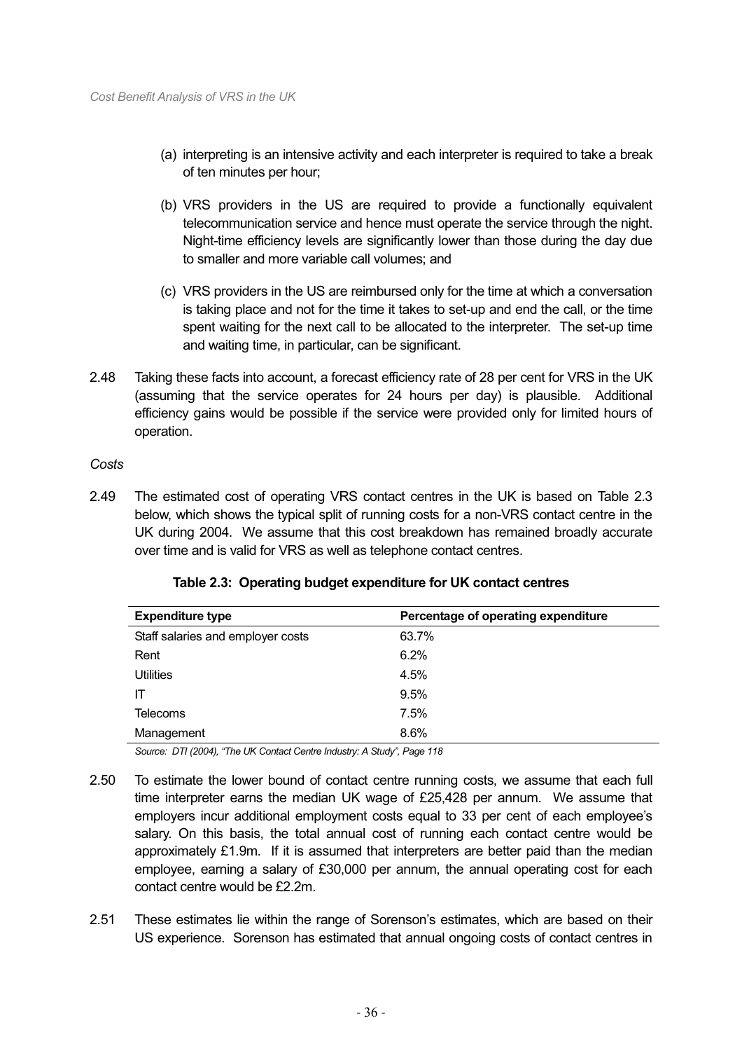(a) interpreting is an intensive activity and each interpreter is required to take a break of ten minutes per hour;

(b) VRS providers in the US are required to provide a functionally equivalent telecommunication service and hence must operate the service through the night. Night-time efficiency levels are significantly lower than those during the day due to smaller and more variable call volumes; and

(c) VRS providers in the US are reimbursed only for the time at which a conversation is taking place and not for the time it takes to set-up and end the call, or the time spent waiting for the next call to be allocated to the interpreter. The set-up time and waiting time, in particular, can be significant.

2.48 Taking these facts into account, a forecast efficiency rate of 28 per cent for VRS in the UK (assuming that the service operates for 24 hours per day) is plausible. Additional efficiency gains would be possible if the service were provided only for limited hours of operation.

*Costs*

2.49 The estimated cost of operating VRS contact centres in the UK is based on Table 2.3 below, which shows the typical split of running costs for a non-VRS contact centre in the UK during 2004. We assume that this cost breakdown has remained broadly accurate over time and is valid for VRS as well as telephone contact centres.

**Table 2.3: Operating budget expenditure for UK contact centres**

| Expenditure type | Percentage of operating expenditure |
|---|---|
| Staff salaries and employer costs | 63.7% |
| Rent | 6.2% |
| Utilities | 4.5% |
| IT | 9.5% |
| Telecoms | 7.5% |
| Management | 8.6% |

*Source: DTI (2004), "The UK Contact Centre Industry: A Study", Page 118*

2.50 To estimate the lower bound of contact centre running costs, we assume that each full time interpreter earns the median UK wage of £25,428 per annum. We assume that employers incur additional employment costs equal to 33 per cent of each employee's salary. On this basis, the total annual cost of running each contact centre would be approximately £1.9m. If it is assumed that interpreters are better paid than the median employee, earning a salary of £30,000 per annum, the annual operating cost for each contact centre would be £2.2m.

2.51 These estimates lie within the range of Sorenson's estimates, which are based on their US experience. Sorenson has estimated that annual ongoing costs of contact centres in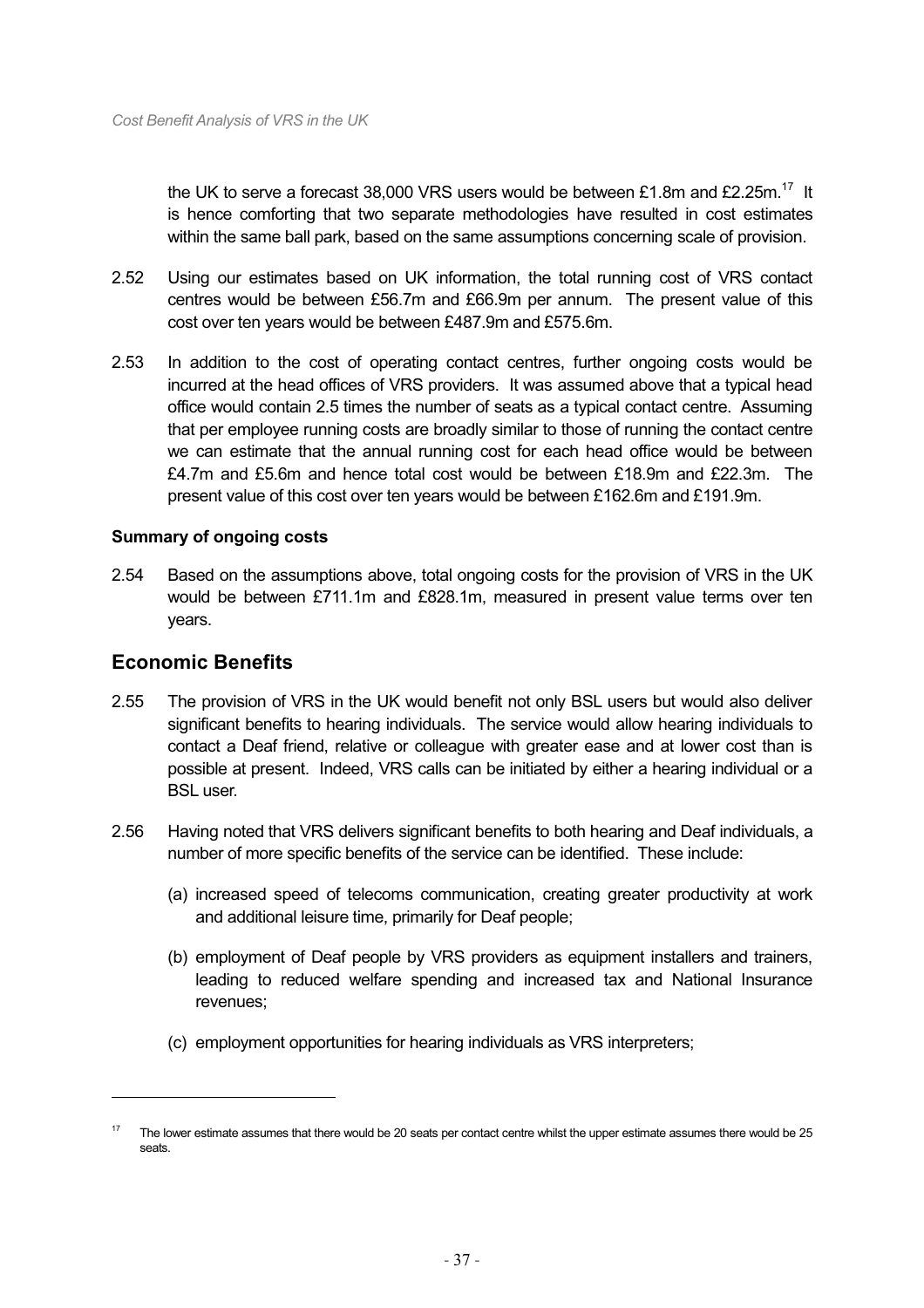the UK to serve a forecast 38,000 VRS users would be between £1.8m and £2.25m.[17] It is hence comforting that two separate methodologies have resulted in cost estimates within the same ball park, based on the same assumptions concerning scale of provision.

2.52 Using our estimates based on UK information, the total running cost of VRS contact centres would be between £56.7m and £66.9m per annum. The present value of this cost over ten years would be between £487.9m and £575.6m.

2.53 In addition to the cost of operating contact centres, further ongoing costs would be incurred at the head offices of VRS providers. It was assumed above that a typical head office would contain 2.5 times the number of seats as a typical contact centre. Assuming that per employee running costs are broadly similar to those of running the contact centre we can estimate that the annual running cost for each head office would be between £4.7m and £5.6m and hence total cost would be between £18.9m and £22.3m. The present value of this cost over ten years would be between £162.6m and £191.9m.

**Summary of ongoing costs**

2.54 Based on the assumptions above, total ongoing costs for the provision of VRS in the UK would be between £711.1m and £828.1m, measured in present value terms over ten years.

## Economic Benefits

2.55 The provision of VRS in the UK would benefit not only BSL users but would also deliver significant benefits to hearing individuals. The service would allow hearing individuals to contact a Deaf friend, relative or colleague with greater ease and at lower cost than is possible at present. Indeed, VRS calls can be initiated by either a hearing individual or a BSL user.

2.56 Having noted that VRS delivers significant benefits to both hearing and Deaf individuals, a number of more specific benefits of the service can be identified. These include:

(a) increased speed of telecoms communication, creating greater productivity at work and additional leisure time, primarily for Deaf people;

(b) employment of Deaf people by VRS providers as equipment installers and trainers, leading to reduced welfare spending and increased tax and National Insurance revenues;

(c) employment opportunities for hearing individuals as VRS interpreters;

---

[17] The lower estimate assumes that there would be 20 seats per contact centre whilst the upper estimate assumes there would be 25 seats.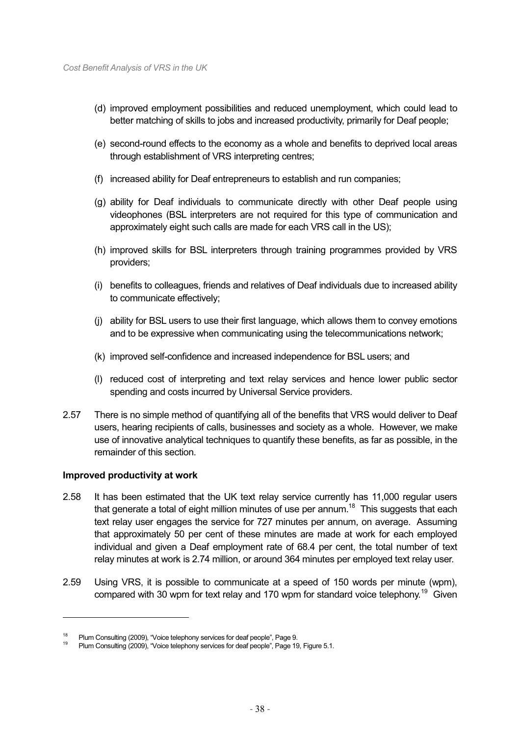(d) improved employment possibilities and reduced unemployment, which could lead to better matching of skills to jobs and increased productivity, primarily for Deaf people;

(e) second-round effects to the economy as a whole and benefits to deprived local areas through establishment of VRS interpreting centres;

(f) increased ability for Deaf entrepreneurs to establish and run companies;

(g) ability for Deaf individuals to communicate directly with other Deaf people using videophones (BSL interpreters are not required for this type of communication and approximately eight such calls are made for each VRS call in the US);

(h) improved skills for BSL interpreters through training programmes provided by VRS providers;

(i) benefits to colleagues, friends and relatives of Deaf individuals due to increased ability to communicate effectively;

(j) ability for BSL users to use their first language, which allows them to convey emotions and to be expressive when communicating using the telecommunications network;

(k) improved self-confidence and increased independence for BSL users; and

(l) reduced cost of interpreting and text relay services and hence lower public sector spending and costs incurred by Universal Service providers.

2.57 There is no simple method of quantifying all of the benefits that VRS would deliver to Deaf users, hearing recipients of calls, businesses and society as a whole. However, we make use of innovative analytical techniques to quantify these benefits, as far as possible, in the remainder of this section.

**Improved productivity at work**

2.58 It has been estimated that the UK text relay service currently has 11,000 regular users that generate a total of eight million minutes of use per annum.[18] This suggests that each text relay user engages the service for 727 minutes per annum, on average. Assuming that approximately 50 per cent of these minutes are made at work for each employed individual and given a Deaf employment rate of 68.4 per cent, the total number of text relay minutes at work is 2.74 million, or around 364 minutes per employed text relay user.

2.59 Using VRS, it is possible to communicate at a speed of 150 words per minute (wpm), compared with 30 wpm for text relay and 170 wpm for standard voice telephony.[19] Given

[18] Plum Consulting (2009), "Voice telephony services for deaf people", Page 9.

[19] Plum Consulting (2009), "Voice telephony services for deaf people", Page 19, Figure 5.1.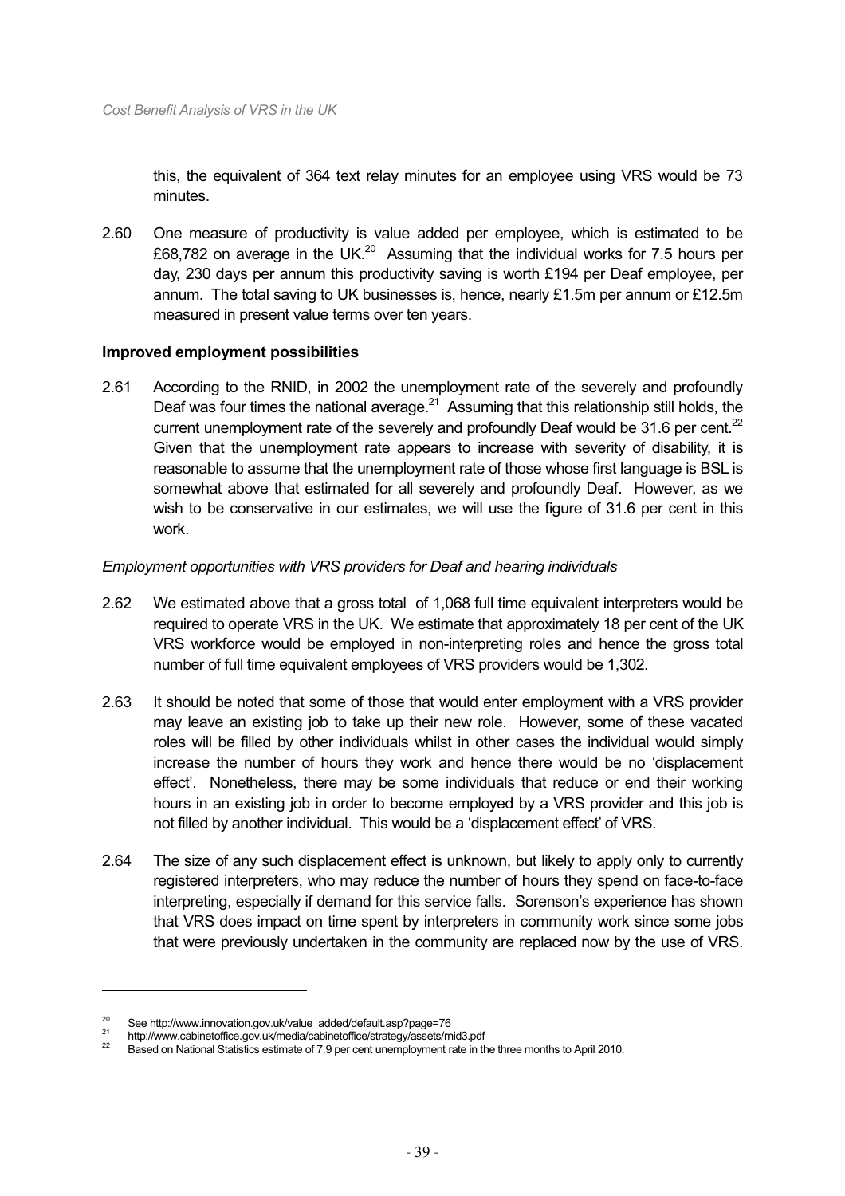this, the equivalent of 364 text relay minutes for an employee using VRS would be 73 minutes.

2.60 One measure of productivity is value added per employee, which is estimated to be £68,782 on average in the UK.[20] Assuming that the individual works for 7.5 hours per day, 230 days per annum this productivity saving is worth £194 per Deaf employee, per annum. The total saving to UK businesses is, hence, nearly £1.5m per annum or £12.5m measured in present value terms over ten years.

**Improved employment possibilities**

2.61 According to the RNID, in 2002 the unemployment rate of the severely and profoundly Deaf was four times the national average.[21] Assuming that this relationship still holds, the current unemployment rate of the severely and profoundly Deaf would be 31.6 per cent.[22] Given that the unemployment rate appears to increase with severity of disability, it is reasonable to assume that the unemployment rate of those whose first language is BSL is somewhat above that estimated for all severely and profoundly Deaf. However, as we wish to be conservative in our estimates, we will use the figure of 31.6 per cent in this work.

*Employment opportunities with VRS providers for Deaf and hearing individuals*

2.62 We estimated above that a gross total of 1,068 full time equivalent interpreters would be required to operate VRS in the UK. We estimate that approximately 18 per cent of the UK VRS workforce would be employed in non-interpreting roles and hence the gross total number of full time equivalent employees of VRS providers would be 1,302.

2.63 It should be noted that some of those that would enter employment with a VRS provider may leave an existing job to take up their new role. However, some of these vacated roles will be filled by other individuals whilst in other cases the individual would simply increase the number of hours they work and hence there would be no 'displacement effect'. Nonetheless, there may be some individuals that reduce or end their working hours in an existing job in order to become employed by a VRS provider and this job is not filled by another individual. This would be a 'displacement effect' of VRS.

2.64 The size of any such displacement effect is unknown, but likely to apply only to currently registered interpreters, who may reduce the number of hours they spend on face-to-face interpreting, especially if demand for this service falls. Sorenson's experience has shown that VRS does impact on time spent by interpreters in community work since some jobs that were previously undertaken in the community are replaced now by the use of VRS.

[20] See http://www.innovation.gov.uk/value_added/default.asp?page=76

[21] http://www.cabinetoffice.gov.uk/media/cabinetoffice/strategy/assets/mid3.pdf

[22] Based on National Statistics estimate of 7.9 per cent unemployment rate in the three months to April 2010.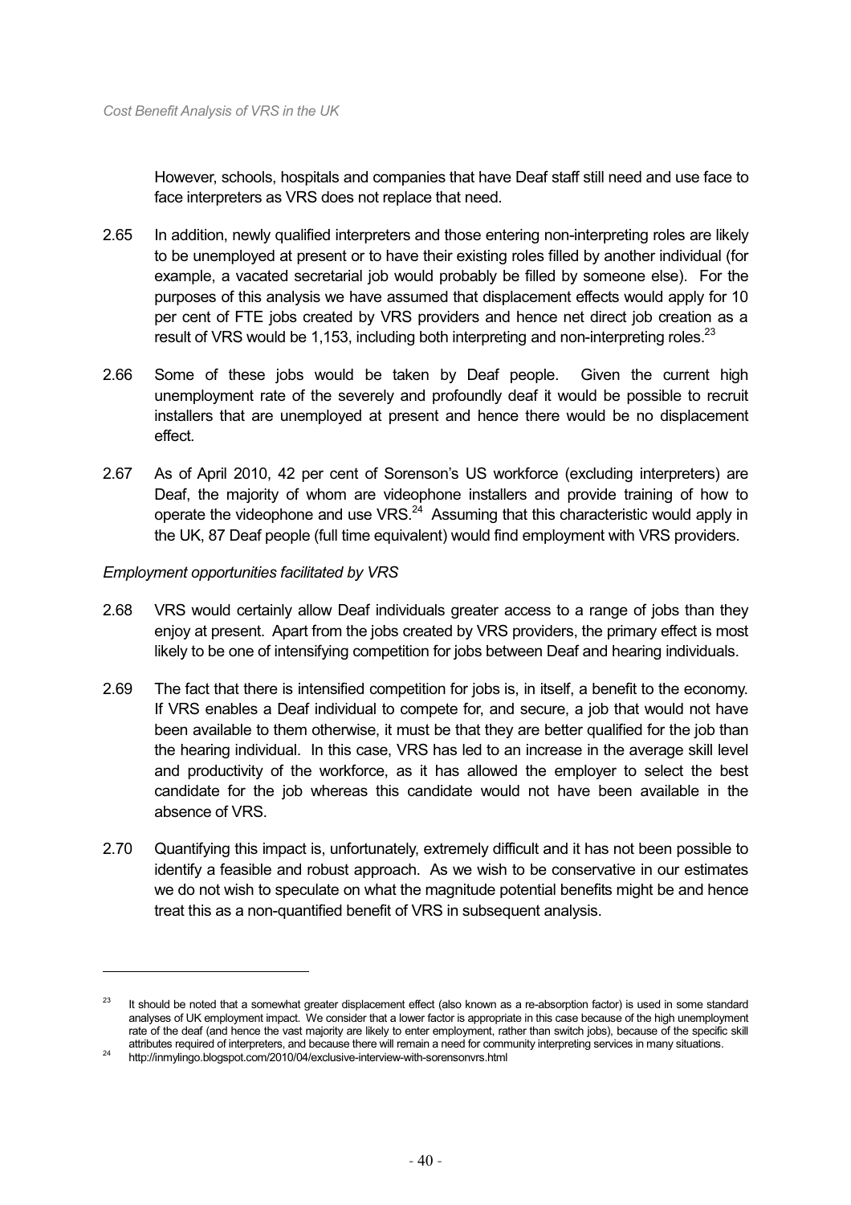However, schools, hospitals and companies that have Deaf staff still need and use face to face interpreters as VRS does not replace that need.

2.65 In addition, newly qualified interpreters and those entering non-interpreting roles are likely to be unemployed at present or to have their existing roles filled by another individual (for example, a vacated secretarial job would probably be filled by someone else). For the purposes of this analysis we have assumed that displacement effects would apply for 10 per cent of FTE jobs created by VRS providers and hence net direct job creation as a result of VRS would be 1,153, including both interpreting and non-interpreting roles.[23]

2.66 Some of these jobs would be taken by Deaf people. Given the current high unemployment rate of the severely and profoundly deaf it would be possible to recruit installers that are unemployed at present and hence there would be no displacement effect.

2.67 As of April 2010, 42 per cent of Sorenson's US workforce (excluding interpreters) are Deaf, the majority of whom are videophone installers and provide training of how to operate the videophone and use VRS.[24] Assuming that this characteristic would apply in the UK, 87 Deaf people (full time equivalent) would find employment with VRS providers.

*Employment opportunities facilitated by VRS*

2.68 VRS would certainly allow Deaf individuals greater access to a range of jobs than they enjoy at present. Apart from the jobs created by VRS providers, the primary effect is most likely to be one of intensifying competition for jobs between Deaf and hearing individuals.

2.69 The fact that there is intensified competition for jobs is, in itself, a benefit to the economy. If VRS enables a Deaf individual to compete for, and secure, a job that would not have been available to them otherwise, it must be that they are better qualified for the job than the hearing individual. In this case, VRS has led to an increase in the average skill level and productivity of the workforce, as it has allowed the employer to select the best candidate for the job whereas this candidate would not have been available in the absence of VRS.

2.70 Quantifying this impact is, unfortunately, extremely difficult and it has not been possible to identify a feasible and robust approach. As we wish to be conservative in our estimates we do not wish to speculate on what the magnitude potential benefits might be and hence treat this as a non-quantified benefit of VRS in subsequent analysis.

---

[23] It should be noted that a somewhat greater displacement effect (also known as a re-absorption factor) is used in some standard analyses of UK employment impact. We consider that a lower factor is appropriate in this case because of the high unemployment rate of the deaf (and hence the vast majority are likely to enter employment, rather than switch jobs), because of the specific skill attributes required of interpreters, and because there will remain a need for community interpreting services in many situations.

[24] http://inmylingo.blogspot.com/2010/04/exclusive-interview-with-sorensonvrs.html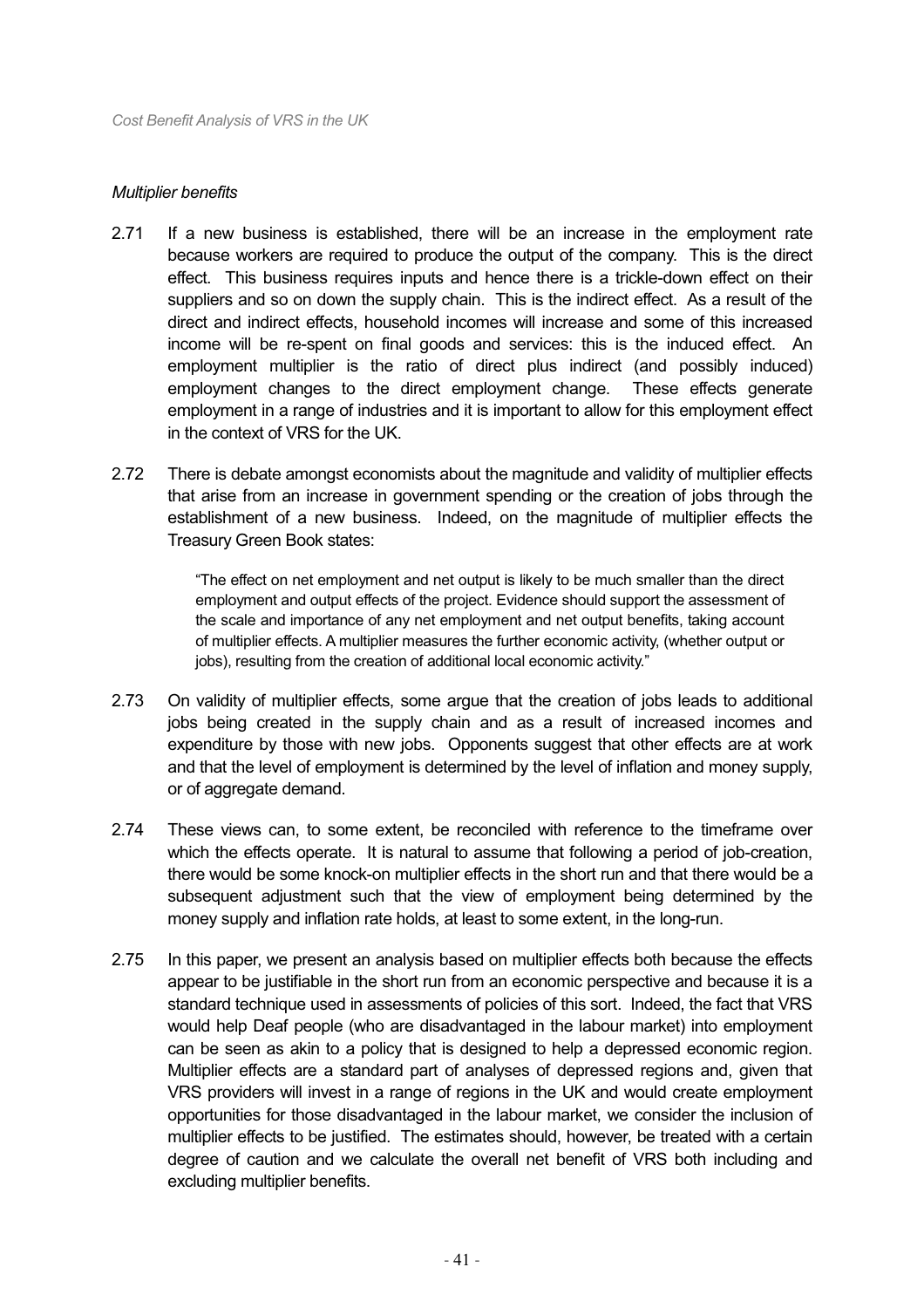*Multiplier benefits*

2.71 If a new business is established, there will be an increase in the employment rate because workers are required to produce the output of the company. This is the direct effect. This business requires inputs and hence there is a trickle-down effect on their suppliers and so on down the supply chain. This is the indirect effect. As a result of the direct and indirect effects, household incomes will increase and some of this increased income will be re-spent on final goods and services: this is the induced effect. An employment multiplier is the ratio of direct plus indirect (and possibly induced) employment changes to the direct employment change. These effects generate employment in a range of industries and it is important to allow for this employment effect in the context of VRS for the UK.

2.72 There is debate amongst economists about the magnitude and validity of multiplier effects that arise from an increase in government spending or the creation of jobs through the establishment of a new business. Indeed, on the magnitude of multiplier effects the Treasury Green Book states:

> "The effect on net employment and net output is likely to be much smaller than the direct employment and output effects of the project. Evidence should support the assessment of the scale and importance of any net employment and net output benefits, taking account of multiplier effects. A multiplier measures the further economic activity, (whether output or jobs), resulting from the creation of additional local economic activity."

2.73 On validity of multiplier effects, some argue that the creation of jobs leads to additional jobs being created in the supply chain and as a result of increased incomes and expenditure by those with new jobs. Opponents suggest that other effects are at work and that the level of employment is determined by the level of inflation and money supply, or of aggregate demand.

2.74 These views can, to some extent, be reconciled with reference to the timeframe over which the effects operate. It is natural to assume that following a period of job-creation, there would be some knock-on multiplier effects in the short run and that there would be a subsequent adjustment such that the view of employment being determined by the money supply and inflation rate holds, at least to some extent, in the long-run.

2.75 In this paper, we present an analysis based on multiplier effects both because the effects appear to be justifiable in the short run from an economic perspective and because it is a standard technique used in assessments of policies of this sort. Indeed, the fact that VRS would help Deaf people (who are disadvantaged in the labour market) into employment can be seen as akin to a policy that is designed to help a depressed economic region. Multiplier effects are a standard part of analyses of depressed regions and, given that VRS providers will invest in a range of regions in the UK and would create employment opportunities for those disadvantaged in the labour market, we consider the inclusion of multiplier effects to be justified. The estimates should, however, be treated with a certain degree of caution and we calculate the overall net benefit of VRS both including and excluding multiplier benefits.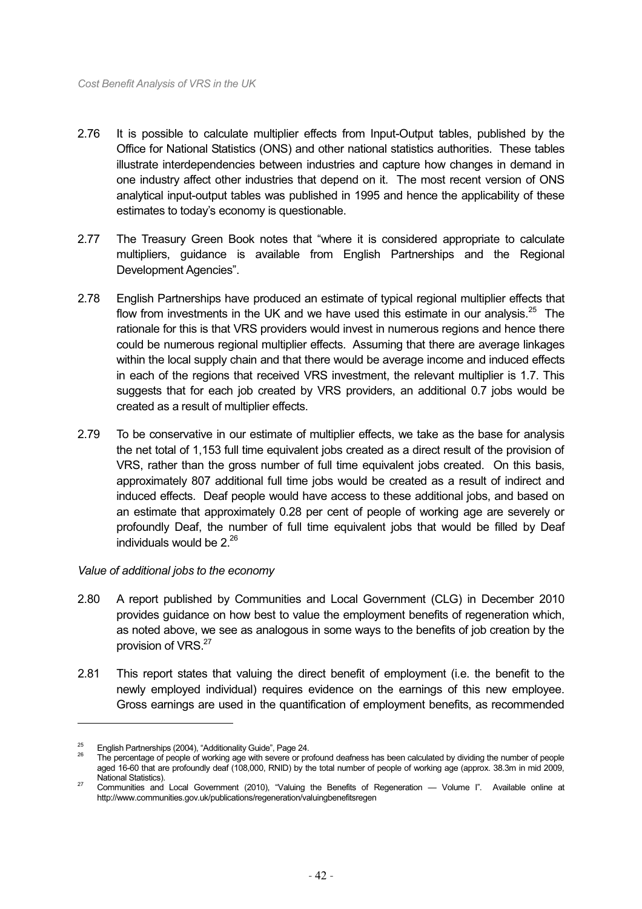2.76 It is possible to calculate multiplier effects from Input-Output tables, published by the Office for National Statistics (ONS) and other national statistics authorities. These tables illustrate interdependencies between industries and capture how changes in demand in one industry affect other industries that depend on it. The most recent version of ONS analytical input-output tables was published in 1995 and hence the applicability of these estimates to today's economy is questionable.

2.77 The Treasury Green Book notes that "where it is considered appropriate to calculate multipliers, guidance is available from English Partnerships and the Regional Development Agencies".

2.78 English Partnerships have produced an estimate of typical regional multiplier effects that flow from investments in the UK and we have used this estimate in our analysis.[25] The rationale for this is that VRS providers would invest in numerous regions and hence there could be numerous regional multiplier effects. Assuming that there are average linkages within the local supply chain and that there would be average income and induced effects in each of the regions that received VRS investment, the relevant multiplier is 1.7. This suggests that for each job created by VRS providers, an additional 0.7 jobs would be created as a result of multiplier effects.

2.79 To be conservative in our estimate of multiplier effects, we take as the base for analysis the net total of 1,153 full time equivalent jobs created as a direct result of the provision of VRS, rather than the gross number of full time equivalent jobs created. On this basis, approximately 807 additional full time jobs would be created as a result of indirect and induced effects. Deaf people would have access to these additional jobs, and based on an estimate that approximately 0.28 per cent of people of working age are severely or profoundly Deaf, the number of full time equivalent jobs that would be filled by Deaf individuals would be 2.[26]

*Value of additional jobs to the economy*

2.80 A report published by Communities and Local Government (CLG) in December 2010 provides guidance on how best to value the employment benefits of regeneration which, as noted above, we see as analogous in some ways to the benefits of job creation by the provision of VRS.[27]

2.81 This report states that valuing the direct benefit of employment (i.e. the benefit to the newly employed individual) requires evidence on the earnings of this new employee. Gross earnings are used in the quantification of employment benefits, as recommended

---

[25] English Partnerships (2004), "Additionality Guide", Page 24.

[26] The percentage of people of working age with severe or profound deafness has been calculated by dividing the number of people aged 16-60 that are profoundly deaf (108,000, RNID) by the total number of people of working age (approx. 38.3m in mid 2009, National Statistics).

[27] Communities and Local Government (2010), "Valuing the Benefits of Regeneration — Volume I". Available online at http://www.communities.gov.uk/publications/regeneration/valuingbenefitsregen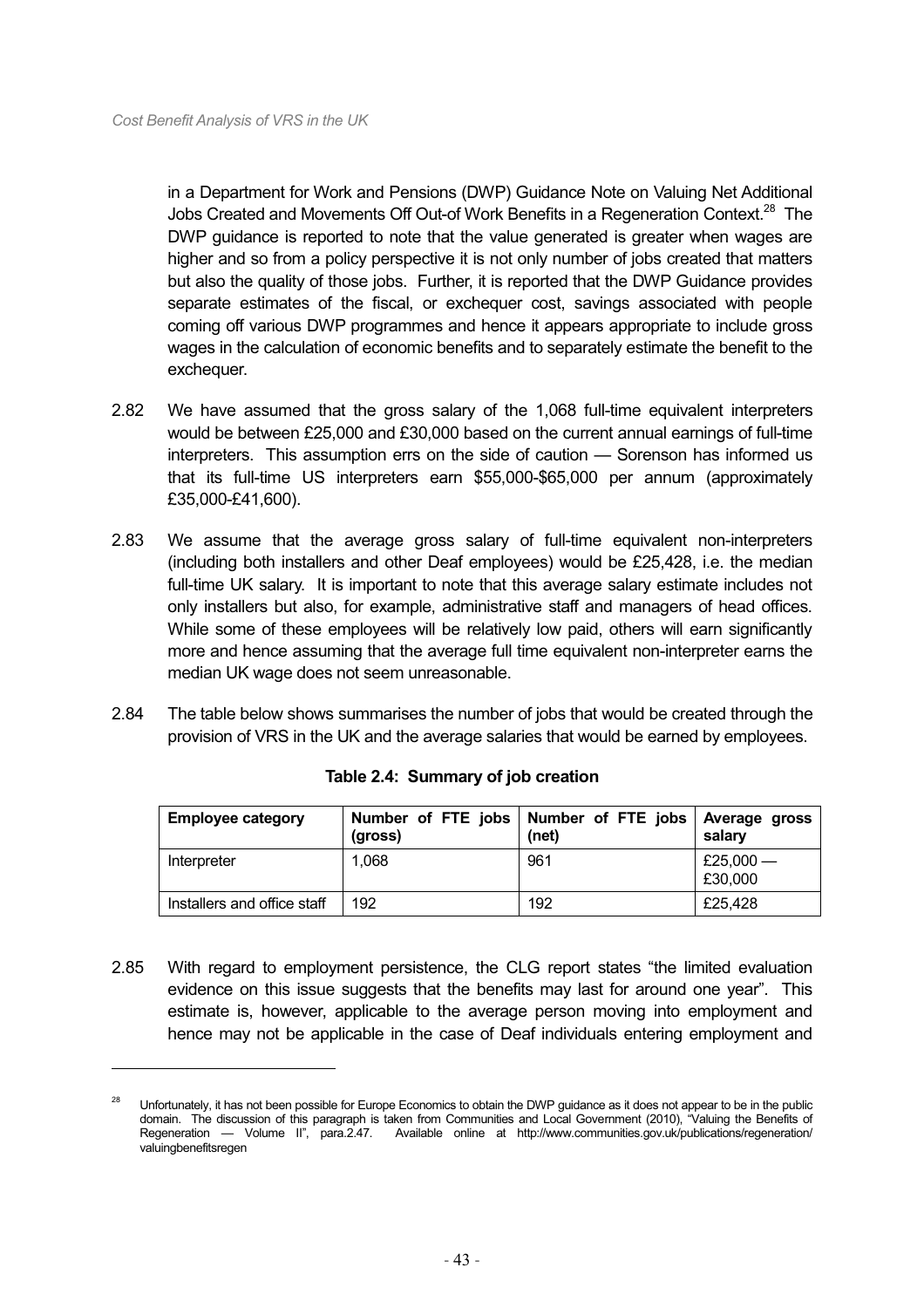in a Department for Work and Pensions (DWP) Guidance Note on Valuing Net Additional Jobs Created and Movements Off Out-of Work Benefits in a Regeneration Context.[28] The DWP guidance is reported to note that the value generated is greater when wages are higher and so from a policy perspective it is not only number of jobs created that matters but also the quality of those jobs. Further, it is reported that the DWP Guidance provides separate estimates of the fiscal, or exchequer cost, savings associated with people coming off various DWP programmes and hence it appears appropriate to include gross wages in the calculation of economic benefits and to separately estimate the benefit to the exchequer.

2.82 We have assumed that the gross salary of the 1,068 full-time equivalent interpreters would be between £25,000 and £30,000 based on the current annual earnings of full-time interpreters. This assumption errs on the side of caution — Sorenson has informed us that its full-time US interpreters earn $55,000-$65,000 per annum (approximately £35,000-£41,600).

2.83 We assume that the average gross salary of full-time equivalent non-interpreters (including both installers and other Deaf employees) would be £25,428, i.e. the median full-time UK salary. It is important to note that this average salary estimate includes not only installers but also, for example, administrative staff and managers of head offices. While some of these employees will be relatively low paid, others will earn significantly more and hence assuming that the average full time equivalent non-interpreter earns the median UK wage does not seem unreasonable.

2.84 The table below shows summarises the number of jobs that would be created through the provision of VRS in the UK and the average salaries that would be earned by employees.

**Table 2.4: Summary of job creation**

| Employee category | Number of FTE jobs (gross) | Number of FTE jobs (net) | Average gross salary |
|---|---|---|---|
| Interpreter | 1,068 | 961 | £25,000 — £30,000 |
| Installers and office staff | 192 | 192 | £25,428 |

2.85 With regard to employment persistence, the CLG report states "the limited evaluation evidence on this issue suggests that the benefits may last for around one year". This estimate is, however, applicable to the average person moving into employment and hence may not be applicable in the case of Deaf individuals entering employment and

[28] Unfortunately, it has not been possible for Europe Economics to obtain the DWP guidance as it does not appear to be in the public domain. The discussion of this paragraph is taken from Communities and Local Government (2010), "Valuing the Benefits of Regeneration — Volume II", para.2.47. Available online at http://www.communities.gov.uk/publications/regeneration/valuingbenefitsregen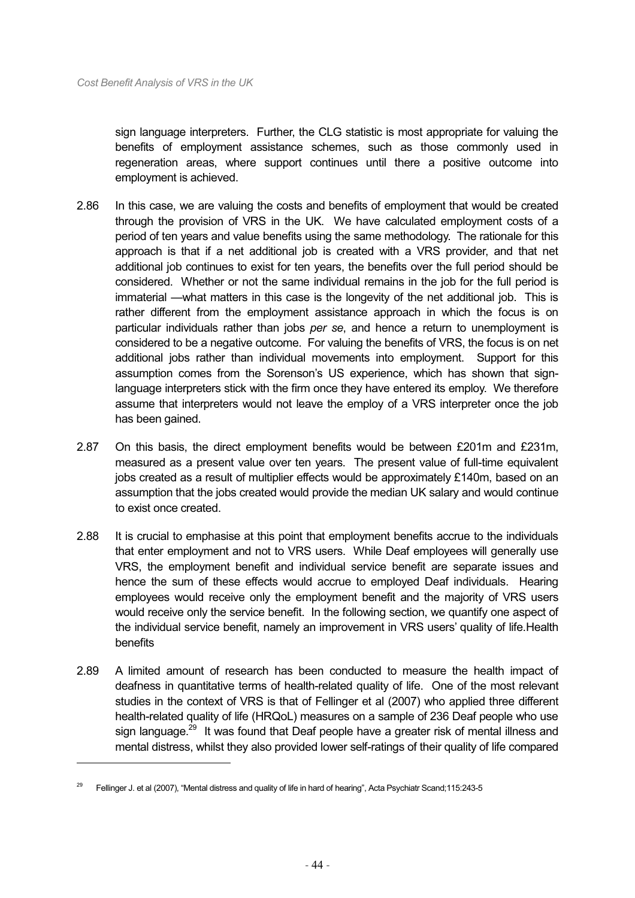sign language interpreters. Further, the CLG statistic is most appropriate for valuing the benefits of employment assistance schemes, such as those commonly used in regeneration areas, where support continues until there a positive outcome into employment is achieved.

2.86 In this case, we are valuing the costs and benefits of employment that would be created through the provision of VRS in the UK. We have calculated employment costs of a period of ten years and value benefits using the same methodology. The rationale for this approach is that if a net additional job is created with a VRS provider, and that net additional job continues to exist for ten years, the benefits over the full period should be considered. Whether or not the same individual remains in the job for the full period is immaterial —what matters in this case is the longevity of the net additional job. This is rather different from the employment assistance approach in which the focus is on particular individuals rather than jobs *per se*, and hence a return to unemployment is considered to be a negative outcome. For valuing the benefits of VRS, the focus is on net additional jobs rather than individual movements into employment. Support for this assumption comes from the Sorenson's US experience, which has shown that sign-language interpreters stick with the firm once they have entered its employ. We therefore assume that interpreters would not leave the employ of a VRS interpreter once the job has been gained.

2.87 On this basis, the direct employment benefits would be between £201m and £231m, measured as a present value over ten years. The present value of full-time equivalent jobs created as a result of multiplier effects would be approximately £140m, based on an assumption that the jobs created would provide the median UK salary and would continue to exist once created.

2.88 It is crucial to emphasise at this point that employment benefits accrue to the individuals that enter employment and not to VRS users. While Deaf employees will generally use VRS, the employment benefit and individual service benefit are separate issues and hence the sum of these effects would accrue to employed Deaf individuals. Hearing employees would receive only the employment benefit and the majority of VRS users would receive only the service benefit. In the following section, we quantify one aspect of the individual service benefit, namely an improvement in VRS users' quality of life.Health benefits

2.89 A limited amount of research has been conducted to measure the health impact of deafness in quantitative terms of health-related quality of life. One of the most relevant studies in the context of VRS is that of Fellinger et al (2007) who applied three different health-related quality of life (HRQoL) measures on a sample of 236 Deaf people who use sign language.[29] It was found that Deaf people have a greater risk of mental illness and mental distress, whilst they also provided lower self-ratings of their quality of life compared

[29] Fellinger J. et al (2007), "Mental distress and quality of life in hard of hearing", Acta Psychiatr Scand;115:243-5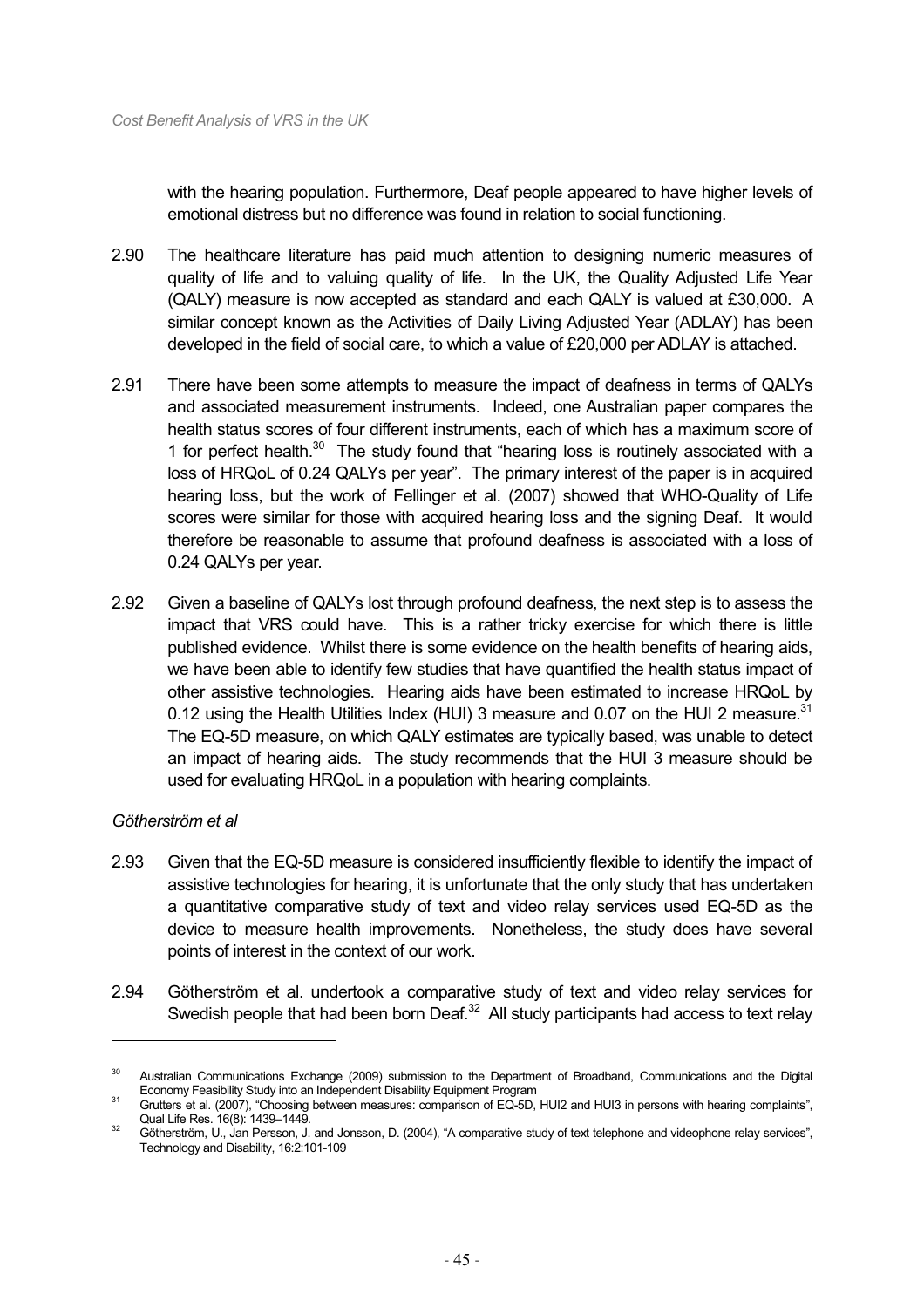with the hearing population. Furthermore, Deaf people appeared to have higher levels of emotional distress but no difference was found in relation to social functioning.

2.90 The healthcare literature has paid much attention to designing numeric measures of quality of life and to valuing quality of life. In the UK, the Quality Adjusted Life Year (QALY) measure is now accepted as standard and each QALY is valued at £30,000. A similar concept known as the Activities of Daily Living Adjusted Year (ADLAY) has been developed in the field of social care, to which a value of £20,000 per ADLAY is attached.

2.91 There have been some attempts to measure the impact of deafness in terms of QALYs and associated measurement instruments. Indeed, one Australian paper compares the health status scores of four different instruments, each of which has a maximum score of 1 for perfect health.[30] The study found that "hearing loss is routinely associated with a loss of HRQoL of 0.24 QALYs per year". The primary interest of the paper is in acquired hearing loss, but the work of Fellinger et al. (2007) showed that WHO-Quality of Life scores were similar for those with acquired hearing loss and the signing Deaf. It would therefore be reasonable to assume that profound deafness is associated with a loss of 0.24 QALYs per year.

2.92 Given a baseline of QALYs lost through profound deafness, the next step is to assess the impact that VRS could have. This is a rather tricky exercise for which there is little published evidence. Whilst there is some evidence on the health benefits of hearing aids, we have been able to identify few studies that have quantified the health status impact of other assistive technologies. Hearing aids have been estimated to increase HRQoL by 0.12 using the Health Utilities Index (HUI) 3 measure and 0.07 on the HUI 2 measure.[31] The EQ-5D measure, on which QALY estimates are typically based, was unable to detect an impact of hearing aids. The study recommends that the HUI 3 measure should be used for evaluating HRQoL in a population with hearing complaints.

*Götherström et al*

2.93 Given that the EQ-5D measure is considered insufficiently flexible to identify the impact of assistive technologies for hearing, it is unfortunate that the only study that has undertaken a quantitative comparative study of text and video relay services used EQ-5D as the device to measure health improvements. Nonetheless, the study does have several points of interest in the context of our work.

2.94 Götherström et al. undertook a comparative study of text and video relay services for Swedish people that had been born Deaf.[32] All study participants had access to text relay

---

[30] Australian Communications Exchange (2009) submission to the Department of Broadband, Communications and the Digital Economy Feasibility Study into an Independent Disability Equipment Program

[31] Grutters et al. (2007), "Choosing between measures: comparison of EQ-5D, HUI2 and HUI3 in persons with hearing complaints", Qual Life Res. 16(8): 1439–1449.

[32] Götherström, U., Jan Persson, J. and Jonsson, D. (2004), "A comparative study of text telephone and videophone relay services", Technology and Disability, 16:2:101-109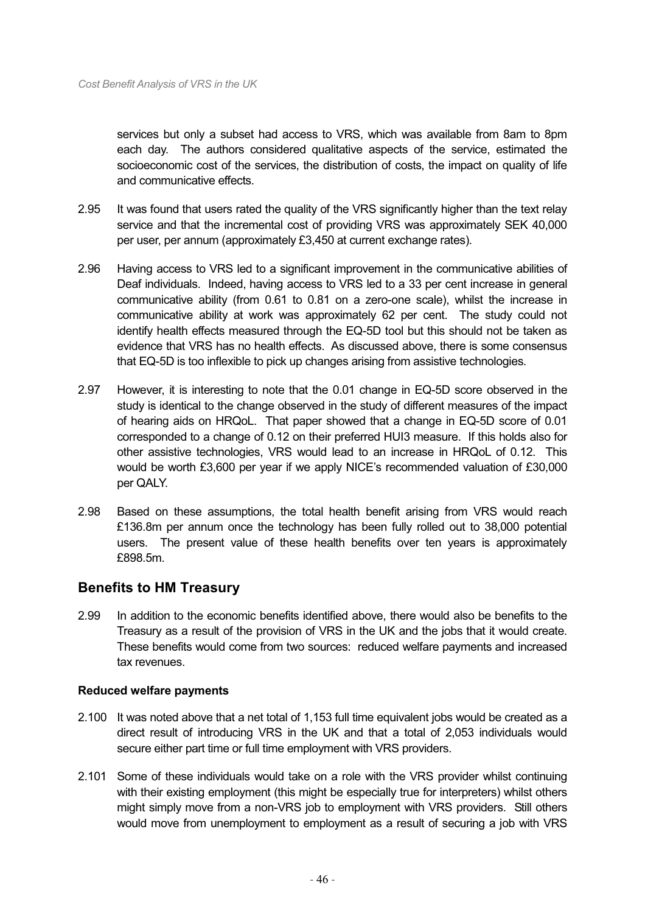services but only a subset had access to VRS, which was available from 8am to 8pm each day. The authors considered qualitative aspects of the service, estimated the socioeconomic cost of the services, the distribution of costs, the impact on quality of life and communicative effects.

2.95 It was found that users rated the quality of the VRS significantly higher than the text relay service and that the incremental cost of providing VRS was approximately SEK 40,000 per user, per annum (approximately £3,450 at current exchange rates).

2.96 Having access to VRS led to a significant improvement in the communicative abilities of Deaf individuals. Indeed, having access to VRS led to a 33 per cent increase in general communicative ability (from 0.61 to 0.81 on a zero-one scale), whilst the increase in communicative ability at work was approximately 62 per cent. The study could not identify health effects measured through the EQ-5D tool but this should not be taken as evidence that VRS has no health effects. As discussed above, there is some consensus that EQ-5D is too inflexible to pick up changes arising from assistive technologies.

2.97 However, it is interesting to note that the 0.01 change in EQ-5D score observed in the study is identical to the change observed in the study of different measures of the impact of hearing aids on HRQoL. That paper showed that a change in EQ-5D score of 0.01 corresponded to a change of 0.12 on their preferred HUI3 measure. If this holds also for other assistive technologies, VRS would lead to an increase in HRQoL of 0.12. This would be worth £3,600 per year if we apply NICE's recommended valuation of £30,000 per QALY.

2.98 Based on these assumptions, the total health benefit arising from VRS would reach £136.8m per annum once the technology has been fully rolled out to 38,000 potential users. The present value of these health benefits over ten years is approximately £898.5m.

## Benefits to HM Treasury

2.99 In addition to the economic benefits identified above, there would also be benefits to the Treasury as a result of the provision of VRS in the UK and the jobs that it would create. These benefits would come from two sources: reduced welfare payments and increased tax revenues.

### Reduced welfare payments

2.100 It was noted above that a net total of 1,153 full time equivalent jobs would be created as a direct result of introducing VRS in the UK and that a total of 2,053 individuals would secure either part time or full time employment with VRS providers.

2.101 Some of these individuals would take on a role with the VRS provider whilst continuing with their existing employment (this might be especially true for interpreters) whilst others might simply move from a non-VRS job to employment with VRS providers. Still others would move from unemployment to employment as a result of securing a job with VRS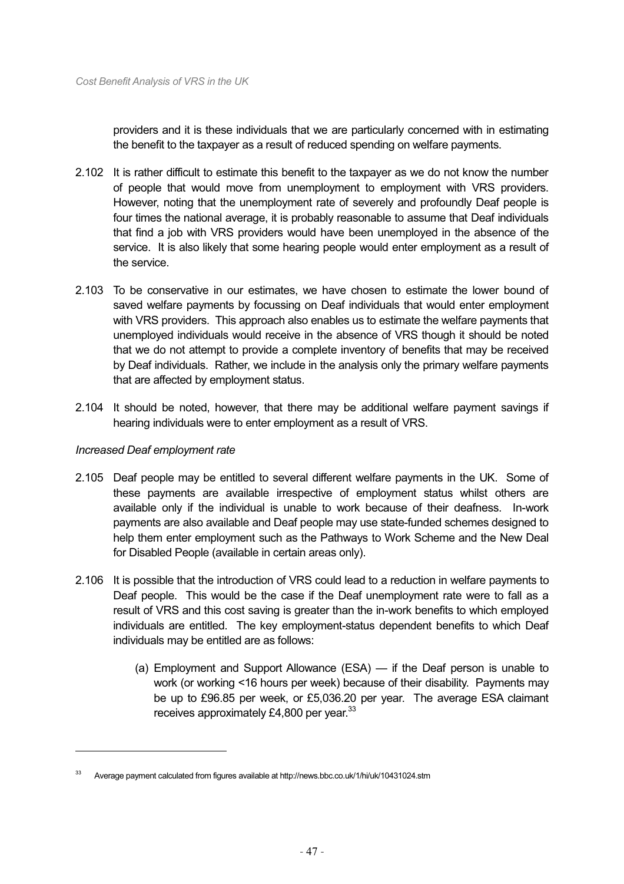providers and it is these individuals that we are particularly concerned with in estimating the benefit to the taxpayer as a result of reduced spending on welfare payments.

2.102 It is rather difficult to estimate this benefit to the taxpayer as we do not know the number of people that would move from unemployment to employment with VRS providers. However, noting that the unemployment rate of severely and profoundly Deaf people is four times the national average, it is probably reasonable to assume that Deaf individuals that find a job with VRS providers would have been unemployed in the absence of the service. It is also likely that some hearing people would enter employment as a result of the service.

2.103 To be conservative in our estimates, we have chosen to estimate the lower bound of saved welfare payments by focussing on Deaf individuals that would enter employment with VRS providers. This approach also enables us to estimate the welfare payments that unemployed individuals would receive in the absence of VRS though it should be noted that we do not attempt to provide a complete inventory of benefits that may be received by Deaf individuals. Rather, we include in the analysis only the primary welfare payments that are affected by employment status.

2.104 It should be noted, however, that there may be additional welfare payment savings if hearing individuals were to enter employment as a result of VRS.

*Increased Deaf employment rate*

2.105 Deaf people may be entitled to several different welfare payments in the UK. Some of these payments are available irrespective of employment status whilst others are available only if the individual is unable to work because of their deafness. In-work payments are also available and Deaf people may use state-funded schemes designed to help them enter employment such as the Pathways to Work Scheme and the New Deal for Disabled People (available in certain areas only).

2.106 It is possible that the introduction of VRS could lead to a reduction in welfare payments to Deaf people. This would be the case if the Deaf unemployment rate were to fall as a result of VRS and this cost saving is greater than the in-work benefits to which employed individuals are entitled. The key employment-status dependent benefits to which Deaf individuals may be entitled are as follows:

(a) Employment and Support Allowance (ESA) — if the Deaf person is unable to work (or working <16 hours per week) because of their disability. Payments may be up to £96.85 per week, or £5,036.20 per year. The average ESA claimant receives approximately £4,800 per year.[33]

---

[33] Average payment calculated from figures available at http://news.bbc.co.uk/1/hi/uk/10431024.stm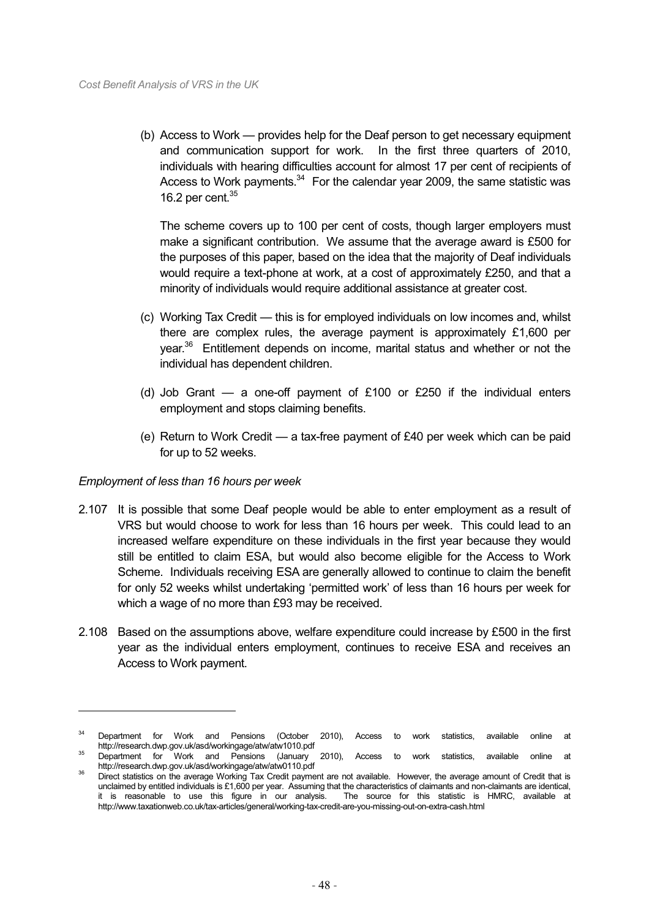(b) Access to Work — provides help for the Deaf person to get necessary equipment and communication support for work. In the first three quarters of 2010, individuals with hearing difficulties account for almost 17 per cent of recipients of Access to Work payments.[34] For the calendar year 2009, the same statistic was 16.2 per cent.[35]

The scheme covers up to 100 per cent of costs, though larger employers must make a significant contribution. We assume that the average award is £500 for the purposes of this paper, based on the idea that the majority of Deaf individuals would require a text-phone at work, at a cost of approximately £250, and that a minority of individuals would require additional assistance at greater cost.

(c) Working Tax Credit — this is for employed individuals on low incomes and, whilst there are complex rules, the average payment is approximately £1,600 per year.[36] Entitlement depends on income, marital status and whether or not the individual has dependent children.

(d) Job Grant — a one-off payment of £100 or £250 if the individual enters employment and stops claiming benefits.

(e) Return to Work Credit — a tax-free payment of £40 per week which can be paid for up to 52 weeks.

*Employment of less than 16 hours per week*

2.107 It is possible that some Deaf people would be able to enter employment as a result of VRS but would choose to work for less than 16 hours per week. This could lead to an increased welfare expenditure on these individuals in the first year because they would still be entitled to claim ESA, but would also become eligible for the Access to Work Scheme. Individuals receiving ESA are generally allowed to continue to claim the benefit for only 52 weeks whilst undertaking 'permitted work' of less than 16 hours per week for which a wage of no more than £93 may be received.

2.108 Based on the assumptions above, welfare expenditure could increase by £500 in the first year as the individual enters employment, continues to receive ESA and receives an Access to Work payment.

---

[34] Department for Work and Pensions (October 2010), Access to work statistics, available online at http://research.dwp.gov.uk/asd/workingage/atw/atw1010.pdf

[35] Department for Work and Pensions (January 2010), Access to work statistics, available online at http://research.dwp.gov.uk/asd/workingage/atw/atw0110.pdf

[36] Direct statistics on the average Working Tax Credit payment are not available. However, the average amount of Credit that is unclaimed by entitled individuals is £1,600 per year. Assuming that the characteristics of claimants and non-claimants are identical, it is reasonable to use this figure in our analysis. The source for this statistic is HMRC, available at http://www.taxationweb.co.uk/tax-articles/general/working-tax-credit-are-you-missing-out-on-extra-cash.html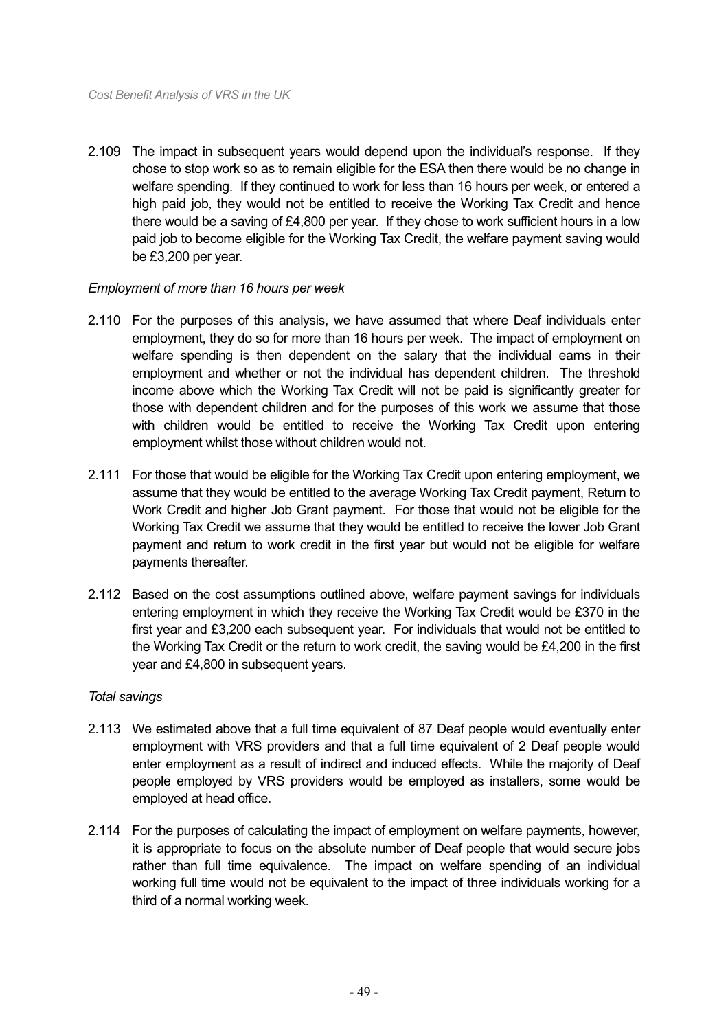2.109 The impact in subsequent years would depend upon the individual's response. If they chose to stop work so as to remain eligible for the ESA then there would be no change in welfare spending. If they continued to work for less than 16 hours per week, or entered a high paid job, they would not be entitled to receive the Working Tax Credit and hence there would be a saving of £4,800 per year. If they chose to work sufficient hours in a low paid job to become eligible for the Working Tax Credit, the welfare payment saving would be £3,200 per year.

*Employment of more than 16 hours per week*

2.110 For the purposes of this analysis, we have assumed that where Deaf individuals enter employment, they do so for more than 16 hours per week. The impact of employment on welfare spending is then dependent on the salary that the individual earns in their employment and whether or not the individual has dependent children. The threshold income above which the Working Tax Credit will not be paid is significantly greater for those with dependent children and for the purposes of this work we assume that those with children would be entitled to receive the Working Tax Credit upon entering employment whilst those without children would not.

2.111 For those that would be eligible for the Working Tax Credit upon entering employment, we assume that they would be entitled to the average Working Tax Credit payment, Return to Work Credit and higher Job Grant payment. For those that would not be eligible for the Working Tax Credit we assume that they would be entitled to receive the lower Job Grant payment and return to work credit in the first year but would not be eligible for welfare payments thereafter.

2.112 Based on the cost assumptions outlined above, welfare payment savings for individuals entering employment in which they receive the Working Tax Credit would be £370 in the first year and £3,200 each subsequent year. For individuals that would not be entitled to the Working Tax Credit or the return to work credit, the saving would be £4,200 in the first year and £4,800 in subsequent years.

*Total savings*

2.113 We estimated above that a full time equivalent of 87 Deaf people would eventually enter employment with VRS providers and that a full time equivalent of 2 Deaf people would enter employment as a result of indirect and induced effects. While the majority of Deaf people employed by VRS providers would be employed as installers, some would be employed at head office.

2.114 For the purposes of calculating the impact of employment on welfare payments, however, it is appropriate to focus on the absolute number of Deaf people that would secure jobs rather than full time equivalence. The impact on welfare spending of an individual working full time would not be equivalent to the impact of three individuals working for a third of a normal working week.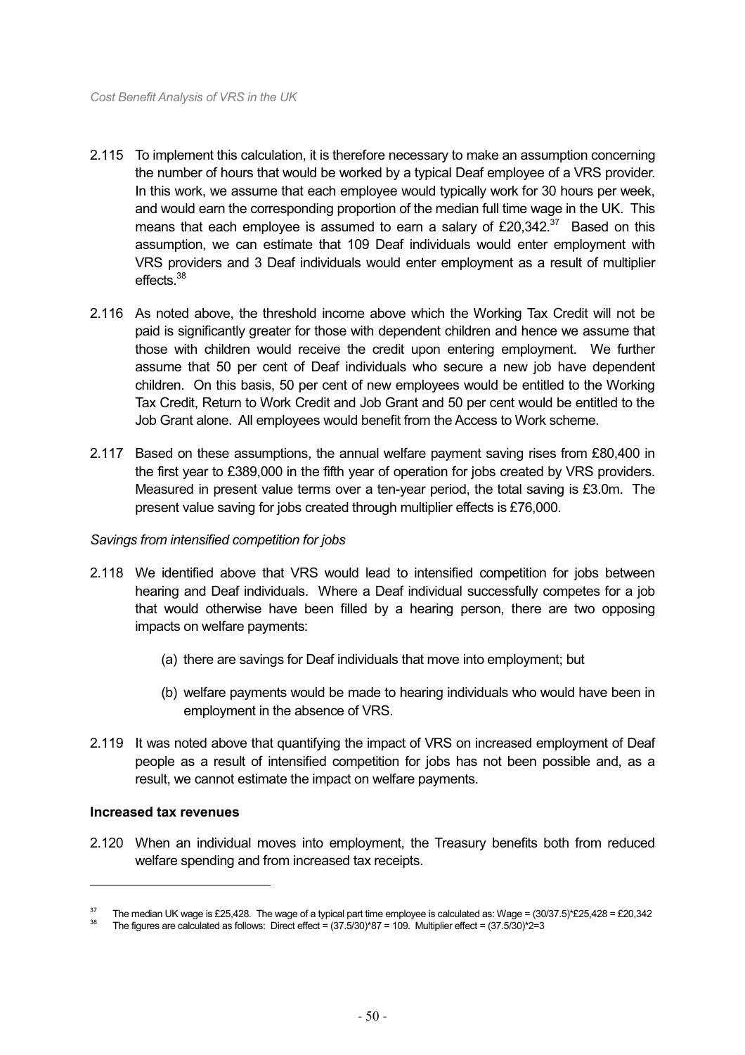2.115 To implement this calculation, it is therefore necessary to make an assumption concerning the number of hours that would be worked by a typical Deaf employee of a VRS provider. In this work, we assume that each employee would typically work for 30 hours per week, and would earn the corresponding proportion of the median full time wage in the UK. This means that each employee is assumed to earn a salary of £20,342.[37] Based on this assumption, we can estimate that 109 Deaf individuals would enter employment with VRS providers and 3 Deaf individuals would enter employment as a result of multiplier effects.[38]

2.116 As noted above, the threshold income above which the Working Tax Credit will not be paid is significantly greater for those with dependent children and hence we assume that those with children would receive the credit upon entering employment. We further assume that 50 per cent of Deaf individuals who secure a new job have dependent children. On this basis, 50 per cent of new employees would be entitled to the Working Tax Credit, Return to Work Credit and Job Grant and 50 per cent would be entitled to the Job Grant alone. All employees would benefit from the Access to Work scheme.

2.117 Based on these assumptions, the annual welfare payment saving rises from £80,400 in the first year to £389,000 in the fifth year of operation for jobs created by VRS providers. Measured in present value terms over a ten-year period, the total saving is £3.0m. The present value saving for jobs created through multiplier effects is £76,000.

*Savings from intensified competition for jobs*

2.118 We identified above that VRS would lead to intensified competition for jobs between hearing and Deaf individuals. Where a Deaf individual successfully competes for a job that would otherwise have been filled by a hearing person, there are two opposing impacts on welfare payments:

(a) there are savings for Deaf individuals that move into employment; but

(b) welfare payments would be made to hearing individuals who would have been in employment in the absence of VRS.

2.119 It was noted above that quantifying the impact of VRS on increased employment of Deaf people as a result of intensified competition for jobs has not been possible and, as a result, we cannot estimate the impact on welfare payments.

**Increased tax revenues**

2.120 When an individual moves into employment, the Treasury benefits both from reduced welfare spending and from increased tax receipts.

---

[37] The median UK wage is £25,428. The wage of a typical part time employee is calculated as: Wage = (30/37.5)*£25,428 = £20,342

[38] The figures are calculated as follows: Direct effect = (37.5/30)*87 = 109. Multiplier effect = (37.5/30)*2=3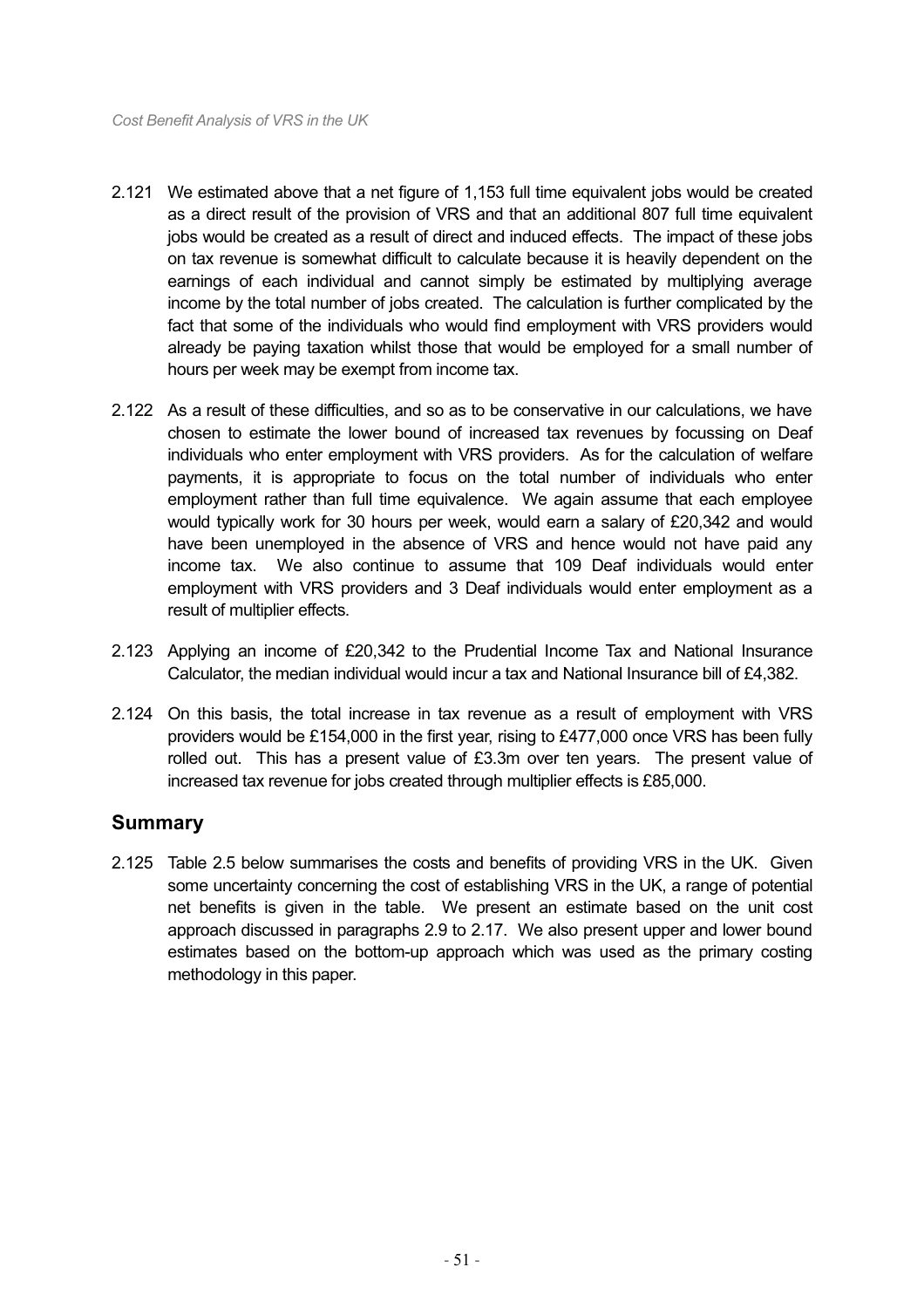2.121 We estimated above that a net figure of 1,153 full time equivalent jobs would be created as a direct result of the provision of VRS and that an additional 807 full time equivalent jobs would be created as a result of direct and induced effects. The impact of these jobs on tax revenue is somewhat difficult to calculate because it is heavily dependent on the earnings of each individual and cannot simply be estimated by multiplying average income by the total number of jobs created. The calculation is further complicated by the fact that some of the individuals who would find employment with VRS providers would already be paying taxation whilst those that would be employed for a small number of hours per week may be exempt from income tax.

2.122 As a result of these difficulties, and so as to be conservative in our calculations, we have chosen to estimate the lower bound of increased tax revenues by focussing on Deaf individuals who enter employment with VRS providers. As for the calculation of welfare payments, it is appropriate to focus on the total number of individuals who enter employment rather than full time equivalence. We again assume that each employee would typically work for 30 hours per week, would earn a salary of £20,342 and would have been unemployed in the absence of VRS and hence would not have paid any income tax. We also continue to assume that 109 Deaf individuals would enter employment with VRS providers and 3 Deaf individuals would enter employment as a result of multiplier effects.

2.123 Applying an income of £20,342 to the Prudential Income Tax and National Insurance Calculator, the median individual would incur a tax and National Insurance bill of £4,382.

2.124 On this basis, the total increase in tax revenue as a result of employment with VRS providers would be £154,000 in the first year, rising to £477,000 once VRS has been fully rolled out. This has a present value of £3.3m over ten years. The present value of increased tax revenue for jobs created through multiplier effects is £85,000.

## Summary

2.125 Table 2.5 below summarises the costs and benefits of providing VRS in the UK. Given some uncertainty concerning the cost of establishing VRS in the UK, a range of potential net benefits is given in the table. We present an estimate based on the unit cost approach discussed in paragraphs 2.9 to 2.17. We also present upper and lower bound estimates based on the bottom-up approach which was used as the primary costing methodology in this paper.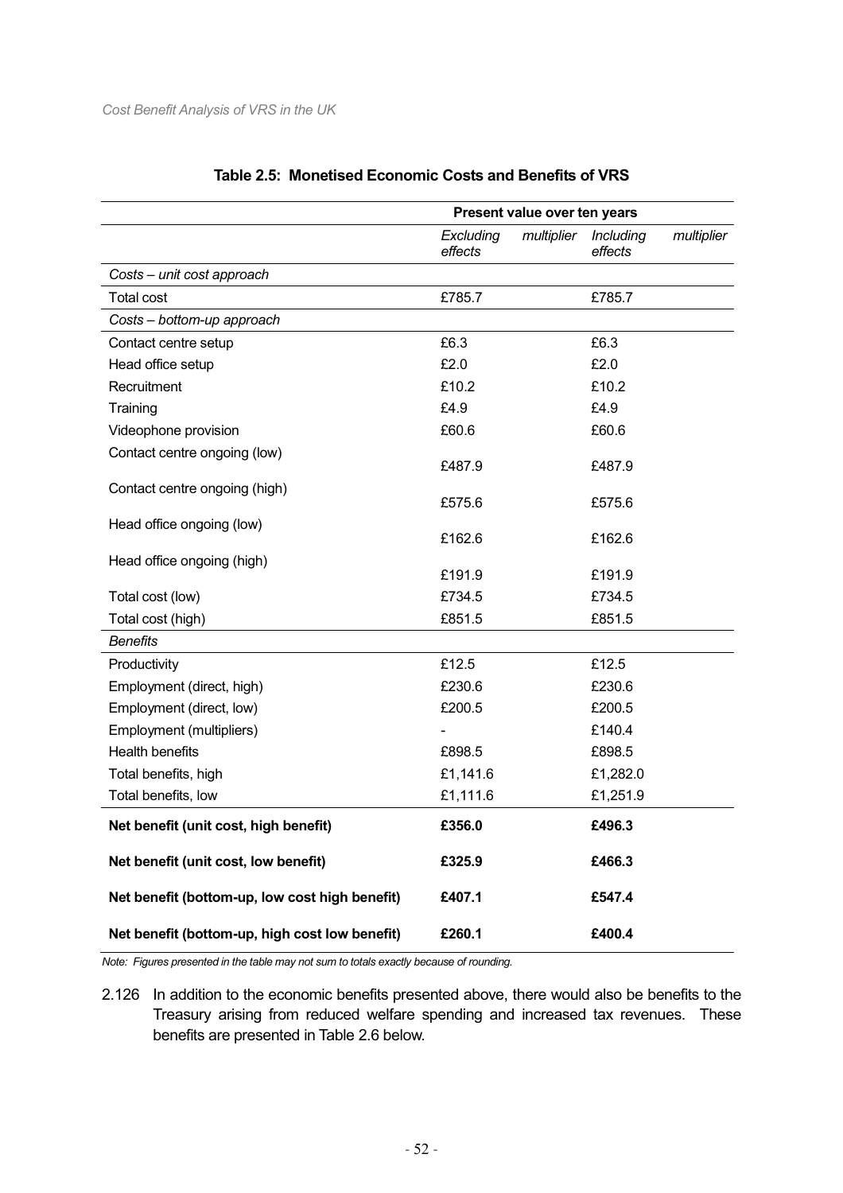**Table 2.5: Monetised Economic Costs and Benefits of VRS**

| | Present value over ten years | |
|---|---|---|
| | *Excluding multiplier effects* | *Including multiplier effects* |
| *Costs – unit cost approach* | | |
| Total cost | £785.7 | £785.7 |
| *Costs – bottom-up approach* | | |
| Contact centre setup | £6.3 | £6.3 |
| Head office setup | £2.0 | £2.0 |
| Recruitment | £10.2 | £10.2 |
| Training | £4.9 | £4.9 |
| Videophone provision | £60.6 | £60.6 |
| Contact centre ongoing (low) | £487.9 | £487.9 |
| Contact centre ongoing (high) | £575.6 | £575.6 |
| Head office ongoing (low) | £162.6 | £162.6 |
| Head office ongoing (high) | £191.9 | £191.9 |
| Total cost (low) | £734.5 | £734.5 |
| Total cost (high) | £851.5 | £851.5 |
| *Benefits* | | |
| Productivity | £12.5 | £12.5 |
| Employment (direct, high) | £230.6 | £230.6 |
| Employment (direct, low) | £200.5 | £200.5 |
| Employment (multipliers) | - | £140.4 |
| Health benefits | £898.5 | £898.5 |
| Total benefits, high | £1,141.6 | £1,282.0 |
| Total benefits, low | £1,111.6 | £1,251.9 |
| **Net benefit (unit cost, high benefit)** | **£356.0** | **£496.3** |
| **Net benefit (unit cost, low benefit)** | **£325.9** | **£466.3** |
| **Net benefit (bottom-up, low cost high benefit)** | **£407.1** | **£547.4** |
| **Net benefit (bottom-up, high cost low benefit)** | **£260.1** | **£400.4** |

*Note: Figures presented in the table may not sum to totals exactly because of rounding.*

2.126 In addition to the economic benefits presented above, there would also be benefits to the Treasury arising from reduced welfare spending and increased tax revenues. These benefits are presented in Table 2.6 below.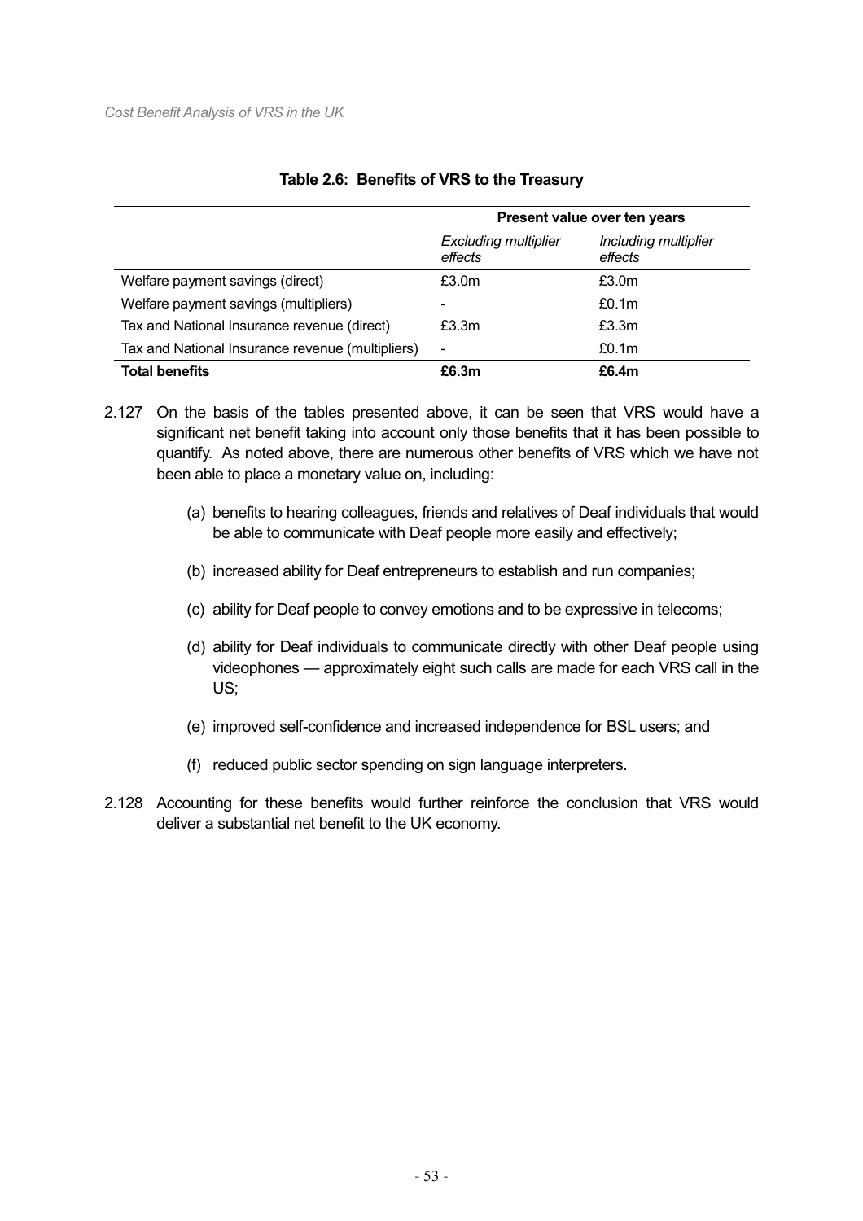**Table 2.6: Benefits of VRS to the Treasury**

| | Present value over ten years | |
|---|---|---|
| | *Excluding multiplier effects* | *Including multiplier effects* |
| Welfare payment savings (direct) | £3.0m | £3.0m |
| Welfare payment savings (multipliers) | - | £0.1m |
| Tax and National Insurance revenue (direct) | £3.3m | £3.3m |
| Tax and National Insurance revenue (multipliers) | - | £0.1m |
| **Total benefits** | **£6.3m** | **£6.4m** |

2.127 On the basis of the tables presented above, it can be seen that VRS would have a significant net benefit taking into account only those benefits that it has been possible to quantify. As noted above, there are numerous other benefits of VRS which we have not been able to place a monetary value on, including:

(a) benefits to hearing colleagues, friends and relatives of Deaf individuals that would be able to communicate with Deaf people more easily and effectively;

(b) increased ability for Deaf entrepreneurs to establish and run companies;

(c) ability for Deaf people to convey emotions and to be expressive in telecoms;

(d) ability for Deaf individuals to communicate directly with other Deaf people using videophones — approximately eight such calls are made for each VRS call in the US;

(e) improved self-confidence and increased independence for BSL users; and

(f) reduced public sector spending on sign language interpreters.

2.128 Accounting for these benefits would further reinforce the conclusion that VRS would deliver a substantial net benefit to the UK economy.